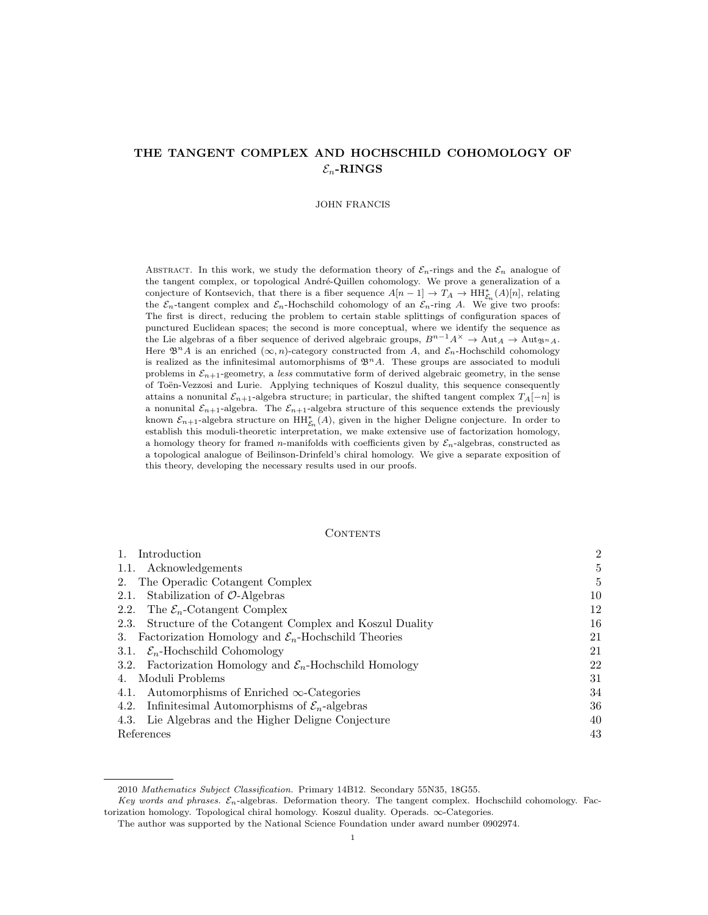# THE TANGENT COMPLEX AND HOCHSCHILD COHOMOLOGY OF $\mathcal{E}_n$-RINGS

JOHN FRANCIS

Abstract. In this work, we study the deformation theory of $\mathcal{E}_n$-rings and the $\mathcal{E}_n$ analogue of the tangent complex, or topological André-Quillen cohomology. We prove a generalization of a conjecture of Kontsevich, that there is a fiber sequence $A[n-1] \to T_A \to \mathrm{HH}^*_{\mathcal{E}_n}(A)[n]$, relating the $\mathcal{E}_n$-tangent complex and $\mathcal{E}_n$-Hochschild cohomology of an $\mathcal{E}_n$-ring $A$. We give two proofs: The first is direct, reducing the problem to certain stable splittings of configuration spaces of punctured Euclidean spaces; the second is more conceptual, where we identify the sequence as the Lie algebras of a fiber sequence of derived algebraic groups, $B^{n-1}A^\times \to \mathrm{Aut}_A \to \mathrm{Aut}_{\mathfrak{B}^n A}$. Here $\mathfrak{B}^n A$ is an enriched $(\infty, n)$-category constructed from $A$, and $\mathcal{E}_n$-Hochschild cohomology is realized as the infinitesimal automorphisms of $\mathfrak{B}^n A$. These groups are associated to moduli problems in $\mathcal{E}_{n+1}$-geometry, a *less* commutative form of derived algebraic geometry, in the sense of Toën-Vezzosi and Lurie. Applying techniques of Koszul duality, this sequence consequently attains a nonunital $\mathcal{E}_{n+1}$-algebra structure; in particular, the shifted tangent complex $T_A[-n]$ is a nonunital $\mathcal{E}_{n+1}$-algebra. The $\mathcal{E}_{n+1}$-algebra structure of this sequence extends the previously known $\mathcal{E}_{n+1}$-algebra structure on $\mathrm{HH}^*_{\mathcal{E}_n}(A)$, given in the higher Deligne conjecture. In order to establish this moduli-theoretic interpretation, we make extensive use of factorization homology, a homology theory for framed $n$-manifolds with coefficients given by $\mathcal{E}_n$-algebras, constructed as a topological analogue of Beilinson-Drinfeld's chiral homology. We give a separate exposition of this theory, developing the necessary results used in our proofs.

## Contents

| | |
|---|---|
| 1. Introduction | 2 |
| 1.1. Acknowledgements | 5 |
| 2. The Operadic Cotangent Complex | 5 |
| 2.1. Stabilization of $\mathcal{O}$-Algebras | 10 |
| 2.2. The $\mathcal{E}_n$-Cotangent Complex | 12 |
| 2.3. Structure of the Cotangent Complex and Koszul Duality | 16 |
| 3. Factorization Homology and $\mathcal{E}_n$-Hochschild Theories | 21 |
| 3.1. $\mathcal{E}_n$-Hochschild Cohomology | 21 |
| 3.2. Factorization Homology and $\mathcal{E}_n$-Hochschild Homology | 22 |
| 4. Moduli Problems | 31 |
| 4.1. Automorphisms of Enriched $\infty$-Categories | 34 |
| 4.2. Infinitesimal Automorphisms of $\mathcal{E}_n$-algebras | 36 |
| 4.3. Lie Algebras and the Higher Deligne Conjecture | 40 |
| References | 43 |

2010 *Mathematics Subject Classification.* Primary 14B12. Secondary 55N35, 18G55.

*Key words and phrases.* $\mathcal{E}_n$-algebras. Deformation theory. The tangent complex. Hochschild cohomology. Factorization homology. Topological chiral homology. Koszul duality. Operads. $\infty$-Categories.

The author was supported by the National Science Foundation under award number 0902974.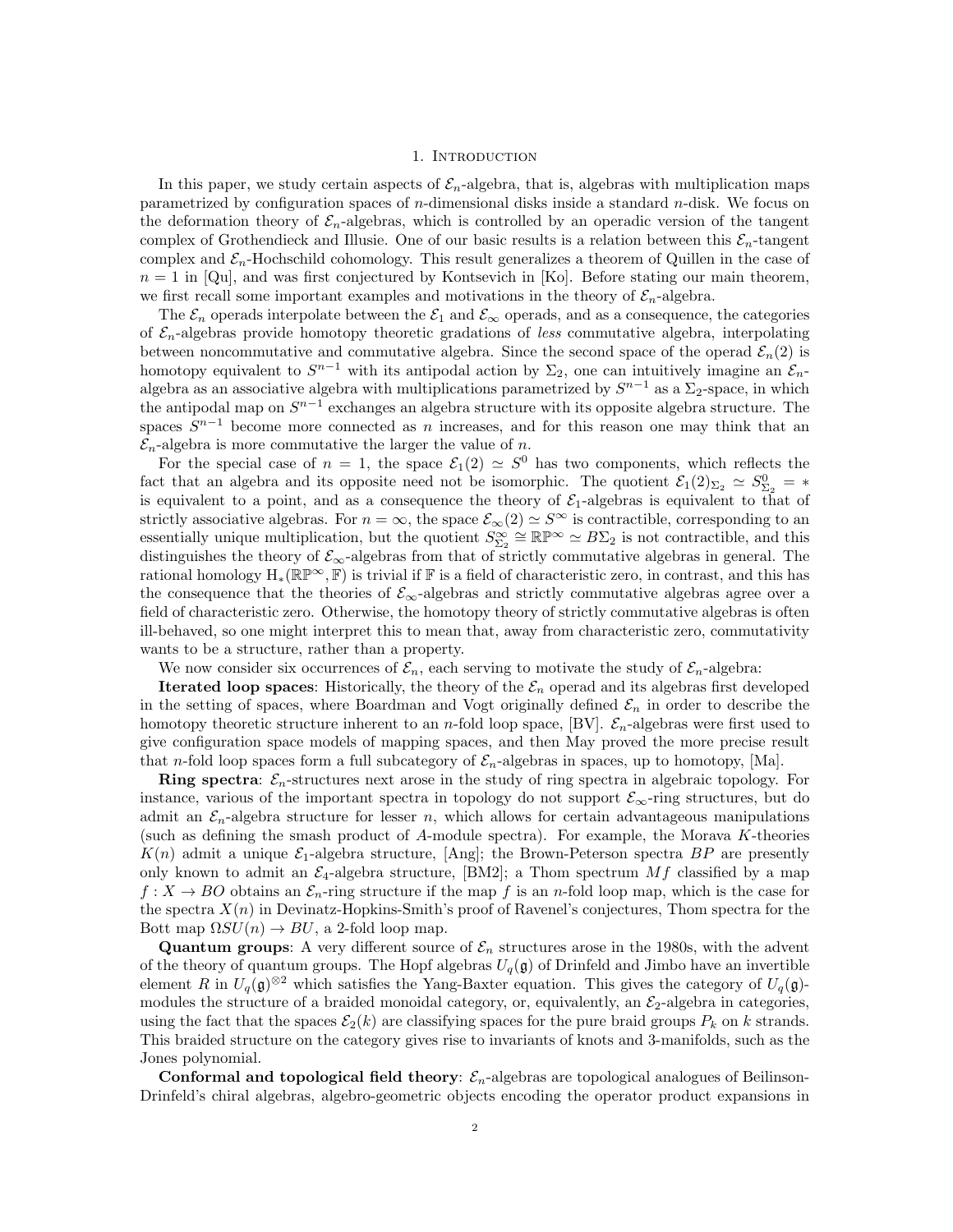## 1. Introduction

In this paper, we study certain aspects of $\mathcal{E}_n$-algebra, that is, algebras with multiplication maps parametrized by configuration spaces of $n$-dimensional disks inside a standard $n$-disk. We focus on the deformation theory of $\mathcal{E}_n$-algebras, which is controlled by an operadic version of the tangent complex of Grothendieck and Illusie. One of our basic results is a relation between this $\mathcal{E}_n$-tangent complex and $\mathcal{E}_n$-Hochschild cohomology. This result generalizes a theorem of Quillen in the case of $n = 1$ in [Qu], and was first conjectured by Kontsevich in [Ko]. Before stating our main theorem, we first recall some important examples and motivations in the theory of $\mathcal{E}_n$-algebra.

The $\mathcal{E}_n$ operads interpolate between the $\mathcal{E}_1$ and $\mathcal{E}_\infty$ operads, and as a consequence, the categories of $\mathcal{E}_n$-algebras provide homotopy theoretic gradations of *less* commutative algebra, interpolating between noncommutative and commutative algebra. Since the second space of the operad $\mathcal{E}_n(2)$ is homotopy equivalent to $S^{n-1}$ with its antipodal action by $\Sigma_2$, one can intuitively imagine an $\mathcal{E}_n$-algebra as an associative algebra with multiplications parametrized by $S^{n-1}$ as a $\Sigma_2$-space, in which the antipodal map on $S^{n-1}$ exchanges an algebra structure with its opposite algebra structure. The spaces $S^{n-1}$ become more connected as $n$ increases, and for this reason one may think that an $\mathcal{E}_n$-algebra is more commutative the larger the value of $n$.

For the special case of $n = 1$, the space $\mathcal{E}_1(2) \simeq S^0$ has two components, which reflects the fact that an algebra and its opposite need not be isomorphic. The quotient $\mathcal{E}_1(2)_{\Sigma_2} \simeq S^0_{\Sigma_2} = *$ is equivalent to a point, and as a consequence the theory of $\mathcal{E}_1$-algebras is equivalent to that of strictly associative algebras. For $n = \infty$, the space $\mathcal{E}_\infty(2) \simeq S^\infty$ is contractible, corresponding to an essentially unique multiplication, but the quotient $S^\infty_{\Sigma_2} \cong \mathbb{RP}^\infty \simeq B\Sigma_2$ is not contractible, and this distinguishes the theory of $\mathcal{E}_\infty$-algebras from that of strictly commutative algebras in general. The rational homology $\mathrm{H}_*(\mathbb{RP}^\infty, \mathbb{F})$ is trivial if $\mathbb{F}$ is a field of characteristic zero, in contrast, and this has the consequence that the theories of $\mathcal{E}_\infty$-algebras and strictly commutative algebras agree over a field of characteristic zero. Otherwise, the homotopy theory of strictly commutative algebras is often ill-behaved, so one might interpret this to mean that, away from characteristic zero, commutativity wants to be a structure, rather than a property.

We now consider six occurrences of $\mathcal{E}_n$, each serving to motivate the study of $\mathcal{E}_n$-algebra:

**Iterated loop spaces**: Historically, the theory of the $\mathcal{E}_n$ operad and its algebras first developed in the setting of spaces, where Boardman and Vogt originally defined $\mathcal{E}_n$ in order to describe the homotopy theoretic structure inherent to an $n$-fold loop space, [BV]. $\mathcal{E}_n$-algebras were first used to give configuration space models of mapping spaces, and then May proved the more precise result that $n$-fold loop spaces form a full subcategory of $\mathcal{E}_n$-algebras in spaces, up to homotopy, [Ma].

**Ring spectra**: $\mathcal{E}_n$-structures next arose in the study of ring spectra in algebraic topology. For instance, various of the important spectra in topology do not support $\mathcal{E}_\infty$-ring structures, but do admit an $\mathcal{E}_n$-algebra structure for lesser $n$, which allows for certain advantageous manipulations (such as defining the smash product of $A$-module spectra). For example, the Morava $K$-theories $K(n)$ admit a unique $\mathcal{E}_1$-algebra structure, [Ang]; the Brown-Peterson spectra $BP$ are presently only known to admit an $\mathcal{E}_4$-algebra structure, [BM2]; a Thom spectrum $Mf$ classified by a map $f : X \to BO$ obtains an $\mathcal{E}_n$-ring structure if the map $f$ is an $n$-fold loop map, which is the case for the spectra $X(n)$ in Devinatz-Hopkins-Smith's proof of Ravenel's conjectures, Thom spectra for the Bott map $\Omega SU(n) \to BU$, a 2-fold loop map.

**Quantum groups**: A very different source of $\mathcal{E}_n$ structures arose in the 1980s, with the advent of the theory of quantum groups. The Hopf algebras $U_q(\mathfrak{g})$ of Drinfeld and Jimbo have an invertible element $R$ in $U_q(\mathfrak{g})^{\otimes 2}$ which satisfies the Yang-Baxter equation. This gives the category of $U_q(\mathfrak{g})$-modules the structure of a braided monoidal category, or, equivalently, an $\mathcal{E}_2$-algebra in categories, using the fact that the spaces $\mathcal{E}_2(k)$ are classifying spaces for the pure braid groups $P_k$ on $k$ strands. This braided structure on the category gives rise to invariants of knots and 3-manifolds, such as the Jones polynomial.

**Conformal and topological field theory**: $\mathcal{E}_n$-algebras are topological analogues of Beilinson-Drinfeld's chiral algebras, algebro-geometric objects encoding the operator product expansions in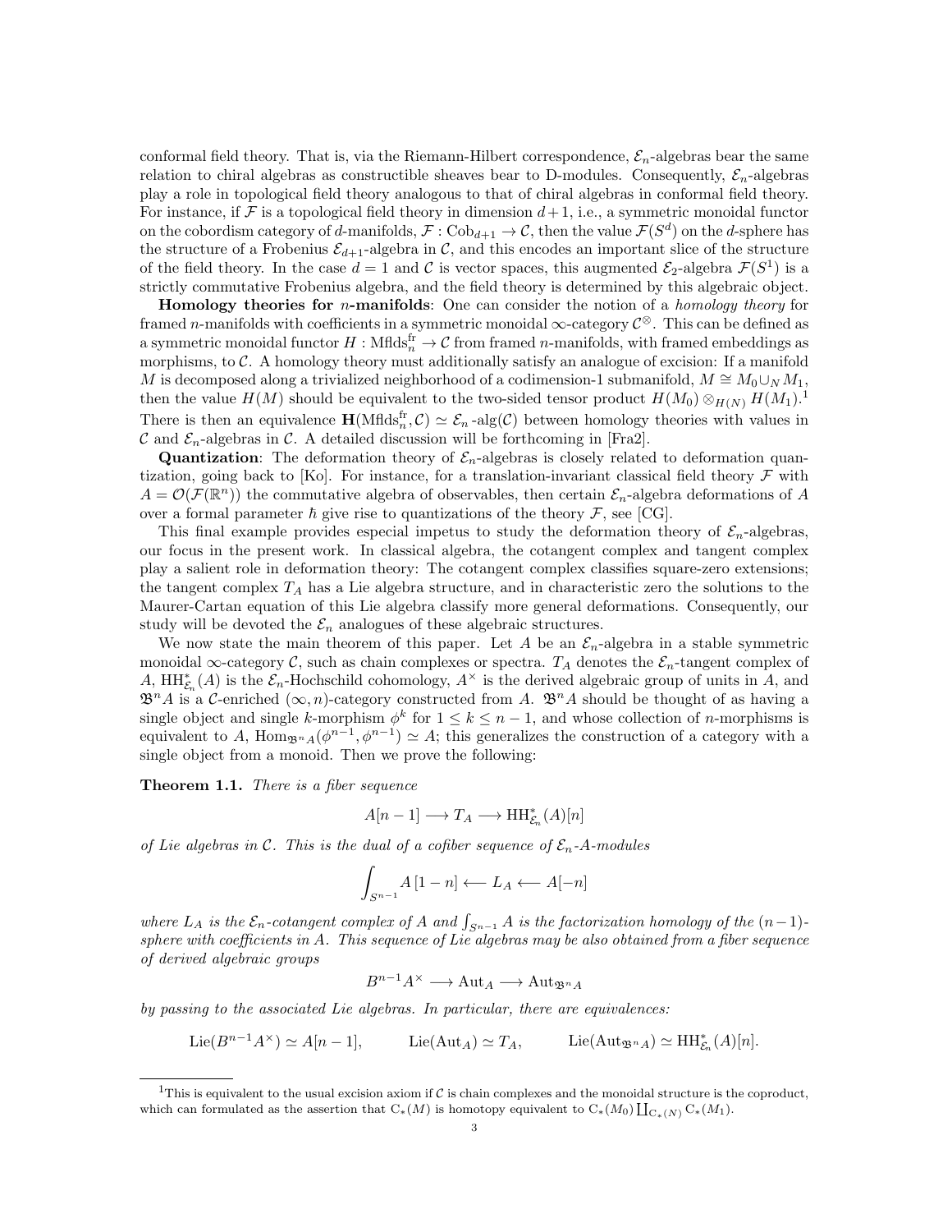conformal field theory. That is, via the Riemann-Hilbert correspondence, $\mathcal{E}_n$-algebras bear the same relation to chiral algebras as constructible sheaves bear to D-modules. Consequently, $\mathcal{E}_n$-algebras play a role in topological field theory analogous to that of chiral algebras in conformal field theory. For instance, if $\mathcal{F}$ is a topological field theory in dimension $d+1$, i.e., a symmetric monoidal functor on the cobordism category of $d$-manifolds, $\mathcal{F} : \mathrm{Cob}_{d+1} \to \mathcal{C}$, then the value $\mathcal{F}(S^d)$ on the $d$-sphere has the structure of a Frobenius $\mathcal{E}_{d+1}$-algebra in $\mathcal{C}$, and this encodes an important slice of the structure of the field theory. In the case $d = 1$ and $\mathcal{C}$ is vector spaces, this augmented $\mathcal{E}_2$-algebra $\mathcal{F}(S^1)$ is a strictly commutative Frobenius algebra, and the field theory is determined by this algebraic object.

**Homology theories for $n$-manifolds**: One can consider the notion of a *homology theory* for framed $n$-manifolds with coefficients in a symmetric monoidal $\infty$-category $\mathcal{C}^{\otimes}$. This can be defined as a symmetric monoidal functor $H : \mathrm{Mflds}_n^{\mathrm{fr}} \to \mathcal{C}$ from framed $n$-manifolds, with framed embeddings as morphisms, to $\mathcal{C}$. A homology theory must additionally satisfy an analogue of excision: If a manifold $M$ is decomposed along a trivialized neighborhood of a codimension-1 submanifold, $M \cong M_0 \cup_N M_1$, then the value $H(M)$ should be equivalent to the two-sided tensor product $H(M_0) \otimes_{H(N)} H(M_1)$.[1] There is then an equivalence $\mathbf{H}(\mathrm{Mflds}_n^{\mathrm{fr}}, \mathcal{C}) \simeq \mathcal{E}_n\text{-alg}(\mathcal{C})$ between homology theories with values in $\mathcal{C}$ and $\mathcal{E}_n$-algebras in $\mathcal{C}$. A detailed discussion will be forthcoming in [Fra2].

**Quantization**: The deformation theory of $\mathcal{E}_n$-algebras is closely related to deformation quantization, going back to [Ko]. For instance, for a translation-invariant classical field theory $\mathcal{F}$ with $A = \mathcal{O}(\mathcal{F}(\mathbb{R}^n))$ the commutative algebra of observables, then certain $\mathcal{E}_n$-algebra deformations of $A$ over a formal parameter $\hbar$ give rise to quantizations of the theory $\mathcal{F}$, see [CG].

This final example provides especial impetus to study the deformation theory of $\mathcal{E}_n$-algebras, our focus in the present work. In classical algebra, the cotangent complex and tangent complex play a salient role in deformation theory: The cotangent complex classifies square-zero extensions; the tangent complex $T_A$ has a Lie algebra structure, and in characteristic zero the solutions to the Maurer-Cartan equation of this Lie algebra classify more general deformations. Consequently, our study will be devoted the $\mathcal{E}_n$ analogues of these algebraic structures.

We now state the main theorem of this paper. Let $A$ be an $\mathcal{E}_n$-algebra in a stable symmetric monoidal $\infty$-category $\mathcal{C}$, such as chain complexes or spectra. $T_A$ denotes the $\mathcal{E}_n$-tangent complex of $A$, $\mathrm{HH}^*_{\mathcal{E}_n}(A)$ is the $\mathcal{E}_n$-Hochschild cohomology, $A^\times$ is the derived algebraic group of units in $A$, and $\mathfrak{B}^n A$ is a $\mathcal{C}$-enriched $(\infty, n)$-category constructed from $A$. $\mathfrak{B}^n A$ should be thought of as having a single object and single $k$-morphism $\phi^k$ for $1 \leq k \leq n-1$, and whose collection of $n$-morphisms is equivalent to $A$, $\mathrm{Hom}_{\mathfrak{B}^n A}(\phi^{n-1}, \phi^{n-1}) \simeq A$; this generalizes the construction of a category with a single object from a monoid. Then we prove the following:

**Theorem 1.1.** *There is a fiber sequence*

$$A[n-1] \longrightarrow T_A \longrightarrow \mathrm{HH}^*_{\mathcal{E}_n}(A)[n]$$

*of Lie algebras in $\mathcal{C}$. This is the dual of a cofiber sequence of $\mathcal{E}_n$-$A$-modules*

$$\int_{S^{n-1}} A\,[1-n] \longleftarrow L_A \longleftarrow A[-n]$$

*where $L_A$ is the $\mathcal{E}_n$-cotangent complex of $A$ and $\int_{S^{n-1}} A$ is the factorization homology of the $(n-1)$-sphere with coefficients in $A$. This sequence of Lie algebras may be also obtained from a fiber sequence of derived algebraic groups*

$$B^{n-1}A^\times \longrightarrow \mathrm{Aut}_A \longrightarrow \mathrm{Aut}_{\mathfrak{B}^n A}$$

*by passing to the associated Lie algebras. In particular, there are equivalences:*

$$\mathrm{Lie}(B^{n-1}A^\times) \simeq A[n-1], \qquad \mathrm{Lie}(\mathrm{Aut}_A) \simeq T_A, \qquad \mathrm{Lie}(\mathrm{Aut}_{\mathfrak{B}^n A}) \simeq \mathrm{HH}^*_{\mathcal{E}_n}(A)[n].$$

[1] This is equivalent to the usual excision axiom if $\mathcal{C}$ is chain complexes and the monoidal structure is the coproduct, which can formulated as the assertion that $\mathrm{C}_*(M)$ is homotopy equivalent to $\mathrm{C}_*(M_0) \coprod_{\mathrm{C}_*(N)} \mathrm{C}_*(M_1)$.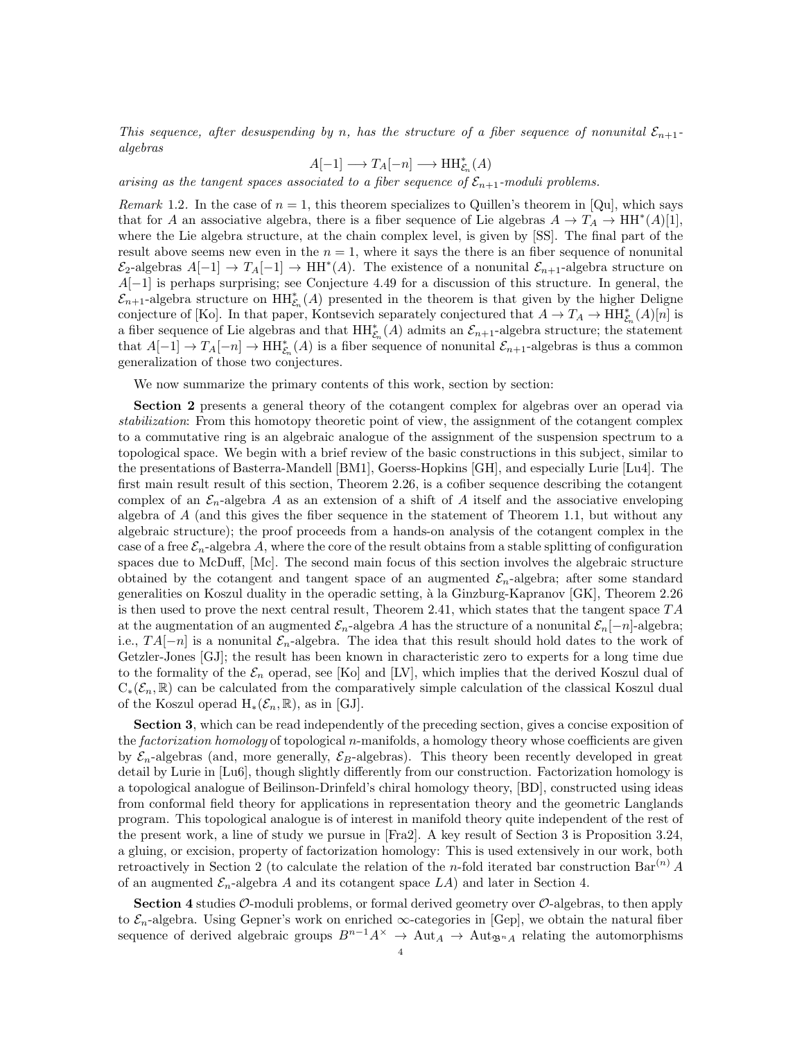*This sequence, after desuspending by $n$, has the structure of a fiber sequence of nonunital $\mathcal{E}_{n+1}$-algebras*

$$A[-1] \longrightarrow T_A[-n] \longrightarrow \mathrm{HH}^*_{\mathcal{E}_n}(A)$$

*arising as the tangent spaces associated to a fiber sequence of $\mathcal{E}_{n+1}$-moduli problems.*

*Remark* 1.2. In the case of $n = 1$, this theorem specializes to Quillen's theorem in [Qu], which says that for $A$ an associative algebra, there is a fiber sequence of Lie algebras $A \to T_A \to \mathrm{HH}^*(A)[1]$, where the Lie algebra structure, at the chain complex level, is given by [SS]. The final part of the result above seems new even in the $n = 1$, where it says the there is an fiber sequence of nonunital $\mathcal{E}_2$-algebras $A[-1] \to T_A[-1] \to \mathrm{HH}^*(A)$. The existence of a nonunital $\mathcal{E}_{n+1}$-algebra structure on $A[-1]$ is perhaps surprising; see Conjecture 4.49 for a discussion of this structure. In general, the $\mathcal{E}_{n+1}$-algebra structure on $\mathrm{HH}^*_{\mathcal{E}_n}(A)$ presented in the theorem is that given by the higher Deligne conjecture of [Ko]. In that paper, Kontsevich separately conjectured that $A \to T_A \to \mathrm{HH}^*_{\mathcal{E}_n}(A)[n]$ is a fiber sequence of Lie algebras and that $\mathrm{HH}^*_{\mathcal{E}_n}(A)$ admits an $\mathcal{E}_{n+1}$-algebra structure; the statement that $A[-1] \to T_A[-n] \to \mathrm{HH}^*_{\mathcal{E}_n}(A)$ is a fiber sequence of nonunital $\mathcal{E}_{n+1}$-algebras is thus a common generalization of those two conjectures.

We now summarize the primary contents of this work, section by section:

**Section 2** presents a general theory of the cotangent complex for algebras over an operad via *stabilization*: From this homotopy theoretic point of view, the assignment of the cotangent complex to a commutative ring is an algebraic analogue of the assignment of the suspension spectrum to a topological space. We begin with a brief review of the basic constructions in this subject, similar to the presentations of Basterra-Mandell [BM1], Goerss-Hopkins [GH], and especially Lurie [Lu4]. The first main result result of this section, Theorem 2.26, is a cofiber sequence describing the cotangent complex of an $\mathcal{E}_n$-algebra $A$ as an extension of a shift of $A$ itself and the associative enveloping algebra of $A$ (and this gives the fiber sequence in the statement of Theorem 1.1, but without any algebraic structure); the proof proceeds from a hands-on analysis of the cotangent complex in the case of a free $\mathcal{E}_n$-algebra $A$, where the core of the result obtains from a stable splitting of configuration spaces due to McDuff, [Mc]. The second main focus of this section involves the algebraic structure obtained by the cotangent and tangent space of an augmented $\mathcal{E}_n$-algebra; after some standard generalities on Koszul duality in the operadic setting, à la Ginzburg-Kapranov [GK], Theorem 2.26 is then used to prove the next central result, Theorem 2.41, which states that the tangent space $TA$ at the augmentation of an augmented $\mathcal{E}_n$-algebra $A$ has the structure of a nonunital $\mathcal{E}_n[-n]$-algebra; i.e., $TA[-n]$ is a nonunital $\mathcal{E}_n$-algebra. The idea that this result should hold dates to the work of Getzler-Jones [GJ]; the result has been known in characteristic zero to experts for a long time due to the formality of the $\mathcal{E}_n$ operad, see [Ko] and [LV], which implies that the derived Koszul dual of $\mathrm{C}_*(\mathcal{E}_n, \mathbb{R})$ can be calculated from the comparatively simple calculation of the classical Koszul dual of the Koszul operad $\mathrm{H}_*(\mathcal{E}_n, \mathbb{R})$, as in [GJ].

**Section 3**, which can be read independently of the preceding section, gives a concise exposition of the *factorization homology* of topological $n$-manifolds, a homology theory whose coefficients are given by $\mathcal{E}_n$-algebras (and, more generally, $\mathcal{E}_B$-algebras). This theory been recently developed in great detail by Lurie in [Lu6], though slightly differently from our construction. Factorization homology is a topological analogue of Beilinson-Drinfeld's chiral homology theory, [BD], constructed using ideas from conformal field theory for applications in representation theory and the geometric Langlands program. This topological analogue is of interest in manifold theory quite independent of the rest of the present work, a line of study we pursue in [Fra2]. A key result of Section 3 is Proposition 3.24, a gluing, or excision, property of factorization homology: This is used extensively in our work, both retroactively in Section 2 (to calculate the relation of the $n$-fold iterated bar construction $\mathrm{Bar}^{(n)} A$ of an augmented $\mathcal{E}_n$-algebra $A$ and its cotangent space $LA$) and later in Section 4.

**Section 4** studies $\mathcal{O}$-moduli problems, or formal derived geometry over $\mathcal{O}$-algebras, to then apply to $\mathcal{E}_n$-algebra. Using Gepner's work on enriched $\infty$-categories in [Gep], we obtain the natural fiber sequence of derived algebraic groups $B^{n-1}A^\times \to \mathrm{Aut}_A \to \mathrm{Aut}_{\mathfrak{B}^n A}$ relating the automorphisms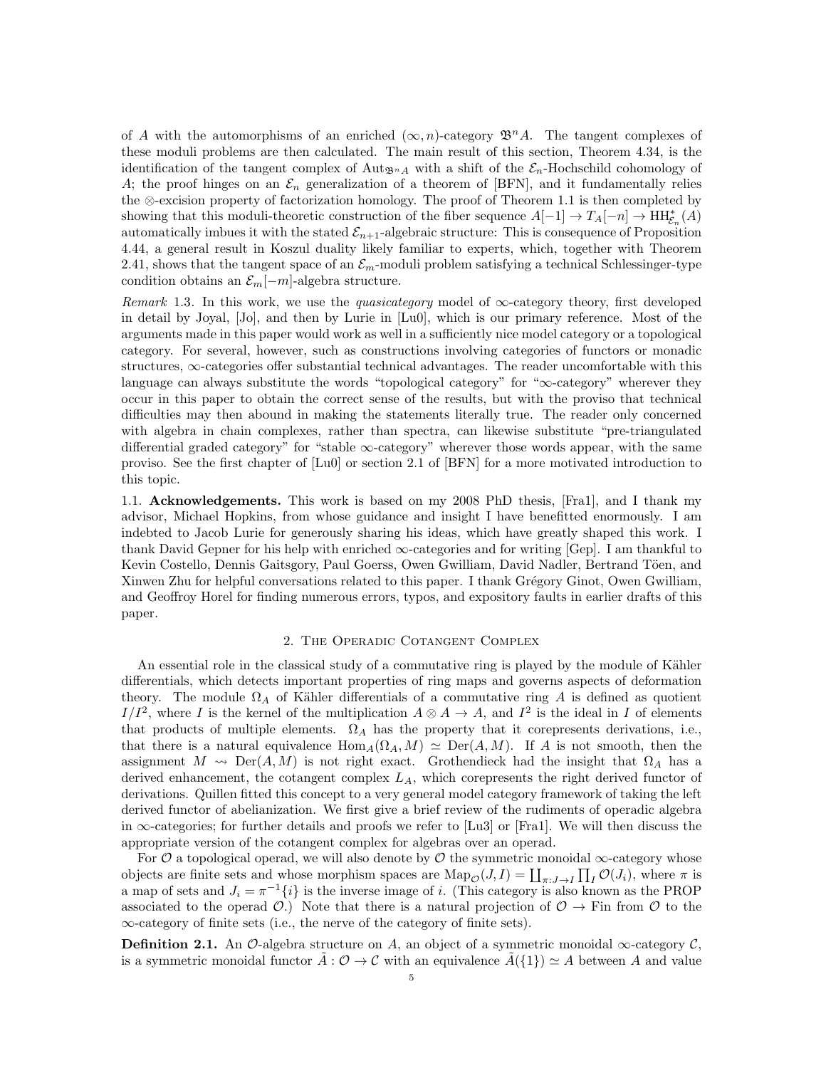of $A$ with the automorphisms of an enriched $(\infty,n)$-category $\mathfrak{B}^n A$. The tangent complexes of these moduli problems are then calculated. The main result of this section, Theorem 4.34, is the identification of the tangent complex of $\mathrm{Aut}_{\mathfrak{B}^n A}$ with a shift of the $\mathcal{E}_n$-Hochschild cohomology of $A$; the proof hinges on an $\mathcal{E}_n$ generalization of a theorem of [BFN], and it fundamentally relies the $\otimes$-excision property of factorization homology. The proof of Theorem 1.1 is then completed by showing that this moduli-theoretic construction of the fiber sequence $A[-1] \to T_A[-n] \to \mathrm{HH}^*_{\mathcal{E}_n}(A)$ automatically imbues it with the stated $\mathcal{E}_{n+1}$-algebraic structure: This is consequence of Proposition 4.44, a general result in Koszul duality likely familiar to experts, which, together with Theorem 2.41, shows that the tangent space of an $\mathcal{E}_m$-moduli problem satisfying a technical Schlessinger-type condition obtains an $\mathcal{E}_m[-m]$-algebra structure.

*Remark* 1.3. In this work, we use the *quasicategory* model of $\infty$-category theory, first developed in detail by Joyal, [Jo], and then by Lurie in [Lu0], which is our primary reference. Most of the arguments made in this paper would work as well in a sufficiently nice model category or a topological category. For several, however, such as constructions involving categories of functors or monadic structures, $\infty$-categories offer substantial technical advantages. The reader uncomfortable with this language can always substitute the words "topological category" for "$\infty$-category" wherever they occur in this paper to obtain the correct sense of the results, but with the proviso that technical difficulties may then abound in making the statements literally true. The reader only concerned with algebra in chain complexes, rather than spectra, can likewise substitute "pre-triangulated differential graded category" for "stable $\infty$-category" wherever those words appear, with the same proviso. See the first chapter of [Lu0] or section 2.1 of [BFN] for a more motivated introduction to this topic.

### 1.1. Acknowledgements.

This work is based on my 2008 PhD thesis, [Fra1], and I thank my advisor, Michael Hopkins, from whose guidance and insight I have benefitted enormously. I am indebted to Jacob Lurie for generously sharing his ideas, which have greatly shaped this work. I thank David Gepner for his help with enriched $\infty$-categories and for writing [Gep]. I am thankful to Kevin Costello, Dennis Gaitsgory, Paul Goerss, Owen Gwilliam, David Nadler, Bertrand Töen, and Xinwen Zhu for helpful conversations related to this paper. I thank Grégory Ginot, Owen Gwilliam, and Geoffroy Horel for finding numerous errors, typos, and expository faults in earlier drafts of this paper.

## 2. The Operadic Cotangent Complex

An essential role in the classical study of a commutative ring is played by the module of Kähler differentials, which detects important properties of ring maps and governs aspects of deformation theory. The module $\Omega_A$ of Kähler differentials of a commutative ring $A$ is defined as quotient $I/I^2$, where $I$ is the kernel of the multiplication $A \otimes A \to A$, and $I^2$ is the ideal in $I$ of elements that products of multiple elements. $\Omega_A$ has the property that it corepresents derivations, i.e., that there is a natural equivalence $\mathrm{Hom}_A(\Omega_A, M) \simeq \mathrm{Der}(A, M)$. If $A$ is not smooth, then the assignment $M \rightsquigarrow \mathrm{Der}(A,M)$ is not right exact. Grothendieck had the insight that $\Omega_A$ has a derived enhancement, the cotangent complex $L_A$, which corepresents the right derived functor of derivations. Quillen fitted this concept to a very general model category framework of taking the left derived functor of abelianization. We first give a brief review of the rudiments of operadic algebra in $\infty$-categories; for further details and proofs we refer to [Lu3] or [Fra1]. We will then discuss the appropriate version of the cotangent complex for algebras over an operad.

For $\mathcal{O}$ a topological operad, we will also denote by $\mathcal{O}$ the symmetric monoidal $\infty$-category whose objects are finite sets and whose morphism spaces are $\mathrm{Map}_{\mathcal{O}}(J, I) = \coprod_{\pi: J \to I} \prod_I \mathcal{O}(J_i)$, where $\pi$ is a map of sets and $J_i = \pi^{-1}\{i\}$ is the inverse image of $i$. (This category is also known as the PROP associated to the operad $\mathcal{O}$.) Note that there is a natural projection of $\mathcal{O} \to \mathrm{Fin}$ from $\mathcal{O}$ to the $\infty$-category of finite sets (i.e., the nerve of the category of finite sets).

**Definition 2.1.** An $\mathcal{O}$-algebra structure on $A$, an object of a symmetric monoidal $\infty$-category $\mathcal{C}$, is a symmetric monoidal functor $\tilde{A}: \mathcal{O} \to \mathcal{C}$ with an equivalence $\tilde{A}(\{1\}) \simeq A$ between $A$ and value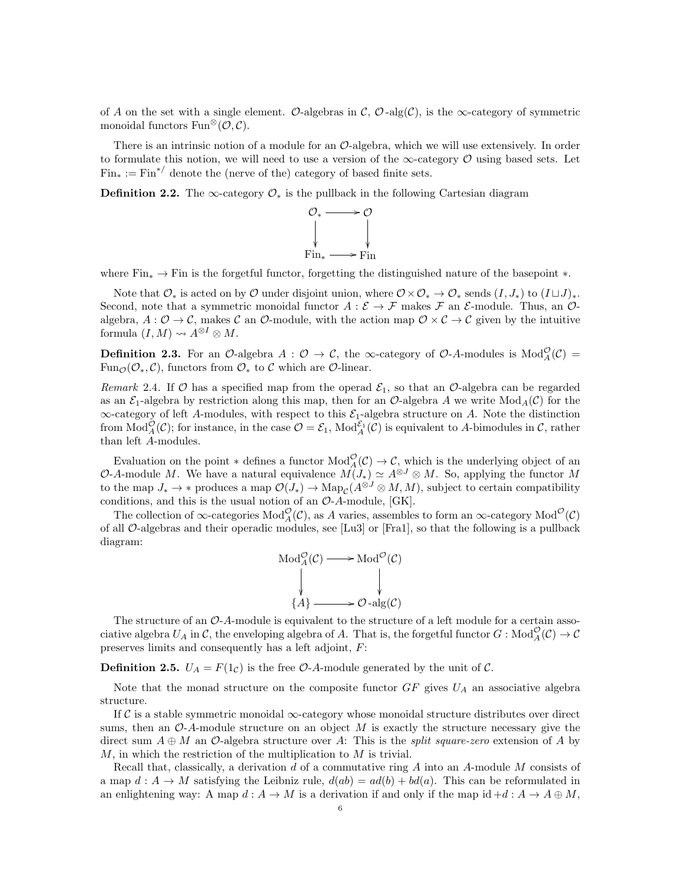of $A$ on the set with a single element. $\mathcal{O}$-algebras in $\mathcal{C}$, $\mathcal{O}\text{-alg}(\mathcal{C})$, is the $\infty$-category of symmetric monoidal functors $\mathrm{Fun}^{\otimes}(\mathcal{O}, \mathcal{C})$.

There is an intrinsic notion of a module for an $\mathcal{O}$-algebra, which we will use extensively. In order to formulate this notion, we will need to use a version of the $\infty$-category $\mathcal{O}$ using based sets. Let $\mathrm{Fin}_* := \mathrm{Fin}^{*/}$ denote the (nerve of the) category of based finite sets.

**Definition 2.2.** The $\infty$-category $\mathcal{O}_*$ is the pullback in the following Cartesian diagram

$$\begin{array}{ccc} \mathcal{O}_* & \longrightarrow & \mathcal{O} \\ \downarrow & & \downarrow \\ \mathrm{Fin}_* & \longrightarrow & \mathrm{Fin} \end{array}$$

where $\mathrm{Fin}_* \to \mathrm{Fin}$ is the forgetful functor, forgetting the distinguished nature of the basepoint $*$.

Note that $\mathcal{O}_*$ is acted on by $\mathcal{O}$ under disjoint union, where $\mathcal{O} \times \mathcal{O}_* \to \mathcal{O}_*$ sends $(I, J_*)$ to $(I \sqcup J)_*$. Second, note that a symmetric monoidal functor $A : \mathcal{E} \to \mathcal{F}$ makes $\mathcal{F}$ an $\mathcal{E}$-module. Thus, an $\mathcal{O}$-algebra, $A : \mathcal{O} \to \mathcal{C}$, makes $\mathcal{C}$ an $\mathcal{O}$-module, with the action map $\mathcal{O} \times \mathcal{C} \to \mathcal{C}$ given by the intuitive formula $(I, M) \rightsquigarrow A^{\otimes I} \otimes M$.

**Definition 2.3.** For an $\mathcal{O}$-algebra $A : \mathcal{O} \to \mathcal{C}$, the $\infty$-category of $\mathcal{O}$-$A$-modules is $\mathrm{Mod}_A^{\mathcal{O}}(\mathcal{C}) = \mathrm{Fun}_{\mathcal{O}}(\mathcal{O}_*, \mathcal{C})$, functors from $\mathcal{O}_*$ to $\mathcal{C}$ which are $\mathcal{O}$-linear.

*Remark* 2.4. If $\mathcal{O}$ has a specified map from the operad $\mathcal{E}_1$, so that an $\mathcal{O}$-algebra can be regarded as an $\mathcal{E}_1$-algebra by restriction along this map, then for an $\mathcal{O}$-algebra $A$ we write $\mathrm{Mod}_A(\mathcal{C})$ for the $\infty$-category of left $A$-modules, with respect to this $\mathcal{E}_1$-algebra structure on $A$. Note the distinction from $\mathrm{Mod}_A^{\mathcal{O}}(\mathcal{C})$; for instance, in the case $\mathcal{O} = \mathcal{E}_1$, $\mathrm{Mod}_A^{\mathcal{E}_1}(\mathcal{C})$ is equivalent to $A$-bimodules in $\mathcal{C}$, rather than left $A$-modules.

Evaluation on the point $*$ defines a functor $\mathrm{Mod}_A^{\mathcal{O}}(\mathcal{C}) \to \mathcal{C}$, which is the underlying object of an $\mathcal{O}$-$A$-module $M$. We have a natural equivalence $M(J_*) \simeq A^{\otimes J} \otimes M$. So, applying the functor $M$ to the map $J_* \to *$ produces a map $\mathcal{O}(J_*) \to \mathrm{Map}_{\mathcal{C}}(A^{\otimes J} \otimes M, M)$, subject to certain compatibility conditions, and this is the usual notion of an $\mathcal{O}$-$A$-module, [GK].

The collection of $\infty$-categories $\mathrm{Mod}_A^{\mathcal{O}}(\mathcal{C})$, as $A$ varies, assembles to form an $\infty$-category $\mathrm{Mod}^{\mathcal{O}}(\mathcal{C})$ of all $\mathcal{O}$-algebras and their operadic modules, see [Lu3] or [Fra1], so that the following is a pullback diagram:

$$\begin{array}{ccc} \mathrm{Mod}_A^{\mathcal{O}}(\mathcal{C}) & \longrightarrow & \mathrm{Mod}^{\mathcal{O}}(\mathcal{C}) \\ \downarrow & & \downarrow \\ \{A\} & \longrightarrow & \mathcal{O}\text{-alg}(\mathcal{C}) \end{array}$$

The structure of an $\mathcal{O}$-$A$-module is equivalent to the structure of a left module for a certain associative algebra $U_A$ in $\mathcal{C}$, the enveloping algebra of $A$. That is, the forgetful functor $G : \mathrm{Mod}_A^{\mathcal{O}}(\mathcal{C}) \to \mathcal{C}$ preserves limits and consequently has a left adjoint, $F$:

**Definition 2.5.** $U_A = F(1_{\mathcal{C}})$ is the free $\mathcal{O}$-$A$-module generated by the unit of $\mathcal{C}$.

Note that the monad structure on the composite functor $GF$ gives $U_A$ an associative algebra structure.

If $\mathcal{C}$ is a stable symmetric monoidal $\infty$-category whose monoidal structure distributes over direct sums, then an $\mathcal{O}$-$A$-module structure on an object $M$ is exactly the structure necessary give the direct sum $A \oplus M$ an $\mathcal{O}$-algebra structure over $A$: This is the *split square-zero* extension of $A$ by $M$, in which the restriction of the multiplication to $M$ is trivial.

Recall that, classically, a derivation $d$ of a commutative ring $A$ into an $A$-module $M$ consists of a map $d : A \to M$ satisfying the Leibniz rule, $d(ab) = ad(b) + bd(a)$. This can be reformulated in an enlightening way: A map $d : A \to M$ is a derivation if and only if the map $\mathrm{id} + d : A \to A \oplus M$,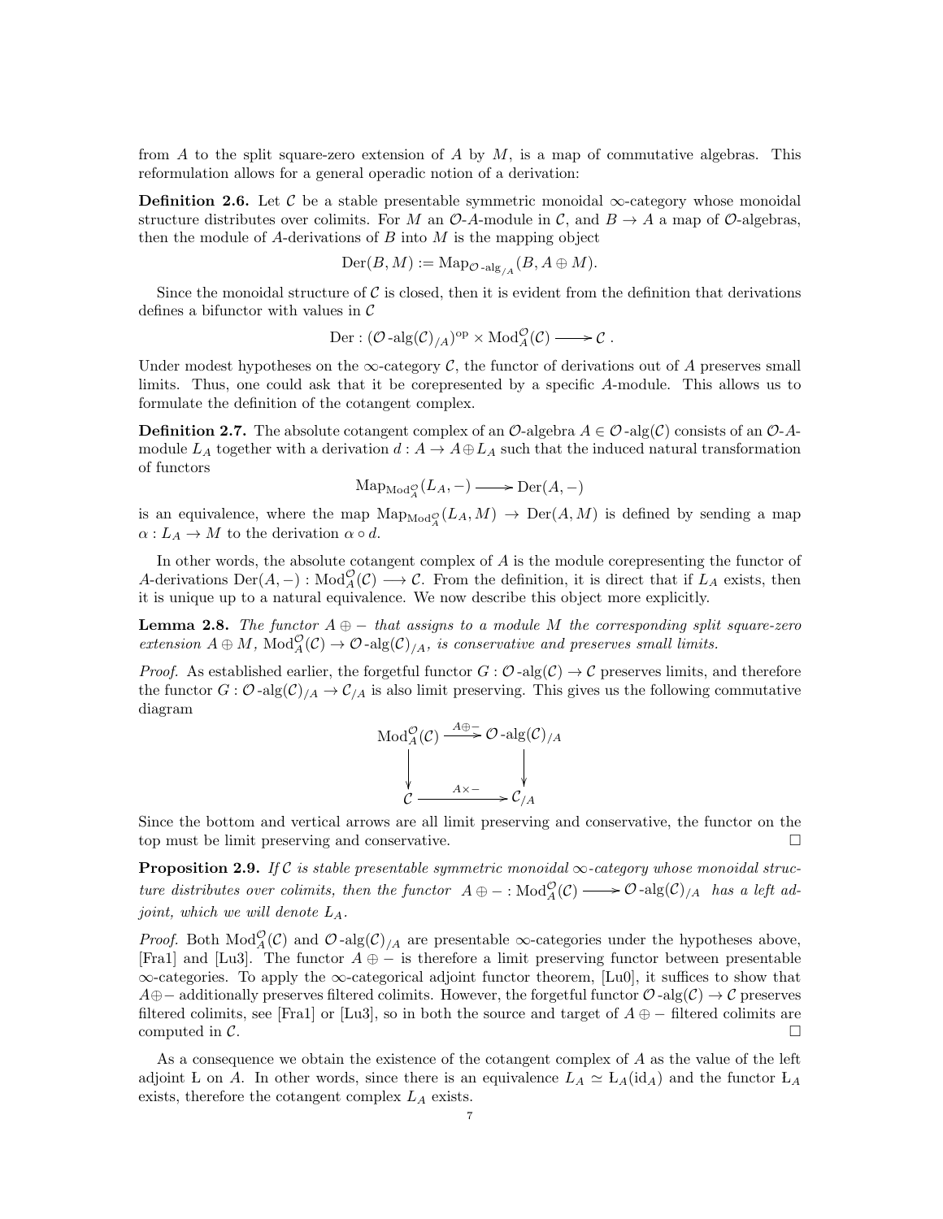from $A$ to the split square-zero extension of $A$ by $M$, is a map of commutative algebras. This reformulation allows for a general operadic notion of a derivation:

**Definition 2.6.** Let $\mathcal{C}$ be a stable presentable symmetric monoidal $\infty$-category whose monoidal structure distributes over colimits. For $M$ an $\mathcal{O}$-$A$-module in $\mathcal{C}$, and $B \to A$ a map of $\mathcal{O}$-algebras, then the module of $A$-derivations of $B$ into $M$ is the mapping object

$$\mathrm{Der}(B, M) := \mathrm{Map}_{\mathcal{O}\text{-alg}_{/A}}(B, A \oplus M).$$

Since the monoidal structure of $\mathcal{C}$ is closed, then it is evident from the definition that derivations defines a bifunctor with values in $\mathcal{C}$

$$\mathrm{Der} : (\mathcal{O}\text{-alg}(\mathcal{C})_{/A})^{\mathrm{op}} \times \mathrm{Mod}_A^{\mathcal{O}}(\mathcal{C}) \longrightarrow \mathcal{C}\,.$$

Under modest hypotheses on the $\infty$-category $\mathcal{C}$, the functor of derivations out of $A$ preserves small limits. Thus, one could ask that it be corepresented by a specific $A$-module. This allows us to formulate the definition of the cotangent complex.

**Definition 2.7.** The absolute cotangent complex of an $\mathcal{O}$-algebra $A \in \mathcal{O}\text{-alg}(\mathcal{C})$ consists of an $\mathcal{O}$-$A$-module $L_A$ together with a derivation $d : A \to A \oplus L_A$ such that the induced natural transformation of functors

$$\mathrm{Map}_{\mathrm{Mod}_A^{\mathcal{O}}}(L_A, -) \longrightarrow \mathrm{Der}(A, -)$$

is an equivalence, where the map $\mathrm{Map}_{\mathrm{Mod}_A^{\mathcal{O}}}(L_A, M) \to \mathrm{Der}(A, M)$ is defined by sending a map $\alpha : L_A \to M$ to the derivation $\alpha \circ d$.

In other words, the absolute cotangent complex of $A$ is the module corepresenting the functor of $A$-derivations $\mathrm{Der}(A, -) : \mathrm{Mod}_A^{\mathcal{O}}(\mathcal{C}) \longrightarrow \mathcal{C}$. From the definition, it is direct that if $L_A$ exists, then it is unique up to a natural equivalence. We now describe this object more explicitly.

**Lemma 2.8.** *The functor $A \oplus -$ that assigns to a module $M$ the corresponding split square-zero extension $A \oplus M$, $\mathrm{Mod}_A^{\mathcal{O}}(\mathcal{C}) \to \mathcal{O}\text{-alg}(\mathcal{C})_{/A}$, is conservative and preserves small limits.*

*Proof.* As established earlier, the forgetful functor $G : \mathcal{O}\text{-alg}(\mathcal{C}) \to \mathcal{C}$ preserves limits, and therefore the functor $G : \mathcal{O}\text{-alg}(\mathcal{C})_{/A} \to \mathcal{C}_{/A}$ is also limit preserving. This gives us the following commutative diagram

$$\begin{array}{ccc} \mathrm{Mod}_A^{\mathcal{O}}(\mathcal{C}) & \xrightarrow{A\oplus -} & \mathcal{O}\text{-alg}(\mathcal{C})_{/A} \\ \downarrow & & \downarrow \\ \mathcal{C} & \xrightarrow{A\times -} & \mathcal{C}_{/A} \end{array}$$

Since the bottom and vertical arrows are all limit preserving and conservative, the functor on the top must be limit preserving and conservative. $\square$

**Proposition 2.9.** *If $\mathcal{C}$ is stable presentable symmetric monoidal $\infty$-category whose monoidal structure distributes over colimits, then the functor $A \oplus - : \mathrm{Mod}_A^{\mathcal{O}}(\mathcal{C}) \longrightarrow \mathcal{O}\text{-alg}(\mathcal{C})_{/A}$ has a left adjoint, which we will denote $\mathrm{L}_A$.*

*Proof.* Both $\mathrm{Mod}_A^{\mathcal{O}}(\mathcal{C})$ and $\mathcal{O}\text{-alg}(\mathcal{C})_{/A}$ are presentable $\infty$-categories under the hypotheses above, [Fra1] and [Lu3]. The functor $A \oplus -$ is therefore a limit preserving functor between presentable $\infty$-categories. To apply the $\infty$-categorical adjoint functor theorem, [Lu0], it suffices to show that $A\oplus -$ additionally preserves filtered colimits. However, the forgetful functor $\mathcal{O}\text{-alg}(\mathcal{C}) \to \mathcal{C}$ preserves filtered colimits, see [Fra1] or [Lu3], so in both the source and target of $A \oplus -$ filtered colimits are computed in $\mathcal{C}$. $\square$

As a consequence we obtain the existence of the cotangent complex of $A$ as the value of the left adjoint $\mathrm{L}$ on $A$. In other words, since there is an equivalence $L_A \simeq \mathrm{L}_A(\mathrm{id}_A)$ and the functor $\mathrm{L}_A$ exists, therefore the cotangent complex $L_A$ exists.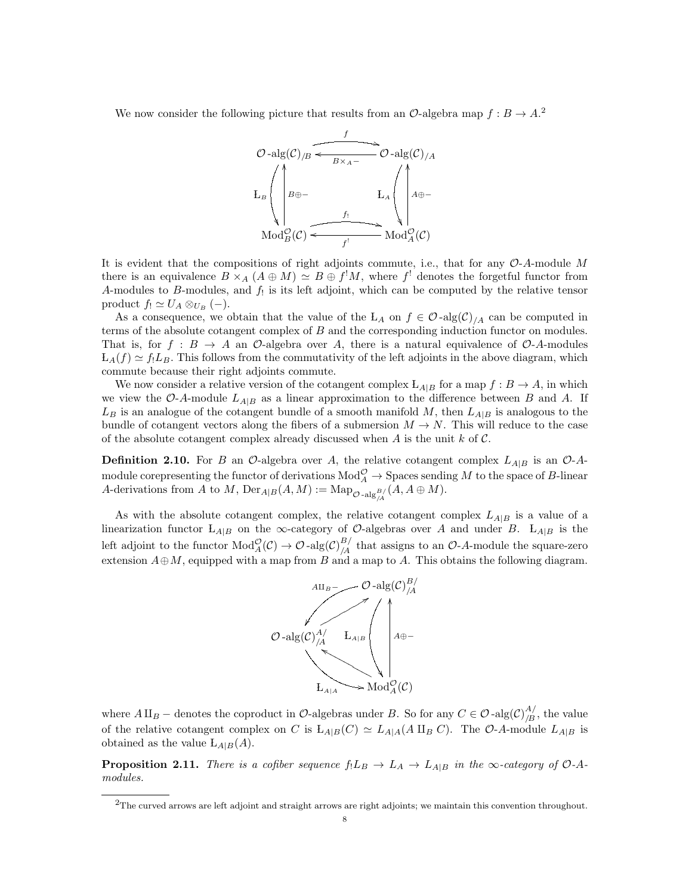We now consider the following picture that results from an $\mathcal{O}$-algebra map $f : B \to A$.[2]

$$\begin{array}{ccc}
\mathcal{O}\text{-alg}(\mathcal{C})_{/B} & \underset{B\times_A -}{\overset{f}{\rightleftarrows}} & \mathcal{O}\text{-alg}(\mathcal{C})_{/A} \\
\mathrm{L}_B \downarrow \uparrow B\oplus - & & \mathrm{L}_A \downarrow \uparrow A\oplus - \\
\mathrm{Mod}_B^{\mathcal{O}}(\mathcal{C}) & \underset{f^!}{\overset{f_!}{\rightleftarrows}} & \mathrm{Mod}_A^{\mathcal{O}}(\mathcal{C})
\end{array}$$

It is evident that the compositions of right adjoints commute, i.e., that for any $\mathcal{O}$-$A$-module $M$ there is an equivalence $B \times_A (A \oplus M) \simeq B \oplus f^! M$, where $f^!$ denotes the forgetful functor from $A$-modules to $B$-modules, and $f_!$ is its left adjoint, which can be computed by the relative tensor product $f_! \simeq U_A \otimes_{U_B} (-)$.

As a consequence, we obtain that the value of the $\mathrm{L}_A$ on $f \in \mathcal{O}\text{-alg}(\mathcal{C})_{/A}$ can be computed in terms of the absolute cotangent complex of $B$ and the corresponding induction functor on modules. That is, for $f : B \to A$ an $\mathcal{O}$-algebra over $A$, there is a natural equivalence of $\mathcal{O}$-$A$-modules $\mathrm{L}_A(f) \simeq f_! L_B$. This follows from the commutativity of the left adjoints in the above diagram, which commute because their right adjoints commute.

We now consider a relative version of the cotangent complex $\mathrm{L}_{A|B}$ for a map $f : B \to A$, in which we view the $\mathcal{O}$-$A$-module $L_{A|B}$ as a linear approximation to the difference between $B$ and $A$. If $L_B$ is an analogue of the cotangent bundle of a smooth manifold $M$, then $L_{A|B}$ is analogous to the bundle of cotangent vectors along the fibers of a submersion $M \to N$. This will reduce to the case of the absolute cotangent complex already discussed when $A$ is the unit $k$ of $\mathcal{C}$.

**Definition 2.10.** For $B$ an $\mathcal{O}$-algebra over $A$, the relative cotangent complex $L_{A|B}$ is an $\mathcal{O}$-$A$-module corepresenting the functor of derivations $\mathrm{Mod}_A^{\mathcal{O}} \to \mathrm{Spaces}$ sending $M$ to the space of $B$-linear $A$-derivations from $A$ to $M$, $\mathrm{Der}_{A|B}(A, M) := \mathrm{Map}_{\mathcal{O}\text{-alg}_{/A}^{B/}}(A, A \oplus M)$.

As with the absolute cotangent complex, the relative cotangent complex $L_{A|B}$ is a value of a linearization functor $\mathrm{L}_{A|B}$ on the $\infty$-category of $\mathcal{O}$-algebras over $A$ and under $B$. $\mathrm{L}_{A|B}$ is the left adjoint to the functor $\mathrm{Mod}_A^{\mathcal{O}}(\mathcal{C}) \to \mathcal{O}\text{-alg}(\mathcal{C})_{/A}^{B/}$ that assigns to an $\mathcal{O}$-$A$-module the square-zero extension $A \oplus M$, equipped with a map from $B$ and a map to $A$. This obtains the following diagram.

$$\begin{array}{ccc}
& \mathcal{O}\text{-alg}(\mathcal{C})_{/A}^{B/} & \\
{}^{A\amalg_B -}\swarrow \nearrow & & \mathrm{L}_{A|B} \downarrow \uparrow A\oplus - \\
\mathcal{O}\text{-alg}(\mathcal{C})_{/A}^{A/} & \underset{\mathrm{L}_{A|A}}{\rightleftarrows} & \mathrm{Mod}_A^{\mathcal{O}}(\mathcal{C})
\end{array}$$

where $A \amalg_B -$ denotes the coproduct in $\mathcal{O}$-algebras under $B$. So for any $C \in \mathcal{O}\text{-alg}(\mathcal{C})_{/B}^{A/}$, the value of the relative cotangent complex on $C$ is $\mathrm{L}_{A|B}(C) \simeq \mathrm{L}_{A|A}(A \amalg_B C)$. The $\mathcal{O}$-$A$-module $L_{A|B}$ is obtained as the value $\mathrm{L}_{A|B}(A)$.

**Proposition 2.11.** *There is a cofiber sequence $f_! L_B \to L_A \to L_{A|B}$ in the $\infty$-category of $\mathcal{O}$-$A$-modules.*

---

[2] The curved arrows are left adjoint and straight arrows are right adjoints; we maintain this convention throughout.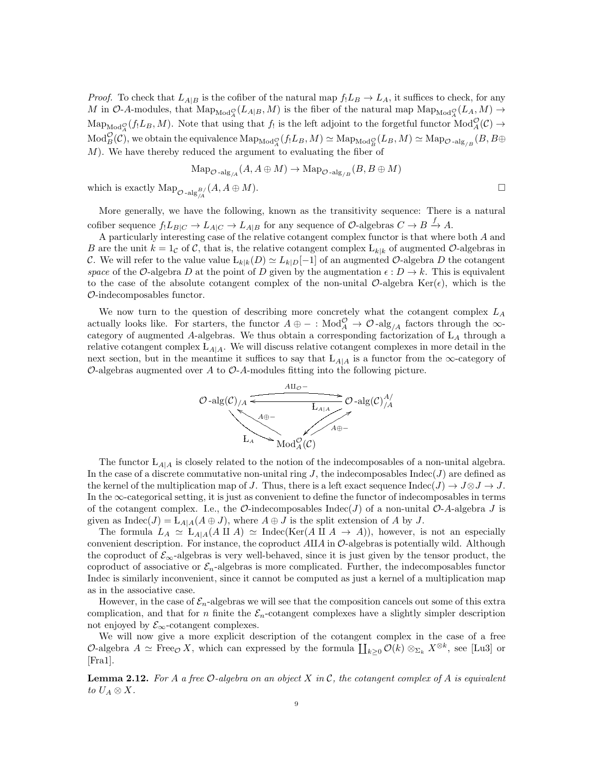*Proof.* To check that $L_{A|B}$ is the cofiber of the natural map $f_! L_B \to L_A$, it suffices to check, for any $M$ in $\mathcal{O}$-$A$-modules, that $\mathrm{Map}_{\mathrm{Mod}_A^{\mathcal{O}}}(L_{A|B}, M)$ is the fiber of the natural map $\mathrm{Map}_{\mathrm{Mod}_A^{\mathcal{O}}}(L_A, M) \to \mathrm{Map}_{\mathrm{Mod}_A^{\mathcal{O}}}(f_! L_B, M)$. Note that using that $f_!$ is the left adjoint to the forgetful functor $\mathrm{Mod}_A^{\mathcal{O}}(\mathcal{C}) \to \mathrm{Mod}_B^{\mathcal{O}}(\mathcal{C})$, we obtain the equivalence $\mathrm{Map}_{\mathrm{Mod}_A^{\mathcal{O}}}(f_! L_B, M) \simeq \mathrm{Map}_{\mathrm{Mod}_B^{\mathcal{O}}}(L_B, M) \simeq \mathrm{Map}_{\mathcal{O}\text{-alg}_{/B}}(B, B \oplus M)$. We have thereby reduced the argument to evaluating the fiber of

$$\mathrm{Map}_{\mathcal{O}\text{-alg}_{/A}}(A, A \oplus M) \to \mathrm{Map}_{\mathcal{O}\text{-alg}_{/B}}(B, B \oplus M)$$

which is exactly $\mathrm{Map}_{\mathcal{O}\text{-alg}_{/A}^{B/}}(A, A \oplus M)$. □

More generally, we have the following, known as the transitivity sequence: There is a natural cofiber sequence $f_! L_{B|C} \to L_{A|C} \to L_{A|B}$ for any sequence of $\mathcal{O}$-algebras $C \to B \xrightarrow{f} A$.

A particularly interesting case of the relative cotangent complex functor is that where both $A$ and $B$ are the unit $k = 1_{\mathcal{C}}$ of $\mathcal{C}$, that is, the relative cotangent complex $\mathrm{L}_{k|k}$ of augmented $\mathcal{O}$-algebras in $\mathcal{C}$. We will refer to the value value $\mathrm{L}_{k|k}(D) \simeq L_{k|D}[-1]$ of an augmented $\mathcal{O}$-algebra $D$ the cotangent *space* of the $\mathcal{O}$-algebra $D$ at the point of $D$ given by the augmentation $\epsilon : D \to k$. This is equivalent to the case of the absolute cotangent complex of the non-unital $\mathcal{O}$-algebra $\mathrm{Ker}(\epsilon)$, which is the $\mathcal{O}$-indecomposables functor.

We now turn to the question of describing more concretely what the cotangent complex $L_A$ actually looks like. For starters, the functor $A \oplus - : \mathrm{Mod}_A^{\mathcal{O}} \to \mathcal{O}\text{-alg}_{/A}$ factors through the $\infty$-category of augmented $A$-algebras. We thus obtain a corresponding factorization of $\mathrm{L}_A$ through a relative cotangent complex $\mathrm{L}_{A|A}$. We will discuss relative cotangent complexes in more detail in the next section, but in the meantime it suffices to say that $\mathrm{L}_{A|A}$ is a functor from the $\infty$-category of $\mathcal{O}$-algebras augmented over $A$ to $\mathcal{O}$-$A$-modules fitting into the following picture.

$$\begin{array}{ccc}
\mathcal{O}\text{-alg}(\mathcal{C})_{/A} & \underset{\mathrm{L}_{A|A}}{\overset{A \amalg_{\mathcal{O}} -}{\rightleftarrows}} & \mathcal{O}\text{-alg}(\mathcal{C})_{/A}^{A/} \\
{\scriptstyle \mathrm{L}_A} \searrow \nwarrow {\scriptstyle A \oplus -} & & {\scriptstyle \mathrm{L}_{A|A}} \swarrow \nearrow {\scriptstyle A \oplus -} \\
& \mathrm{Mod}_A^{\mathcal{O}}(\mathcal{C}) &
\end{array}$$

The functor $\mathrm{L}_{A|A}$ is closely related to the notion of the indecomposables of a non-unital algebra. In the case of a discrete commutative non-unital ring $J$, the indecomposables $\mathrm{Indec}(J)$ are defined as the kernel of the multiplication map of $J$. Thus, there is a left exact sequence $\mathrm{Indec}(J) \to J \otimes J \to J$. In the $\infty$-categorical setting, it is just as convenient to define the functor of indecomposables in terms of the cotangent complex. I.e., the $\mathcal{O}$-indecomposables $\mathrm{Indec}(J)$ of a non-unital $\mathcal{O}$-$A$-algebra $J$ is given as $\mathrm{Indec}(J) = \mathrm{L}_{A|A}(A \oplus J)$, where $A \oplus J$ is the split extension of $A$ by $J$.

The formula $L_A \simeq \mathrm{L}_{A|A}(A \amalg A) \simeq \mathrm{Indec}(\mathrm{Ker}(A \amalg A \to A))$, however, is not an especially convenient description. For instance, the coproduct $A \amalg A$ in $\mathcal{O}$-algebras is potentially wild. Although the coproduct of $\mathcal{E}_\infty$-algebras is very well-behaved, since it is just given by the tensor product, the coproduct of associative or $\mathcal{E}_n$-algebras is more complicated. Further, the indecomposables functor Indec is similarly inconvenient, since it cannot be computed as just a kernel of a multiplication map as in the associative case.

However, in the case of $\mathcal{E}_n$-algebras we will see that the composition cancels out some of this extra complication, and that for $n$ finite the $\mathcal{E}_n$-cotangent complexes have a slightly simpler description not enjoyed by $\mathcal{E}_\infty$-cotangent complexes.

We will now give a more explicit description of the cotangent complex in the case of a free $\mathcal{O}$-algebra $A \simeq \mathrm{Free}_{\mathcal{O}} X$, which can expressed by the formula $\coprod_{k \geq 0} \mathcal{O}(k) \otimes_{\Sigma_k} X^{\otimes k}$, see [Lu3] or [Fra1].

**Lemma 2.12.** *For $A$ a free $\mathcal{O}$-algebra on an object $X$ in $\mathcal{C}$, the cotangent complex of $A$ is equivalent to $U_A \otimes X$.*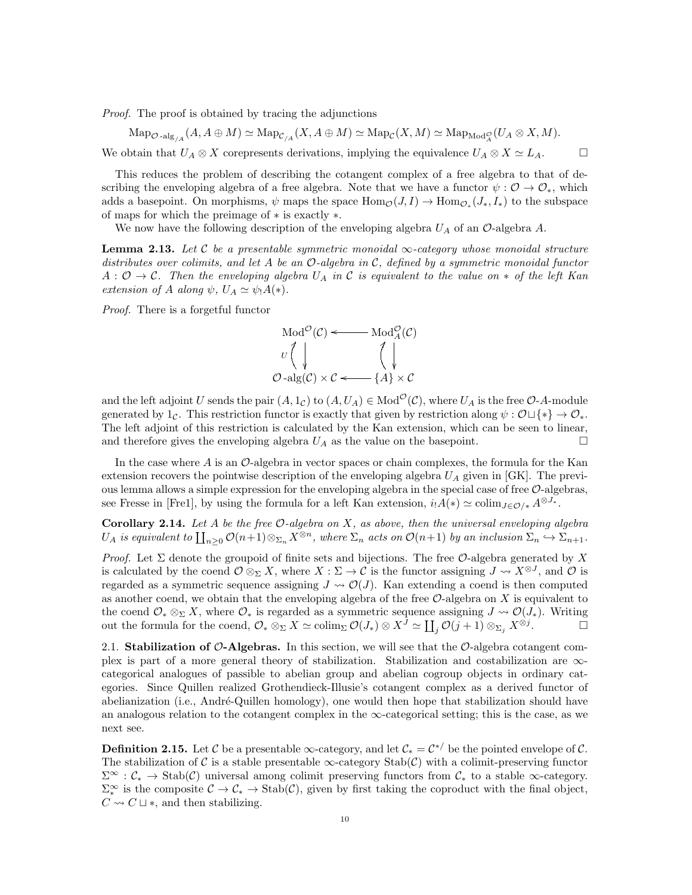*Proof.* The proof is obtained by tracing the adjunctions

$$\mathrm{Map}_{\mathcal{O}\text{-alg}_{/A}}(A, A \oplus M) \simeq \mathrm{Map}_{\mathcal{C}_{/A}}(X, A \oplus M) \simeq \mathrm{Map}_{\mathcal{C}}(X, M) \simeq \mathrm{Map}_{\mathrm{Mod}_A^{\mathcal{O}}}(U_A \otimes X, M).$$

We obtain that $U_A \otimes X$ corepresents derivations, implying the equivalence $U_A \otimes X \simeq L_A$. □

This reduces the problem of describing the cotangent complex of a free algebra to that of describing the enveloping algebra of a free algebra. Note that we have a functor $\psi : \mathcal{O} \to \mathcal{O}_*$, which adds a basepoint. On morphisms, $\psi$ maps the space $\mathrm{Hom}_{\mathcal{O}}(J, I) \to \mathrm{Hom}_{\mathcal{O}_*}(J_*, I_*)$ to the subspace of maps for which the preimage of $*$ is exactly $*$.

We now have the following description of the enveloping algebra $U_A$ of an $\mathcal{O}$-algebra $A$.

**Lemma 2.13.** *Let $\mathcal{C}$ be a presentable symmetric monoidal $\infty$-category whose monoidal structure distributes over colimits, and let $A$ be an $\mathcal{O}$-algebra in $\mathcal{C}$, defined by a symmetric monoidal functor $A : \mathcal{O} \to \mathcal{C}$. Then the enveloping algebra $U_A$ in $\mathcal{C}$ is equivalent to the value on $*$ of the left Kan extension of $A$ along $\psi$, $U_A \simeq \psi_! A(*)$.*

*Proof.* There is a forgetful functor

$$\begin{array}{ccc}
\mathrm{Mod}^{\mathcal{O}}(\mathcal{C}) & \longleftarrow & \mathrm{Mod}_A^{\mathcal{O}}(\mathcal{C}) \\
{\scriptstyle U}\uparrow\downarrow & & \uparrow\downarrow \\
\mathcal{O}\text{-alg}(\mathcal{C}) \times \mathcal{C} & \longleftarrow & \{A\} \times \mathcal{C}
\end{array}$$

and the left adjoint $U$ sends the pair $(A, 1_{\mathcal{C}})$ to $(A, U_A) \in \mathrm{Mod}^{\mathcal{O}}(\mathcal{C})$, where $U_A$ is the free $\mathcal{O}$-$A$-module generated by $1_{\mathcal{C}}$. This restriction functor is exactly that given by restriction along $\psi : \mathcal{O} \sqcup \{*\} \to \mathcal{O}_*$. The left adjoint of this restriction is calculated by the Kan extension, which can be seen to linear, and therefore gives the enveloping algebra $U_A$ as the value on the basepoint. □

In the case where $A$ is an $\mathcal{O}$-algebra in vector spaces or chain complexes, the formula for the Kan extension recovers the pointwise description of the enveloping algebra $U_A$ given in [GK]. The previous lemma allows a simple expression for the enveloping algebra in the special case of free $\mathcal{O}$-algebras, see Fresse in [Fre1], by using the formula for a left Kan extension, $i_! A(*) \simeq \mathrm{colim}_{J \in \mathcal{O}/*} A^{\otimes J_*}$.

**Corollary 2.14.** *Let $A$ be the free $\mathcal{O}$-algebra on $X$, as above, then the universal enveloping algebra $U_A$ is equivalent to $\coprod_{n \geq 0} \mathcal{O}(n+1) \otimes_{\Sigma_n} X^{\otimes n}$, where $\Sigma_n$ acts on $\mathcal{O}(n+1)$ by an inclusion $\Sigma_n \hookrightarrow \Sigma_{n+1}$.*

*Proof.* Let $\Sigma$ denote the groupoid of finite sets and bijections. The free $\mathcal{O}$-algebra generated by $X$ is calculated by the coend $\mathcal{O} \otimes_\Sigma X$, where $X : \Sigma \to \mathcal{C}$ is the functor assigning $J \rightsquigarrow X^{\otimes J}$, and $\mathcal{O}$ is regarded as a symmetric sequence assigning $J \rightsquigarrow \mathcal{O}(J)$. Kan extending a coend is then computed as another coend, we obtain that the enveloping algebra of the free $\mathcal{O}$-algebra on $X$ is equivalent to the coend $\mathcal{O}_* \otimes_\Sigma X$, where $\mathcal{O}_*$ is regarded as a symmetric sequence assigning $J \rightsquigarrow \mathcal{O}(J_*)$. Writing out the formula for the coend, $\mathcal{O}_* \otimes_\Sigma X \simeq \mathrm{colim}_\Sigma \mathcal{O}(J_*) \otimes X^J \simeq \coprod_j \mathcal{O}(j+1) \otimes_{\Sigma_j} X^{\otimes j}$. □

2.1. **Stabilization of $\mathcal{O}$-Algebras.** In this section, we will see that the $\mathcal{O}$-algebra cotangent complex is part of a more general theory of stabilization. Stabilization and costabilization are $\infty$-categorical analogues of passible to abelian group and abelian cogroup objects in ordinary categories. Since Quillen realized Grothendieck-Illusie's cotangent complex as a derived functor of abelianization (i.e., André-Quillen homology), one would then hope that stabilization should have an analogous relation to the cotangent complex in the $\infty$-categorical setting; this is the case, as we next see.

**Definition 2.15.** Let $\mathcal{C}$ be a presentable $\infty$-category, and let $\mathcal{C}_* = \mathcal{C}^{*/}$ be the pointed envelope of $\mathcal{C}$. The stabilization of $\mathcal{C}$ is a stable presentable $\infty$-category $\mathrm{Stab}(\mathcal{C})$ with a colimit-preserving functor $\Sigma^\infty : \mathcal{C}_* \to \mathrm{Stab}(\mathcal{C})$ universal among colimit preserving functors from $\mathcal{C}_*$ to a stable $\infty$-category. $\Sigma^\infty_*$ is the composite $\mathcal{C} \to \mathcal{C}_* \to \mathrm{Stab}(\mathcal{C})$, given by first taking the coproduct with the final object, $C \rightsquigarrow C \sqcup *$, and then stabilizing.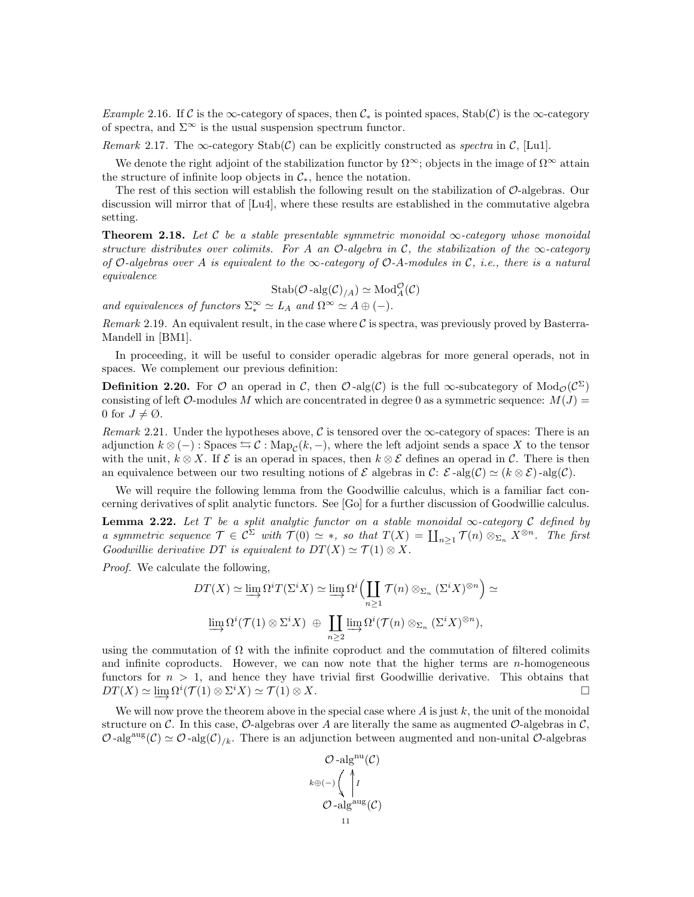*Example* 2.16. If $\mathcal{C}$ is the $\infty$-category of spaces, then $\mathcal{C}_*$ is pointed spaces, $\mathrm{Stab}(\mathcal{C})$ is the $\infty$-category of spectra, and $\Sigma^\infty$ is the usual suspension spectrum functor.

*Remark* 2.17. The $\infty$-category $\mathrm{Stab}(\mathcal{C})$ can be explicitly constructed as *spectra* in $\mathcal{C}$, [Lu1].

We denote the right adjoint of the stabilization functor by $\Omega^\infty$; objects in the image of $\Omega^\infty$ attain the structure of infinite loop objects in $\mathcal{C}_*$, hence the notation.

The rest of this section will establish the following result on the stabilization of $\mathcal{O}$-algebras. Our discussion will mirror that of [Lu4], where these results are established in the commutative algebra setting.

**Theorem 2.18.** *Let $\mathcal{C}$ be a stable presentable symmetric monoidal $\infty$-category whose monoidal structure distributes over colimits. For $A$ an $\mathcal{O}$-algebra in $\mathcal{C}$, the stabilization of the $\infty$-category of $\mathcal{O}$-algebras over $A$ is equivalent to the $\infty$-category of $\mathcal{O}$-$A$-modules in $\mathcal{C}$, i.e., there is a natural equivalence*

$$\mathrm{Stab}(\mathcal{O}\text{-alg}(\mathcal{C})_{/A}) \simeq \mathrm{Mod}_A^{\mathcal{O}}(\mathcal{C})$$

*and equivalences of functors $\Sigma_*^\infty \simeq L_A$ and $\Omega^\infty \simeq A \oplus (-)$.*

*Remark* 2.19. An equivalent result, in the case where $\mathcal{C}$ is spectra, was previously proved by Basterra-Mandell in [BM1].

In proceeding, it will be useful to consider operadic algebras for more general operads, not in spaces. We complement our previous definition:

**Definition 2.20.** For $\mathcal{O}$ an operad in $\mathcal{C}$, then $\mathcal{O}\text{-alg}(\mathcal{C})$ is the full $\infty$-subcategory of $\mathrm{Mod}_{\mathcal{O}}(\mathcal{C}^\Sigma)$ consisting of left $\mathcal{O}$-modules $M$ which are concentrated in degree 0 as a symmetric sequence: $M(J) = 0$ for $J \neq \emptyset$.

*Remark* 2.21. Under the hypotheses above, $\mathcal{C}$ is tensored over the $\infty$-category of spaces: There is an adjunction $k \otimes (-) : \mathrm{Spaces} \leftrightarrows \mathcal{C} : \mathrm{Map}_{\mathcal{C}}(k, -)$, where the left adjoint sends a space $X$ to the tensor with the unit, $k \otimes X$. If $\mathcal{E}$ is an operad in spaces, then $k \otimes \mathcal{E}$ defines an operad in $\mathcal{C}$. There is then an equivalence between our two resulting notions of $\mathcal{E}$ algebras in $\mathcal{C}$: $\mathcal{E}\text{-alg}(\mathcal{C}) \simeq (k \otimes \mathcal{E})\text{-alg}(\mathcal{C})$.

We will require the following lemma from the Goodwillie calculus, which is a familiar fact concerning derivatives of split analytic functors. See [Go] for a further discussion of Goodwillie calculus.

**Lemma 2.22.** *Let $T$ be a split analytic functor on a stable monoidal $\infty$-category $\mathcal{C}$ defined by a symmetric sequence $\mathcal{T} \in \mathcal{C}^\Sigma$ with $\mathcal{T}(0) \simeq *$, so that $T(X) = \coprod_{n \geq 1} \mathcal{T}(n) \otimes_{\Sigma_n} X^{\otimes n}$. The first Goodwillie derivative $DT$ is equivalent to $DT(X) \simeq \mathcal{T}(1) \otimes X$.*

*Proof.* We calculate the following,

$$DT(X) \simeq \varinjlim \Omega^i T(\Sigma^i X) \simeq \varinjlim \Omega^i \Big( \coprod_{n \geq 1} \mathcal{T}(n) \otimes_{\Sigma_n} (\Sigma^i X)^{\otimes n} \Big) \simeq$$

$$\varinjlim \Omega^i (\mathcal{T}(1) \otimes \Sigma^i X) \;\oplus\; \coprod_{n \geq 2} \varinjlim \Omega^i (\mathcal{T}(n) \otimes_{\Sigma_n} (\Sigma^i X)^{\otimes n}),$$

using the commutation of $\Omega$ with the infinite coproduct and the commutation of filtered colimits and infinite coproducts. However, we can now note that the higher terms are $n$-homogeneous functors for $n > 1$, and hence they have trivial first Goodwillie derivative. This obtains that $DT(X) \simeq \varinjlim \Omega^i (\mathcal{T}(1) \otimes \Sigma^i X) \simeq \mathcal{T}(1) \otimes X$. $\square$

We will now prove the theorem above in the special case where $A$ is just $k$, the unit of the monoidal structure on $\mathcal{C}$. In this case, $\mathcal{O}$-algebras over $A$ are literally the same as augmented $\mathcal{O}$-algebras in $\mathcal{C}$, $\mathcal{O}\text{-alg}^{\mathrm{aug}}(\mathcal{C}) \simeq \mathcal{O}\text{-alg}(\mathcal{C})_{/k}$. There is an adjunction between augmented and non-unital $\mathcal{O}$-algebras

$$\mathcal{O}\text{-alg}^{\mathrm{nu}}(\mathcal{C}) \underset{I}{\overset{k \oplus (-)}{\leftrightarrows}} \mathcal{O}\text{-alg}^{\mathrm{aug}}(\mathcal{C})$$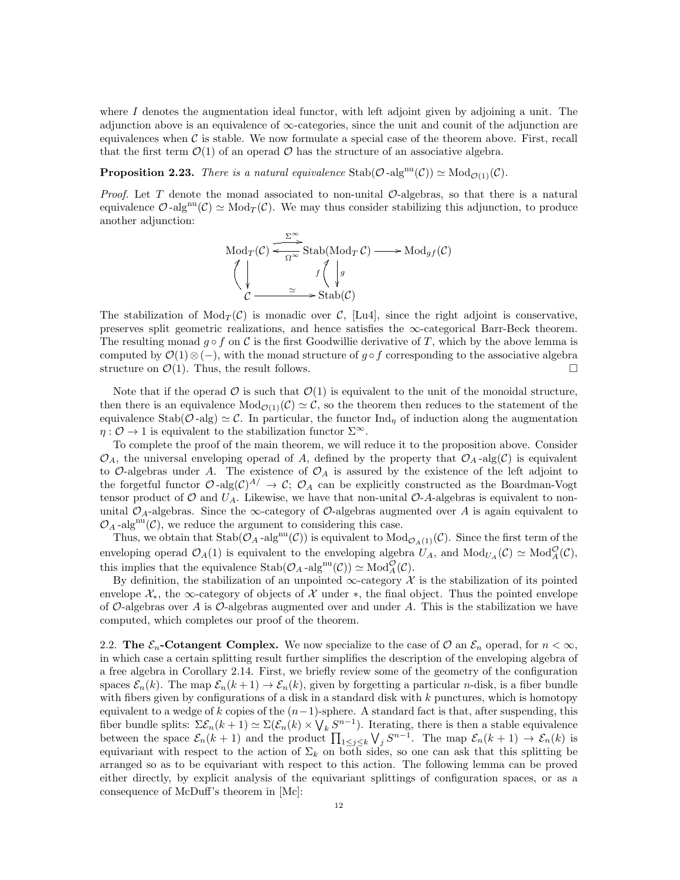where $I$ denotes the augmentation ideal functor, with left adjoint given by adjoining a unit. The adjunction above is an equivalence of $\infty$-categories, since the unit and counit of the adjunction are equivalences when $\mathcal{C}$ is stable. We now formulate a special case of the theorem above. First, recall that the first term $\mathcal{O}(1)$ of an operad $\mathcal{O}$ has the structure of an associative algebra.

**Proposition 2.23.** *There is a natural equivalence* $\mathrm{Stab}(\mathcal{O}\text{-alg}^{\mathrm{nu}}(\mathcal{C})) \simeq \mathrm{Mod}_{\mathcal{O}(1)}(\mathcal{C})$.

*Proof.* Let $T$ denote the monad associated to non-unital $\mathcal{O}$-algebras, so that there is a natural equivalence $\mathcal{O}\text{-alg}^{\mathrm{nu}}(\mathcal{C}) \simeq \mathrm{Mod}_T(\mathcal{C})$. We may thus consider stabilizing this adjunction, to produce another adjunction:

$$\begin{array}{ccccc}
\mathrm{Mod}_T(\mathcal{C}) & \underset{\Omega^\infty}{\overset{\Sigma^\infty}{\rightleftarrows}} & \mathrm{Stab}(\mathrm{Mod}_T\,\mathcal{C}) & \longrightarrow & \mathrm{Mod}_{gf}(\mathcal{C}) \\
\uparrow\downarrow & & f \uparrow\downarrow g & & \\
\mathcal{C} & \xrightarrow{\ \simeq\ } & \mathrm{Stab}(\mathcal{C}) & &
\end{array}$$

The stabilization of $\mathrm{Mod}_T(\mathcal{C})$ is monadic over $\mathcal{C}$, [Lu4], since the right adjoint is conservative, preserves split geometric realizations, and hence satisfies the $\infty$-categorical Barr-Beck theorem. The resulting monad $g \circ f$ on $\mathcal{C}$ is the first Goodwillie derivative of $T$, which by the above lemma is computed by $\mathcal{O}(1) \otimes (-)$, with the monad structure of $g \circ f$ corresponding to the associative algebra structure on $\mathcal{O}(1)$. Thus, the result follows. $\square$

Note that if the operad $\mathcal{O}$ is such that $\mathcal{O}(1)$ is equivalent to the unit of the monoidal structure, then there is an equivalence $\mathrm{Mod}_{\mathcal{O}(1)}(\mathcal{C}) \simeq \mathcal{C}$, so the theorem then reduces to the statement of the equivalence $\mathrm{Stab}(\mathcal{O}\text{-alg}) \simeq \mathcal{C}$. In particular, the functor $\mathrm{Ind}_\eta$ of induction along the augmentation $\eta : \mathcal{O} \to 1$ is equivalent to the stabilization functor $\Sigma^\infty$.

To complete the proof of the main theorem, we will reduce it to the proposition above. Consider $\mathcal{O}_A$, the universal enveloping operad of $A$, defined by the property that $\mathcal{O}_A\text{-alg}(\mathcal{C})$ is equivalent to $\mathcal{O}$-algebras under $A$. The existence of $\mathcal{O}_A$ is assured by the existence of the left adjoint to the forgetful functor $\mathcal{O}\text{-alg}(\mathcal{C})^{A/} \to \mathcal{C}$; $\mathcal{O}_A$ can be explicitly constructed as the Boardman-Vogt tensor product of $\mathcal{O}$ and $U_A$. Likewise, we have that non-unital $\mathcal{O}$-$A$-algebras is equivalent to non-unital $\mathcal{O}_A$-algebras. Since the $\infty$-category of $\mathcal{O}$-algebras augmented over $A$ is again equivalent to $\mathcal{O}_A\text{-alg}^{\mathrm{nu}}(\mathcal{C})$, we reduce the argument to considering this case.

Thus, we obtain that $\mathrm{Stab}(\mathcal{O}_A\text{-alg}^{\mathrm{nu}}(\mathcal{C}))$ is equivalent to $\mathrm{Mod}_{\mathcal{O}_A(1)}(\mathcal{C})$. Since the first term of the enveloping operad $\mathcal{O}_A(1)$ is equivalent to the enveloping algebra $U_A$, and $\mathrm{Mod}_{U_A}(\mathcal{C}) \simeq \mathrm{Mod}_A^{\mathcal{O}}(\mathcal{C})$, this implies that the equivalence $\mathrm{Stab}(\mathcal{O}_A\text{-alg}^{\mathrm{nu}}(\mathcal{C})) \simeq \mathrm{Mod}_A^{\mathcal{O}}(\mathcal{C})$.

By definition, the stabilization of an unpointed $\infty$-category $\mathcal{X}$ is the stabilization of its pointed envelope $\mathcal{X}_*$, the $\infty$-category of objects of $\mathcal{X}$ under $*$, the final object. Thus the pointed envelope of $\mathcal{O}$-algebras over $A$ is $\mathcal{O}$-algebras augmented over and under $A$. This is the stabilization we have computed, which completes our proof of the theorem.

2.2. **The $\mathcal{E}_n$-Cotangent Complex.** We now specialize to the case of $\mathcal{O}$ an $\mathcal{E}_n$ operad, for $n < \infty$, in which case a certain splitting result further simplifies the description of the enveloping algebra of a free algebra in Corollary 2.14. First, we briefly review some of the geometry of the configuration spaces $\mathcal{E}_n(k)$. The map $\mathcal{E}_n(k+1) \to \mathcal{E}_n(k)$, given by forgetting a particular $n$-disk, is a fiber bundle with fibers given by configurations of a disk in a standard disk with $k$ punctures, which is homotopy equivalent to a wedge of $k$ copies of the $(n-1)$-sphere. A standard fact is that, after suspending, this fiber bundle splits: $\Sigma\mathcal{E}_n(k+1) \simeq \Sigma(\mathcal{E}_n(k) \times \bigvee_k S^{n-1})$. Iterating, there is then a stable equivalence between the space $\mathcal{E}_n(k+1)$ and the product $\prod_{1 \leq j \leq k} \bigvee_j S^{n-1}$. The map $\mathcal{E}_n(k+1) \to \mathcal{E}_n(k)$ is equivariant with respect to the action of $\Sigma_k$ on both sides, so one can ask that this splitting be arranged so as to be equivariant with respect to this action. The following lemma can be proved either directly, by explicit analysis of the equivariant splittings of configuration spaces, or as a consequence of McDuff's theorem in [Mc]: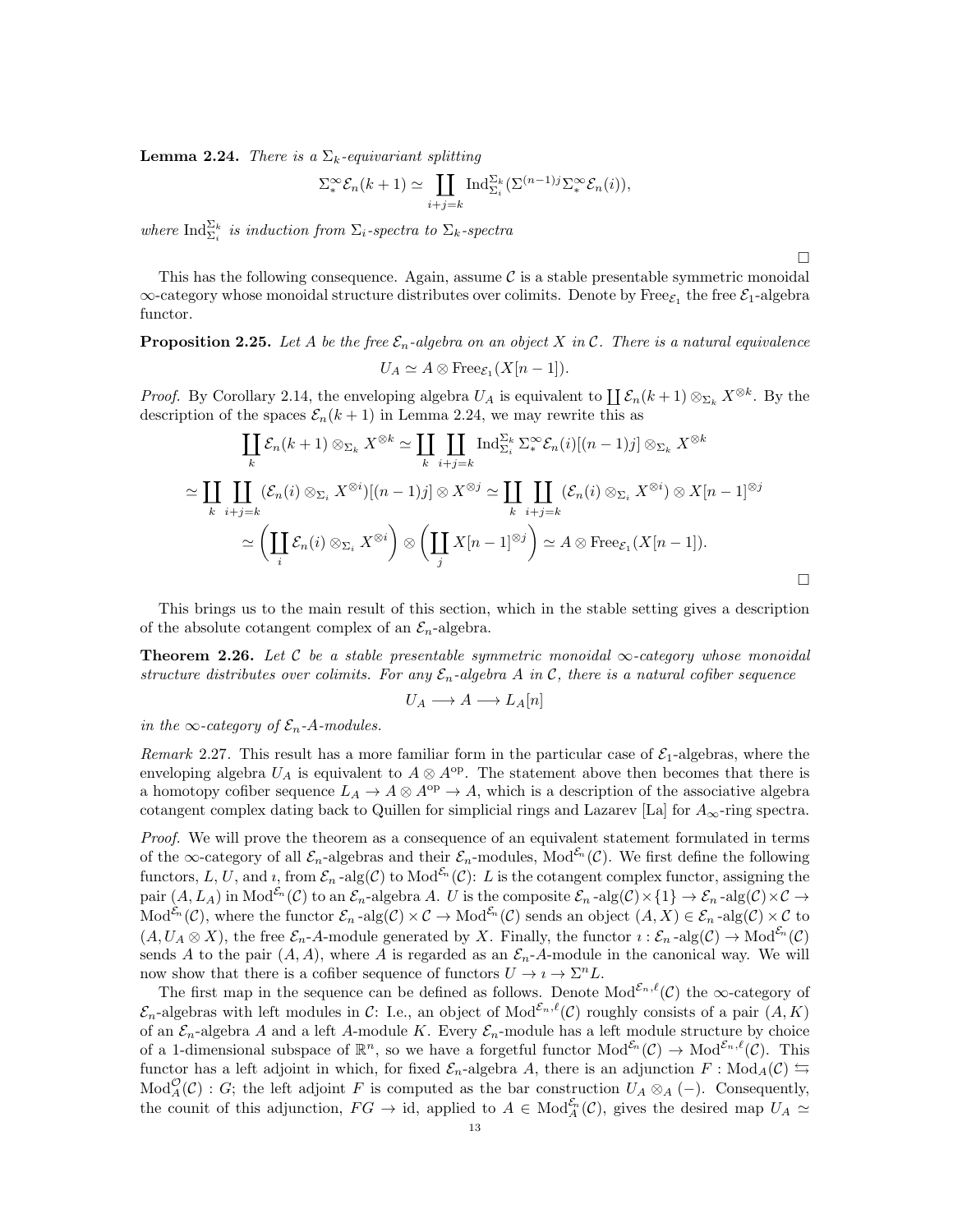**Lemma 2.24.** *There is a $\Sigma_k$-equivariant splitting*

$$\Sigma^\infty_* \mathcal{E}_n(k+1) \simeq \coprod_{i+j=k} \mathrm{Ind}^{\Sigma_k}_{\Sigma_i}(\Sigma^{(n-1)j}\Sigma^\infty_* \mathcal{E}_n(i)),$$

*where $\mathrm{Ind}^{\Sigma_k}_{\Sigma_i}$ is induction from $\Sigma_i$-spectra to $\Sigma_k$-spectra*

□

This has the following consequence. Again, assume $\mathcal{C}$ is a stable presentable symmetric monoidal $\infty$-category whose monoidal structure distributes over colimits. Denote by $\mathrm{Free}_{\mathcal{E}_1}$ the free $\mathcal{E}_1$-algebra functor.

**Proposition 2.25.** *Let $A$ be the free $\mathcal{E}_n$-algebra on an object $X$ in $\mathcal{C}$. There is a natural equivalence*

$$U_A \simeq A \otimes \mathrm{Free}_{\mathcal{E}_1}(X[n-1]).$$

*Proof.* By Corollary 2.14, the enveloping algebra $U_A$ is equivalent to $\coprod \mathcal{E}_n(k+1) \otimes_{\Sigma_k} X^{\otimes k}$. By the description of the spaces $\mathcal{E}_n(k+1)$ in Lemma 2.24, we may rewrite this as

$$\coprod_k \mathcal{E}_n(k+1) \otimes_{\Sigma_k} X^{\otimes k} \simeq \coprod_k \coprod_{i+j=k} \mathrm{Ind}^{\Sigma_k}_{\Sigma_i} \Sigma^\infty_* \mathcal{E}_n(i)[(n-1)j] \otimes_{\Sigma_k} X^{\otimes k}$$

$$\simeq \coprod_k \coprod_{i+j=k} (\mathcal{E}_n(i) \otimes_{\Sigma_i} X^{\otimes i})[(n-1)j] \otimes X^{\otimes j} \simeq \coprod_k \coprod_{i+j=k} (\mathcal{E}_n(i) \otimes_{\Sigma_i} X^{\otimes i}) \otimes X[n-1]^{\otimes j}$$

$$\simeq \left(\coprod_i \mathcal{E}_n(i) \otimes_{\Sigma_i} X^{\otimes i}\right) \otimes \left(\coprod_j X[n-1]^{\otimes j}\right) \simeq A \otimes \mathrm{Free}_{\mathcal{E}_1}(X[n-1]).$$

□

This brings us to the main result of this section, which in the stable setting gives a description of the absolute cotangent complex of an $\mathcal{E}_n$-algebra.

**Theorem 2.26.** *Let $\mathcal{C}$ be a stable presentable symmetric monoidal $\infty$-category whose monoidal structure distributes over colimits. For any $\mathcal{E}_n$-algebra $A$ in $\mathcal{C}$, there is a natural cofiber sequence*

$$U_A \longrightarrow A \longrightarrow L_A[n]$$

*in the $\infty$-category of $\mathcal{E}_n$-$A$-modules.*

*Remark* 2.27. This result has a more familiar form in the particular case of $\mathcal{E}_1$-algebras, where the enveloping algebra $U_A$ is equivalent to $A \otimes A^{\mathrm{op}}$. The statement above then becomes that there is a homotopy cofiber sequence $L_A \to A \otimes A^{\mathrm{op}} \to A$, which is a description of the associative algebra cotangent complex dating back to Quillen for simplicial rings and Lazarev [La] for $A_\infty$-ring spectra.

*Proof.* We will prove the theorem as a consequence of an equivalent statement formulated in terms of the $\infty$-category of all $\mathcal{E}_n$-algebras and their $\mathcal{E}_n$-modules, $\mathrm{Mod}^{\mathcal{E}_n}(\mathcal{C})$. We first define the following functors, $L$, $U$, and $\imath$, from $\mathcal{E}_n\text{-alg}(\mathcal{C})$ to $\mathrm{Mod}^{\mathcal{E}_n}(\mathcal{C})$: $L$ is the cotangent complex functor, assigning the pair $(A, L_A)$ in $\mathrm{Mod}^{\mathcal{E}_n}(\mathcal{C})$ to an $\mathcal{E}_n$-algebra $A$. $U$ is the composite $\mathcal{E}_n\text{-alg}(\mathcal{C}) \times \{1\} \to \mathcal{E}_n\text{-alg}(\mathcal{C}) \times \mathcal{C} \to \mathrm{Mod}^{\mathcal{E}_n}(\mathcal{C})$, where the functor $\mathcal{E}_n\text{-alg}(\mathcal{C}) \times \mathcal{C} \to \mathrm{Mod}^{\mathcal{E}_n}(\mathcal{C})$ sends an object $(A, X) \in \mathcal{E}_n\text{-alg}(\mathcal{C}) \times \mathcal{C}$ to $(A, U_A \otimes X)$, the free $\mathcal{E}_n$-$A$-module generated by $X$. Finally, the functor $\imath : \mathcal{E}_n\text{-alg}(\mathcal{C}) \to \mathrm{Mod}^{\mathcal{E}_n}(\mathcal{C})$ sends $A$ to the pair $(A, A)$, where $A$ is regarded as an $\mathcal{E}_n$-$A$-module in the canonical way. We will now show that there is a cofiber sequence of functors $U \to \imath \to \Sigma^n L$.

The first map in the sequence can be defined as follows. Denote $\mathrm{Mod}^{\mathcal{E}_n,\ell}(\mathcal{C})$ the $\infty$-category of $\mathcal{E}_n$-algebras with left modules in $\mathcal{C}$: I.e., an object of $\mathrm{Mod}^{\mathcal{E}_n,\ell}(\mathcal{C})$ roughly consists of a pair $(A, K)$ of an $\mathcal{E}_n$-algebra $A$ and a left $A$-module $K$. Every $\mathcal{E}_n$-module has a left module structure by choice of a 1-dimensional subspace of $\mathbb{R}^n$, so we have a forgetful functor $\mathrm{Mod}^{\mathcal{E}_n}(\mathcal{C}) \to \mathrm{Mod}^{\mathcal{E}_n,\ell}(\mathcal{C})$. This functor has a left adjoint in which, for fixed $\mathcal{E}_n$-algebra $A$, there is an adjunction $F : \mathrm{Mod}_A(\mathcal{C}) \leftrightarrows \mathrm{Mod}^{\mathcal{O}}_A(\mathcal{C}) : G$; the left adjoint $F$ is computed as the bar construction $U_A \otimes_A (-)$. Consequently, the counit of this adjunction, $FG \to \mathrm{id}$, applied to $A \in \mathrm{Mod}^{\mathcal{E}_n}_A(\mathcal{C})$, gives the desired map $U_A \simeq$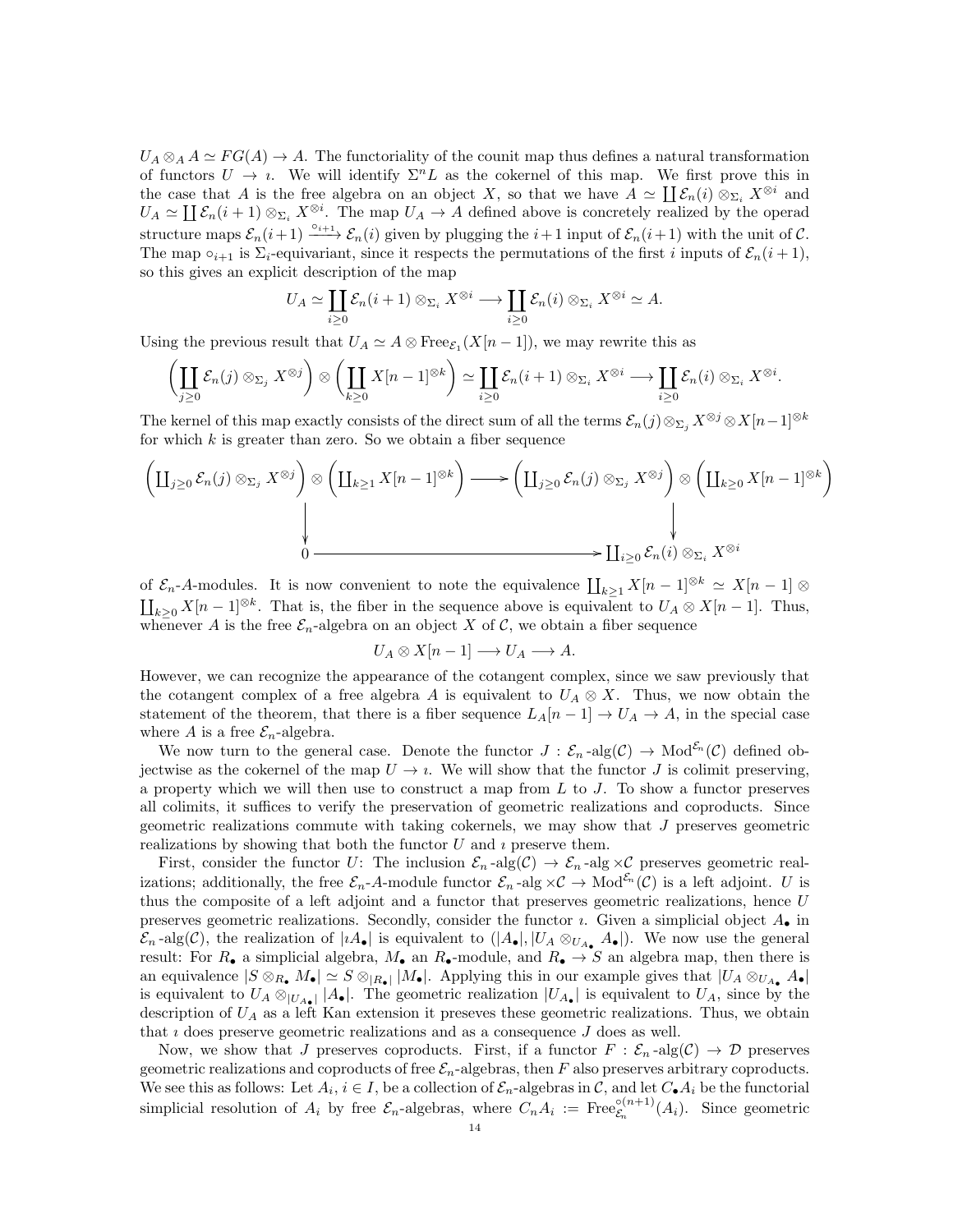$U_A \otimes_A A \simeq FG(A) \to A$. The functoriality of the counit map thus defines a natural transformation of functors $U \to \imath$. We will identify $\Sigma^n L$ as the cokernel of this map. We first prove this in the case that $A$ is the free algebra on an object $X$, so that we have $A \simeq \coprod \mathcal{E}_n(i) \otimes_{\Sigma_i} X^{\otimes i}$ and $U_A \simeq \coprod \mathcal{E}_n(i+1) \otimes_{\Sigma_i} X^{\otimes i}$. The map $U_A \to A$ defined above is concretely realized by the operad structure maps $\mathcal{E}_n(i+1) \xrightarrow{\circ_{i+1}} \mathcal{E}_n(i)$ given by plugging the $i+1$ input of $\mathcal{E}_n(i+1)$ with the unit of $\mathcal{C}$. The map $\circ_{i+1}$ is $\Sigma_i$-equivariant, since it respects the permutations of the first $i$ inputs of $\mathcal{E}_n(i+1)$, so this gives an explicit description of the map

$$U_A \simeq \coprod_{i\geq 0} \mathcal{E}_n(i+1) \otimes_{\Sigma_i} X^{\otimes i} \longrightarrow \coprod_{i\geq 0} \mathcal{E}_n(i) \otimes_{\Sigma_i} X^{\otimes i} \simeq A.$$

Using the previous result that $U_A \simeq A \otimes \mathrm{Free}_{\mathcal{E}_1}(X[n-1])$, we may rewrite this as

$$\left(\coprod_{j\geq 0} \mathcal{E}_n(j) \otimes_{\Sigma_j} X^{\otimes j}\right) \otimes \left(\coprod_{k\geq 0} X[n-1]^{\otimes k}\right) \simeq \coprod_{i\geq 0} \mathcal{E}_n(i+1) \otimes_{\Sigma_i} X^{\otimes i} \longrightarrow \coprod_{i\geq 0} \mathcal{E}_n(i) \otimes_{\Sigma_i} X^{\otimes i}.$$

The kernel of this map exactly consists of the direct sum of all the terms $\mathcal{E}_n(j) \otimes_{\Sigma_j} X^{\otimes j} \otimes X[n-1]^{\otimes k}$ for which $k$ is greater than zero. So we obtain a fiber sequence

$$\begin{array}{ccc}
\left(\coprod_{j\geq 0} \mathcal{E}_n(j) \otimes_{\Sigma_j} X^{\otimes j}\right) \otimes \left(\coprod_{k\geq 1} X[n-1]^{\otimes k}\right) & \longrightarrow & \left(\coprod_{j\geq 0} \mathcal{E}_n(j) \otimes_{\Sigma_j} X^{\otimes j}\right) \otimes \left(\coprod_{k\geq 0} X[n-1]^{\otimes k}\right) \\
\downarrow & & \downarrow \\
0 & \longrightarrow & \coprod_{i\geq 0} \mathcal{E}_n(i) \otimes_{\Sigma_i} X^{\otimes i}
\end{array}$$

of $\mathcal{E}_n$-$A$-modules. It is now convenient to note the equivalence $\coprod_{k\geq 1} X[n-1]^{\otimes k} \simeq X[n-1] \otimes \coprod_{k\geq 0} X[n-1]^{\otimes k}$. That is, the fiber in the sequence above is equivalent to $U_A \otimes X[n-1]$. Thus, whenever $A$ is the free $\mathcal{E}_n$-algebra on an object $X$ of $\mathcal{C}$, we obtain a fiber sequence

$$U_A \otimes X[n-1] \longrightarrow U_A \longrightarrow A.$$

However, we can recognize the appearance of the cotangent complex, since we saw previously that the cotangent complex of a free algebra $A$ is equivalent to $U_A \otimes X$. Thus, we now obtain the statement of the theorem, that there is a fiber sequence $L_A[n-1] \to U_A \to A$, in the special case where $A$ is a free $\mathcal{E}_n$-algebra.

We now turn to the general case. Denote the functor $J : \mathcal{E}_n\text{-alg}(\mathcal{C}) \to \mathrm{Mod}^{\mathcal{E}_n}(\mathcal{C})$ defined objectwise as the cokernel of the map $U \to \imath$. We will show that the functor $J$ is colimit preserving, a property which we will then use to construct a map from $L$ to $J$. To show a functor preserves all colimits, it suffices to verify the preservation of geometric realizations and coproducts. Since geometric realizations commute with taking cokernels, we may show that $J$ preserves geometric realizations by showing that both the functor $U$ and $\imath$ preserve them.

First, consider the functor $U$: The inclusion $\mathcal{E}_n\text{-alg}(\mathcal{C}) \to \mathcal{E}_n\text{-alg} \times \mathcal{C}$ preserves geometric realizations; additionally, the free $\mathcal{E}_n$-$A$-module functor $\mathcal{E}_n\text{-alg} \times \mathcal{C} \to \mathrm{Mod}^{\mathcal{E}_n}(\mathcal{C})$ is a left adjoint. $U$ is thus the composite of a left adjoint and a functor that preserves geometric realizations, hence $U$ preserves geometric realizations. Secondly, consider the functor $\imath$. Given a simplicial object $A_\bullet$ in $\mathcal{E}_n\text{-alg}(\mathcal{C})$, the realization of $|\imath A_\bullet|$ is equivalent to $(|A_\bullet|, |U_A \otimes_{U_{A_\bullet}} A_\bullet|)$. We now use the general result: For $R_\bullet$ a simplicial algebra, $M_\bullet$ an $R_\bullet$-module, and $R_\bullet \to S$ an algebra map, then there is an equivalence $|S \otimes_{R_\bullet} M_\bullet| \simeq S \otimes_{|R_\bullet|} |M_\bullet|$. Applying this in our example gives that $|U_A \otimes_{U_{A_\bullet}} A_\bullet|$ is equivalent to $U_A \otimes_{|U_{A_\bullet}|} |A_\bullet|$. The geometric realization $|U_{A_\bullet}|$ is equivalent to $U_A$, since by the description of $U_A$ as a left Kan extension it preseves these geometric realizations. Thus, we obtain that $\imath$ does preserve geometric realizations and as a consequence $J$ does as well.

Now, we show that $J$ preserves coproducts. First, if a functor $F : \mathcal{E}_n\text{-alg}(\mathcal{C}) \to \mathcal{D}$ preserves geometric realizations and coproducts of free $\mathcal{E}_n$-algebras, then $F$ also preserves arbitrary coproducts. We see this as follows: Let $A_i$, $i \in I$, be a collection of $\mathcal{E}_n$-algebras in $\mathcal{C}$, and let $C_\bullet A_i$ be the functorial simplicial resolution of $A_i$ by free $\mathcal{E}_n$-algebras, where $C_n A_i := \mathrm{Free}_{\mathcal{E}_n}^{\circ(n+1)}(A_i)$. Since geometric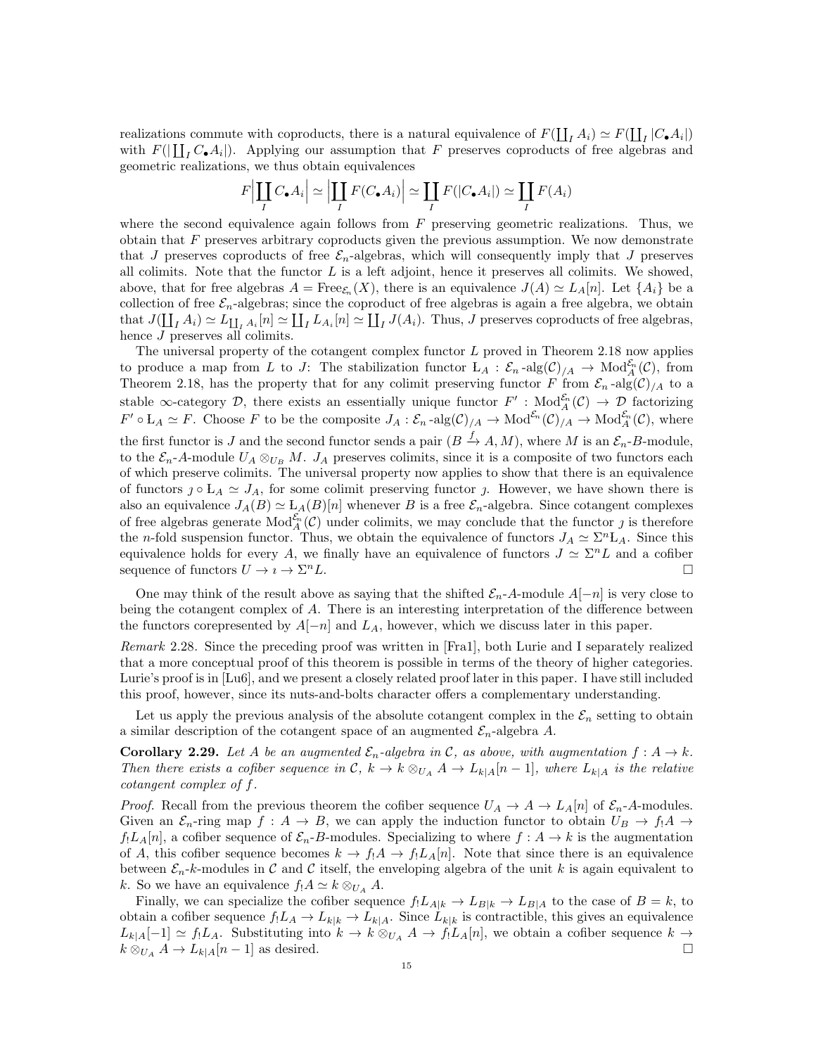realizations commute with coproducts, there is a natural equivalence of $F(\coprod_I A_i) \simeq F(\coprod_I |C_\bullet A_i|)$ with $F(|\coprod_I C_\bullet A_i|)$. Applying our assumption that $F$ preserves coproducts of free algebras and geometric realizations, we thus obtain equivalences

$$F\Big|\coprod_I C_\bullet A_i\Big| \simeq \Big|\coprod_I F(C_\bullet A_i)\Big| \simeq \coprod_I F(|C_\bullet A_i|) \simeq \coprod_I F(A_i)$$

where the second equivalence again follows from $F$ preserving geometric realizations. Thus, we obtain that $F$ preserves arbitrary coproducts given the previous assumption. We now demonstrate that $J$ preserves coproducts of free $\mathcal{E}_n$-algebras, which will consequently imply that $J$ preserves all colimits. Note that the functor $L$ is a left adjoint, hence it preserves all colimits. We showed, above, that for free algebras $A = \mathrm{Free}_{\mathcal{E}_n}(X)$, there is an equivalence $J(A) \simeq L_A[n]$. Let $\{A_i\}$ be a collection of free $\mathcal{E}_n$-algebras; since the coproduct of free algebras is again a free algebra, we obtain that $J(\coprod_I A_i) \simeq L_{\coprod_I A_i}[n] \simeq \coprod_I L_{A_i}[n] \simeq \coprod_I J(A_i)$. Thus, $J$ preserves coproducts of free algebras, hence $J$ preserves all colimits.

The universal property of the cotangent complex functor $L$ proved in Theorem 2.18 now applies to produce a map from $L$ to $J$: The stabilization functor $\mathrm{L}_A : \mathcal{E}_n\text{-alg}(\mathcal{C})_{/A} \to \mathrm{Mod}_A^{\mathcal{E}_n}(\mathcal{C})$, from Theorem 2.18, has the property that for any colimit preserving functor $F$ from $\mathcal{E}_n\text{-alg}(\mathcal{C})_{/A}$ to a stable $\infty$-category $\mathcal{D}$, there exists an essentially unique functor $F' : \mathrm{Mod}_A^{\mathcal{E}_n}(\mathcal{C}) \to \mathcal{D}$ factorizing $F' \circ \mathrm{L}_A \simeq F$. Choose $F$ to be the composite $J_A : \mathcal{E}_n\text{-alg}(\mathcal{C})_{/A} \to \mathrm{Mod}^{\mathcal{E}_n}(\mathcal{C})_{/A} \to \mathrm{Mod}_A^{\mathcal{E}_n}(\mathcal{C})$, where the first functor is $J$ and the second functor sends a pair $(B \xrightarrow{f} A, M)$, where $M$ is an $\mathcal{E}_n$-$B$-module, to the $\mathcal{E}_n$-$A$-module $U_A \otimes_{U_B} M$. $J_A$ preserves colimits, since it is a composite of two functors each of which preserve colimits. The universal property now applies to show that there is an equivalence of functors $\jmath \circ \mathrm{L}_A \simeq J_A$, for some colimit preserving functor $\jmath$. However, we have shown there is also an equivalence $J_A(B) \simeq \mathrm{L}_A(B)[n]$ whenever $B$ is a free $\mathcal{E}_n$-algebra. Since cotangent complexes of free algebras generate $\mathrm{Mod}_A^{\mathcal{E}_n}(\mathcal{C})$ under colimits, we may conclude that the functor $\jmath$ is therefore the $n$-fold suspension functor. Thus, we obtain the equivalence of functors $J_A \simeq \Sigma^n \mathrm{L}_A$. Since this equivalence holds for every $A$, we finally have an equivalence of functors $J \simeq \Sigma^n L$ and a cofiber sequence of functors $U \to \imath \to \Sigma^n L$. □

One may think of the result above as saying that the shifted $\mathcal{E}_n$-$A$-module $A[-n]$ is very close to being the cotangent complex of $A$. There is an interesting interpretation of the difference between the functors corepresented by $A[-n]$ and $L_A$, however, which we discuss later in this paper.

*Remark* 2.28. Since the preceding proof was written in [Fra1], both Lurie and I separately realized that a more conceptual proof of this theorem is possible in terms of the theory of higher categories. Lurie's proof is in [Lu6], and we present a closely related proof later in this paper. I have still included this proof, however, since its nuts-and-bolts character offers a complementary understanding.

Let us apply the previous analysis of the absolute cotangent complex in the $\mathcal{E}_n$ setting to obtain a similar description of the cotangent space of an augmented $\mathcal{E}_n$-algebra $A$.

**Corollary 2.29.** *Let $A$ be an augmented $\mathcal{E}_n$-algebra in $\mathcal{C}$, as above, with augmentation $f : A \to k$. Then there exists a cofiber sequence in $\mathcal{C}$, $k \to k \otimes_{U_A} A \to L_{k|A}[n-1]$, where $L_{k|A}$ is the relative cotangent complex of $f$.*

*Proof.* Recall from the previous theorem the cofiber sequence $U_A \to A \to L_A[n]$ of $\mathcal{E}_n$-$A$-modules. Given an $\mathcal{E}_n$-ring map $f : A \to B$, we can apply the induction functor to obtain $U_B \to f_!A \to f_!L_A[n]$, a cofiber sequence of $\mathcal{E}_n$-$B$-modules. Specializing to where $f : A \to k$ is the augmentation of $A$, this cofiber sequence becomes $k \to f_!A \to f_!L_A[n]$. Note that since there is an equivalence between $\mathcal{E}_n$-$k$-modules in $\mathcal{C}$ and $\mathcal{C}$ itself, the enveloping algebra of the unit $k$ is again equivalent to $k$. So we have an equivalence $f_!A \simeq k \otimes_{U_A} A$.

Finally, we can specialize the cofiber sequence $f_!L_{A|k} \to L_{B|k} \to L_{B|A}$ to the case of $B = k$, to obtain a cofiber sequence $f_!L_A \to L_{k|k} \to L_{k|A}$. Since $L_{k|k}$ is contractible, this gives an equivalence $L_{k|A}[-1] \simeq f_!L_A$. Substituting into $k \to k \otimes_{U_A} A \to f_!L_A[n]$, we obtain a cofiber sequence $k \to k \otimes_{U_A} A \to L_{k|A}[n-1]$ as desired. □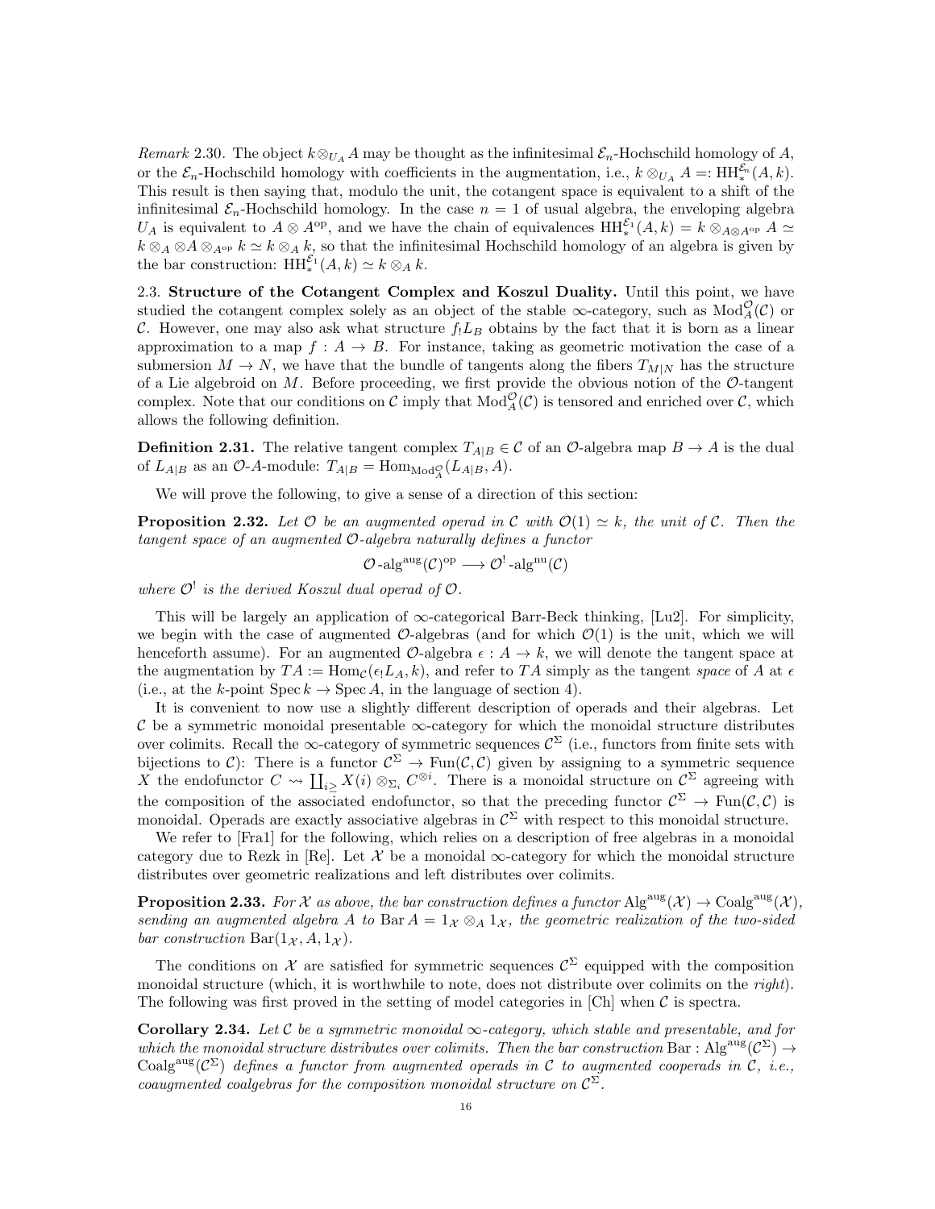*Remark* 2.30. The object $k\otimes_{U_A} A$ may be thought as the infinitesimal $\mathcal{E}_n$-Hochschild homology of $A$, or the $\mathcal{E}_n$-Hochschild homology with coefficients in the augmentation, i.e., $k\otimes_{U_A} A =: \mathrm{HH}_*^{\mathcal{E}_n}(A,k)$. This result is then saying that, modulo the unit, the cotangent space is equivalent to a shift of the infinitesimal $\mathcal{E}_n$-Hochschild homology. In the case $n=1$ of usual algebra, the enveloping algebra $U_A$ is equivalent to $A\otimes A^{\mathrm{op}}$, and we have the chain of equivalences $\mathrm{HH}_*^{\mathcal{E}_1}(A,k) = k\otimes_{A\otimes A^{\mathrm{op}}} A \simeq k\otimes_A \otimes A\otimes_{A^{\mathrm{op}}} k \simeq k\otimes_A k$, so that the infinitesimal Hochschild homology of an algebra is given by the bar construction: $\mathrm{HH}_*^{\mathcal{E}_1}(A,k)\simeq k\otimes_A k$.

## 2.3. Structure of the Cotangent Complex and Koszul Duality.

Until this point, we have studied the cotangent complex solely as an object of the stable $\infty$-category, such as $\mathrm{Mod}_A^{\mathcal{O}}(\mathcal{C})$ or $\mathcal{C}$. However, one may also ask what structure $f_!L_B$ obtains by the fact that it is born as a linear approximation to a map $f: A\to B$. For instance, taking as geometric motivation the case of a submersion $M\to N$, we have that the bundle of tangents along the fibers $T_{M|N}$ has the structure of a Lie algebroid on $M$. Before proceeding, we first provide the obvious notion of the $\mathcal{O}$-tangent complex. Note that our conditions on $\mathcal{C}$ imply that $\mathrm{Mod}_A^{\mathcal{O}}(\mathcal{C})$ is tensored and enriched over $\mathcal{C}$, which allows the following definition.

**Definition 2.31.** The relative tangent complex $T_{A|B}\in\mathcal{C}$ of an $\mathcal{O}$-algebra map $B\to A$ is the dual of $L_{A|B}$ as an $\mathcal{O}$-$A$-module: $T_{A|B} = \mathrm{Hom}_{\mathrm{Mod}_A^{\mathcal{O}}}(L_{A|B},A)$.

We will prove the following, to give a sense of a direction of this section:

**Proposition 2.32.** *Let $\mathcal{O}$ be an augmented operad in $\mathcal{C}$ with $\mathcal{O}(1)\simeq k$, the unit of $\mathcal{C}$. Then the tangent space of an augmented $\mathcal{O}$-algebra naturally defines a functor*

$$\mathcal{O}\text{-}\mathrm{alg}^{\mathrm{aug}}(\mathcal{C})^{\mathrm{op}} \longrightarrow \mathcal{O}^!\text{-}\mathrm{alg}^{\mathrm{nu}}(\mathcal{C})$$

*where $\mathcal{O}^!$ is the derived Koszul dual operad of $\mathcal{O}$.*

This will be largely an application of $\infty$-categorical Barr-Beck thinking, [Lu2]. For simplicity, we begin with the case of augmented $\mathcal{O}$-algebras (and for which $\mathcal{O}(1)$ is the unit, which we will henceforth assume). For an augmented $\mathcal{O}$-algebra $\epsilon: A\to k$, we will denote the tangent space at the augmentation by $TA := \mathrm{Hom}_{\mathcal{C}}(\epsilon_! L_A, k)$, and refer to $TA$ simply as the tangent *space* of $A$ at $\epsilon$ (i.e., at the $k$-point $\mathrm{Spec}\, k\to \mathrm{Spec}\, A$, in the language of section 4).

It is convenient to now use a slightly different description of operads and their algebras. Let $\mathcal{C}$ be a symmetric monoidal presentable $\infty$-category for which the monoidal structure distributes over colimits. Recall the $\infty$-category of symmetric sequences $\mathcal{C}^\Sigma$ (i.e., functors from finite sets with bijections to $\mathcal{C}$): There is a functor $\mathcal{C}^\Sigma\to\mathrm{Fun}(\mathcal{C},\mathcal{C})$ given by assigning to a symmetric sequence $X$ the endofunctor $C\rightsquigarrow \coprod_{i\geq} X(i)\otimes_{\Sigma_i} C^{\otimes i}$. There is a monoidal structure on $\mathcal{C}^\Sigma$ agreeing with the composition of the associated endofunctor, so that the preceding functor $\mathcal{C}^\Sigma\to\mathrm{Fun}(\mathcal{C},\mathcal{C})$ is monoidal. Operads are exactly associative algebras in $\mathcal{C}^\Sigma$ with respect to this monoidal structure.

We refer to [Fra1] for the following, which relies on a description of free algebras in a monoidal category due to Rezk in [Re]. Let $\mathcal{X}$ be a monoidal $\infty$-category for which the monoidal structure distributes over geometric realizations and left distributes over colimits.

**Proposition 2.33.** *For $\mathcal{X}$ as above, the bar construction defines a functor $\mathrm{Alg}^{\mathrm{aug}}(\mathcal{X})\to\mathrm{Coalg}^{\mathrm{aug}}(\mathcal{X})$, sending an augmented algebra $A$ to $\mathrm{Bar}\, A = 1_{\mathcal{X}}\otimes_A 1_{\mathcal{X}}$, the geometric realization of the two-sided bar construction $\mathrm{Bar}(1_{\mathcal{X}},A,1_{\mathcal{X}})$.*

The conditions on $\mathcal{X}$ are satisfied for symmetric sequences $\mathcal{C}^\Sigma$ equipped with the composition monoidal structure (which, it is worthwhile to note, does not distribute over colimits on the *right*). The following was first proved in the setting of model categories in [Ch] when $\mathcal{C}$ is spectra.

**Corollary 2.34.** *Let $\mathcal{C}$ be a symmetric monoidal $\infty$-category, which stable and presentable, and for which the monoidal structure distributes over colimits. Then the bar construction $\mathrm{Bar}:\mathrm{Alg}^{\mathrm{aug}}(\mathcal{C}^\Sigma)\to\mathrm{Coalg}^{\mathrm{aug}}(\mathcal{C}^\Sigma)$ defines a functor from augmented operads in $\mathcal{C}$ to augmented cooperads in $\mathcal{C}$, i.e., coaugmented coalgebras for the composition monoidal structure on $\mathcal{C}^\Sigma$.*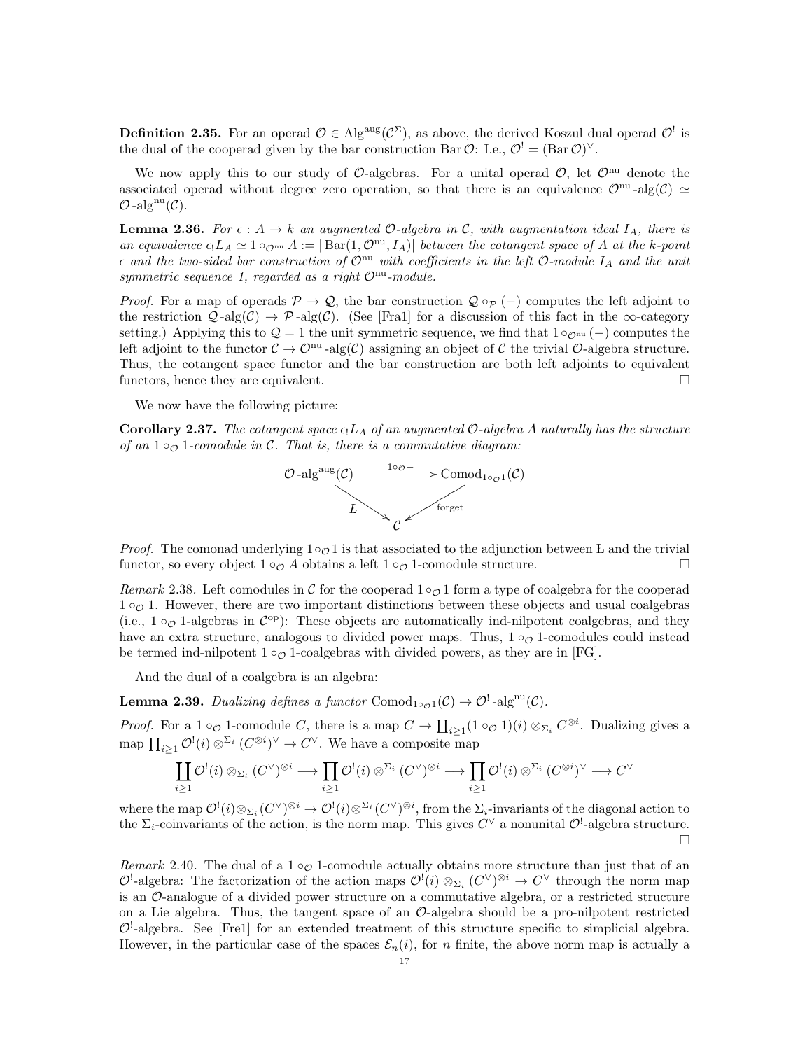**Definition 2.35.** For an operad $\mathcal{O} \in \mathrm{Alg}^{\mathrm{aug}}(\mathcal{C}^\Sigma)$, as above, the derived Koszul dual operad $\mathcal{O}^!$ is the dual of the cooperad given by the bar construction $\mathrm{Bar}\,\mathcal{O}$: I.e., $\mathcal{O}^! = (\mathrm{Bar}\,\mathcal{O})^\vee$.

We now apply this to our study of $\mathcal{O}$-algebras. For a unital operad $\mathcal{O}$, let $\mathcal{O}^{\mathrm{nu}}$ denote the associated operad without degree zero operation, so that there is an equivalence $\mathcal{O}^{\mathrm{nu}}\text{-alg}(\mathcal{C}) \simeq \mathcal{O}\text{-alg}^{\mathrm{nu}}(\mathcal{C})$.

**Lemma 2.36.** *For $\epsilon : A \to k$ an augmented $\mathcal{O}$-algebra in $\mathcal{C}$, with augmentation ideal $I_A$, there is an equivalence $\epsilon_! L_A \simeq 1 \circ_{\mathcal{O}^{\mathrm{nu}}} A := |\mathrm{Bar}(1, \mathcal{O}^{\mathrm{nu}}, I_A)|$ between the cotangent space of $A$ at the $k$-point $\epsilon$ and the two-sided bar construction of $\mathcal{O}^{\mathrm{nu}}$ with coefficients in the left $\mathcal{O}$-module $I_A$ and the unit symmetric sequence 1, regarded as a right $\mathcal{O}^{\mathrm{nu}}$-module.*

*Proof.* For a map of operads $\mathcal{P} \to \mathcal{Q}$, the bar construction $\mathcal{Q} \circ_{\mathcal{P}} (-)$ computes the left adjoint to the restriction $\mathcal{Q}\text{-alg}(\mathcal{C}) \to \mathcal{P}\text{-alg}(\mathcal{C})$. (See [Fra1] for a discussion of this fact in the $\infty$-category setting.) Applying this to $\mathcal{Q} = 1$ the unit symmetric sequence, we find that $1 \circ_{\mathcal{O}^{\mathrm{nu}}} (-)$ computes the left adjoint to the functor $\mathcal{C} \to \mathcal{O}^{\mathrm{nu}}\text{-alg}(\mathcal{C})$ assigning an object of $\mathcal{C}$ the trivial $\mathcal{O}$-algebra structure. Thus, the cotangent space functor and the bar construction are both left adjoints to equivalent functors, hence they are equivalent. $\square$

We now have the following picture:

**Corollary 2.37.** *The cotangent space $\epsilon_! L_A$ of an augmented $\mathcal{O}$-algebra $A$ naturally has the structure of an $1 \circ_{\mathcal{O}} 1$-comodule in $\mathcal{C}$. That is, there is a commutative diagram:*

$$\begin{array}{ccc} \mathcal{O}\text{-alg}^{\mathrm{aug}}(\mathcal{C}) & \xrightarrow{1 \circ_{\mathcal{O}} -} & \mathrm{Comod}_{1 \circ_{\mathcal{O}} 1}(\mathcal{C}) \\ & {\scriptstyle L} \searrow \quad \swarrow {\scriptstyle \text{forget}} & \\ & \mathcal{C} & \end{array}$$

*Proof.* The comonad underlying $1 \circ_{\mathcal{O}} 1$ is that associated to the adjunction between L and the trivial functor, so every object $1 \circ_{\mathcal{O}} A$ obtains a left $1 \circ_{\mathcal{O}} 1$-comodule structure. $\square$

*Remark* 2.38. Left comodules in $\mathcal{C}$ for the cooperad $1 \circ_{\mathcal{O}} 1$ form a type of coalgebra for the cooperad $1 \circ_{\mathcal{O}} 1$. However, there are two important distinctions between these objects and usual coalgebras (i.e., $1 \circ_{\mathcal{O}} 1$-algebras in $\mathcal{C}^{\mathrm{op}}$): These objects are automatically ind-nilpotent coalgebras, and they have an extra structure, analogous to divided power maps. Thus, $1 \circ_{\mathcal{O}} 1$-comodules could instead be termed ind-nilpotent $1 \circ_{\mathcal{O}} 1$-coalgebras with divided powers, as they are in [FG].

And the dual of a coalgebra is an algebra:

**Lemma 2.39.** *Dualizing defines a functor $\mathrm{Comod}_{1 \circ_{\mathcal{O}} 1}(\mathcal{C}) \to \mathcal{O}^!\text{-alg}^{\mathrm{nu}}(\mathcal{C})$.*

*Proof.* For a $1 \circ_{\mathcal{O}} 1$-comodule $C$, there is a map $C \to \coprod_{i \geq 1} (1 \circ_{\mathcal{O}} 1)(i) \otimes_{\Sigma_i} C^{\otimes i}$. Dualizing gives a map $\prod_{i \geq 1} \mathcal{O}^!(i) \otimes^{\Sigma_i} (C^{\otimes i})^\vee \to C^\vee$. We have a composite map

$$\coprod_{i \geq 1} \mathcal{O}^!(i) \otimes_{\Sigma_i} (C^\vee)^{\otimes i} \longrightarrow \prod_{i \geq 1} \mathcal{O}^!(i) \otimes^{\Sigma_i} (C^\vee)^{\otimes i} \longrightarrow \prod_{i \geq 1} \mathcal{O}^!(i) \otimes^{\Sigma_i} (C^{\otimes i})^\vee \longrightarrow C^\vee$$

where the map $\mathcal{O}^!(i) \otimes_{\Sigma_i} (C^\vee)^{\otimes i} \to \mathcal{O}^!(i) \otimes^{\Sigma_i} (C^\vee)^{\otimes i}$, from the $\Sigma_i$-invariants of the diagonal action to the $\Sigma_i$-coinvariants of the action, is the norm map. This gives $C^\vee$ a nonunital $\mathcal{O}^!$-algebra structure. $\square$

*Remark* 2.40. The dual of a $1 \circ_{\mathcal{O}} 1$-comodule actually obtains more structure than just that of an $\mathcal{O}^!$-algebra: The factorization of the action maps $\mathcal{O}^!(i) \otimes_{\Sigma_i} (C^\vee)^{\otimes i} \to C^\vee$ through the norm map is an $\mathcal{O}$-analogue of a divided power structure on a commutative algebra, or a restricted structure on a Lie algebra. Thus, the tangent space of an $\mathcal{O}$-algebra should be a pro-nilpotent restricted $\mathcal{O}^!$-algebra. See [Fre1] for an extended treatment of this structure specific to simplicial algebra. However, in the particular case of the spaces $\mathcal{E}_n(i)$, for $n$ finite, the above norm map is actually a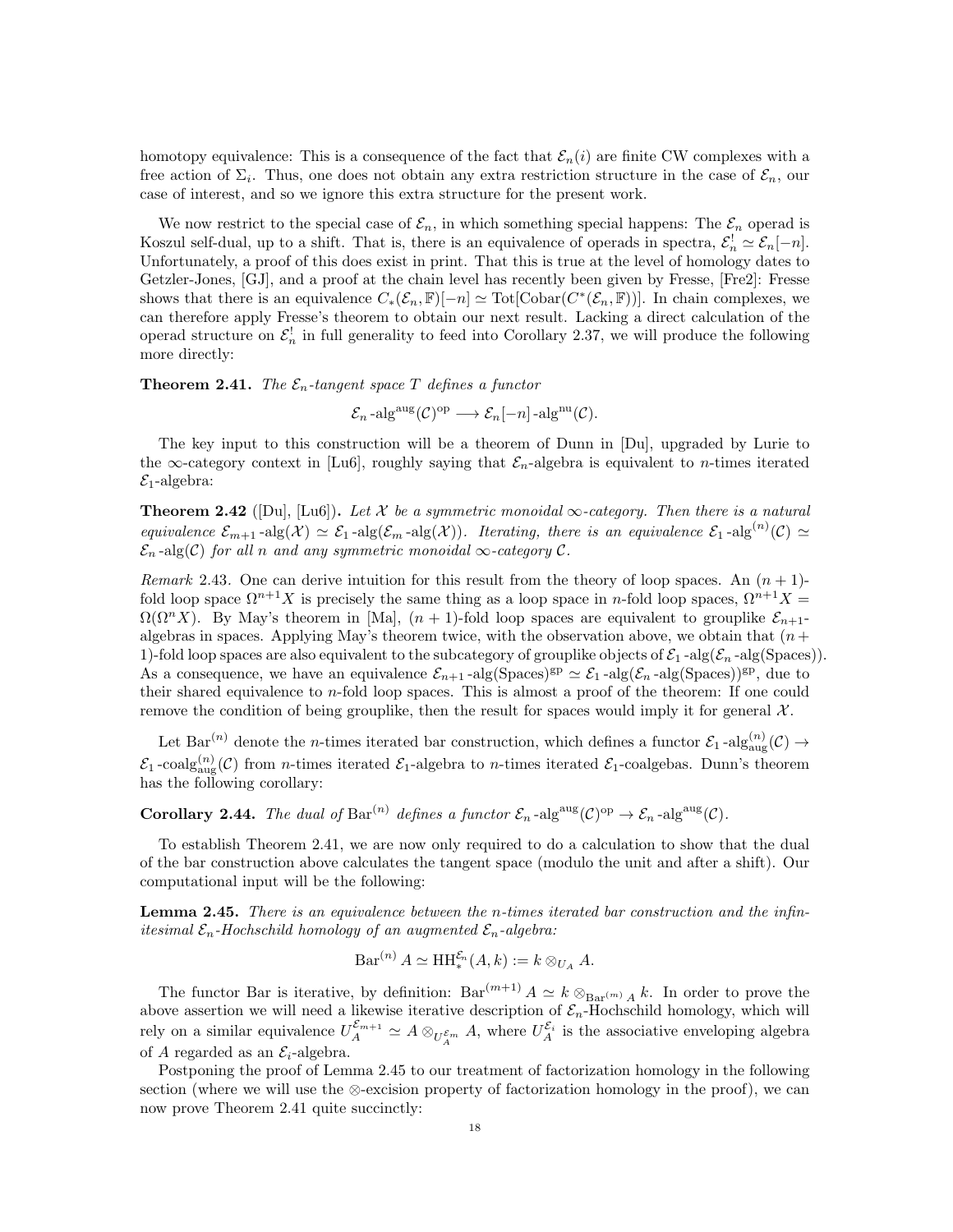homotopy equivalence: This is a consequence of the fact that $\mathcal{E}_n(i)$ are finite CW complexes with a free action of $\Sigma_i$. Thus, one does not obtain any extra restriction structure in the case of $\mathcal{E}_n$, our case of interest, and so we ignore this extra structure for the present work.

We now restrict to the special case of $\mathcal{E}_n$, in which something special happens: The $\mathcal{E}_n$ operad is Koszul self-dual, up to a shift. That is, there is an equivalence of operads in spectra, $\mathcal{E}_n^! \simeq \mathcal{E}_n[-n]$. Unfortunately, a proof of this does exist in print. That this is true at the level of homology dates to Getzler-Jones, [GJ], and a proof at the chain level has recently been given by Fresse, [Fre2]: Fresse shows that there is an equivalence $C_*(\mathcal{E}_n, \mathbb{F})[-n] \simeq \mathrm{Tot}[\mathrm{Cobar}(C^*(\mathcal{E}_n, \mathbb{F}))]$. In chain complexes, we can therefore apply Fresse's theorem to obtain our next result. Lacking a direct calculation of the operad structure on $\mathcal{E}_n^!$ in full generality to feed into Corollary 2.37, we will produce the following more directly:

**Theorem 2.41.** *The $\mathcal{E}_n$-tangent space $T$ defines a functor*

$$\mathcal{E}_n\text{-alg}^{\mathrm{aug}}(\mathcal{C})^{\mathrm{op}} \longrightarrow \mathcal{E}_n[-n]\text{-alg}^{\mathrm{nu}}(\mathcal{C}).$$

The key input to this construction will be a theorem of Dunn in [Du], upgraded by Lurie to the $\infty$-category context in [Lu6], roughly saying that $\mathcal{E}_n$-algebra is equivalent to $n$-times iterated $\mathcal{E}_1$-algebra:

**Theorem 2.42** ([Du], [Lu6])**.** *Let $\mathcal{X}$ be a symmetric monoidal $\infty$-category. Then there is a natural equivalence $\mathcal{E}_{m+1}\text{-alg}(\mathcal{X}) \simeq \mathcal{E}_1\text{-alg}(\mathcal{E}_m\text{-alg}(\mathcal{X}))$. Iterating, there is an equivalence $\mathcal{E}_1\text{-alg}^{(n)}(\mathcal{C}) \simeq \mathcal{E}_n\text{-alg}(\mathcal{C})$ for all $n$ and any symmetric monoidal $\infty$-category $\mathcal{C}$.*

*Remark* 2.43. One can derive intuition for this result from the theory of loop spaces. An $(n+1)$-fold loop space $\Omega^{n+1}X$ is precisely the same thing as a loop space in $n$-fold loop spaces, $\Omega^{n+1}X = \Omega(\Omega^n X)$. By May's theorem in [Ma], $(n+1)$-fold loop spaces are equivalent to grouplike $\mathcal{E}_{n+1}$-algebras in spaces. Applying May's theorem twice, with the observation above, we obtain that $(n+1)$-fold loop spaces are also equivalent to the subcategory of grouplike objects of $\mathcal{E}_1\text{-alg}(\mathcal{E}_n\text{-alg}(\mathrm{Spaces}))$. As a consequence, we have an equivalence $\mathcal{E}_{n+1}\text{-alg}(\mathrm{Spaces})^{\mathrm{gp}} \simeq \mathcal{E}_1\text{-alg}(\mathcal{E}_n\text{-alg}(\mathrm{Spaces}))^{\mathrm{gp}}$, due to their shared equivalence to $n$-fold loop spaces. This is almost a proof of the theorem: If one could remove the condition of being grouplike, then the result for spaces would imply it for general $\mathcal{X}$.

Let $\mathrm{Bar}^{(n)}$ denote the $n$-times iterated bar construction, which defines a functor $\mathcal{E}_1\text{-alg}^{(n)}_{\mathrm{aug}}(\mathcal{C}) \to \mathcal{E}_1\text{-coalg}^{(n)}_{\mathrm{aug}}(\mathcal{C})$ from $n$-times iterated $\mathcal{E}_1$-algebra to $n$-times iterated $\mathcal{E}_1$-coalgebas. Dunn's theorem has the following corollary:

**Corollary 2.44.** *The dual of $\mathrm{Bar}^{(n)}$ defines a functor $\mathcal{E}_n\text{-alg}^{\mathrm{aug}}(\mathcal{C})^{\mathrm{op}} \to \mathcal{E}_n\text{-alg}^{\mathrm{aug}}(\mathcal{C})$.*

To establish Theorem 2.41, we are now only required to do a calculation to show that the dual of the bar construction above calculates the tangent space (modulo the unit and after a shift). Our computational input will be the following:

**Lemma 2.45.** *There is an equivalence between the $n$-times iterated bar construction and the infinitesimal $\mathcal{E}_n$-Hochschild homology of an augmented $\mathcal{E}_n$-algebra:*

$$\mathrm{Bar}^{(n)} A \simeq \mathrm{HH}_*^{\mathcal{E}_n}(A, k) := k \otimes_{U_A} A.$$

The functor Bar is iterative, by definition: $\mathrm{Bar}^{(m+1)} A \simeq k \otimes_{\mathrm{Bar}^{(m)} A} k$. In order to prove the above assertion we will need a likewise iterative description of $\mathcal{E}_n$-Hochschild homology, which will rely on a similar equivalence $U_A^{\mathcal{E}_{m+1}} \simeq A \otimes_{U_A^{\mathcal{E}_m}} A$, where $U_A^{\mathcal{E}_i}$ is the associative enveloping algebra of $A$ regarded as an $\mathcal{E}_i$-algebra.

Postponing the proof of Lemma 2.45 to our treatment of factorization homology in the following section (where we will use the $\otimes$-excision property of factorization homology in the proof), we can now prove Theorem 2.41 quite succinctly: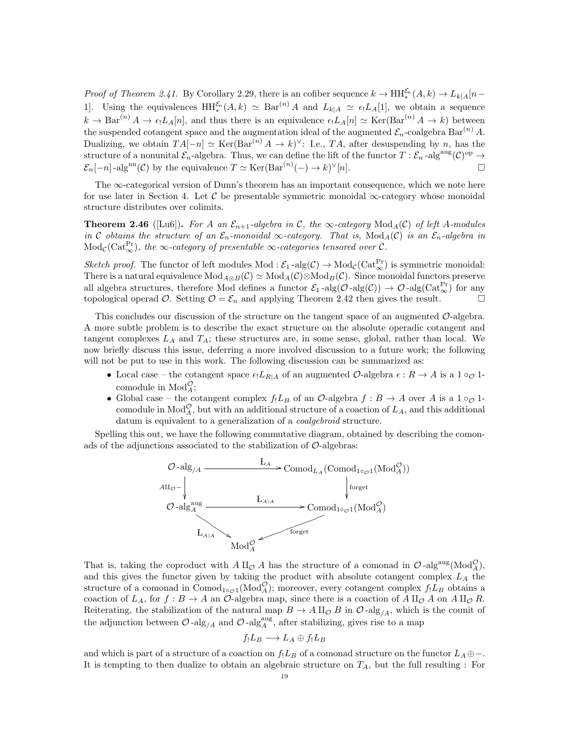*Proof of Theorem 2.41.* By Corollary 2.29, there is an cofiber sequence $k \to \mathrm{HH}_*^{\mathcal{E}_n}(A,k) \to L_{k|A}[n-1]$. Using the equivalences $\mathrm{HH}_*^{\mathcal{E}_n}(A,k) \simeq \mathrm{Bar}^{(n)} A$ and $L_{k|A} \simeq \epsilon_! L_A[1]$, we obtain a sequence $k \to \mathrm{Bar}^{(n)} A \to \epsilon_! L_A[n]$, and thus there is an equivalence $\epsilon_! L_A[n] \simeq \mathrm{Ker}(\mathrm{Bar}^{(n)} A \to k)$ between the suspended cotangent space and the augmentation ideal of the augmented $\mathcal{E}_n$-coalgebra $\mathrm{Bar}^{(n)} A$. Dualizing, we obtain $TA[-n] \simeq \mathrm{Ker}(\mathrm{Bar}^{(n)} A \to k)^\vee$: I.e., $TA$, after desuspending by $n$, has the structure of a nonunital $\mathcal{E}_n$-algebra. Thus, we can define the lift of the functor $T : \mathcal{E}_n\text{-alg}^{\mathrm{aug}}(\mathcal{C})^{\mathrm{op}} \to \mathcal{E}_n[-n]\text{-alg}^{\mathrm{nu}}(\mathcal{C})$ by the equivalence $T \simeq \mathrm{Ker}(\mathrm{Bar}^{(n)}(-) \to k)^\vee[n]$. □

The $\infty$-categorical version of Dunn's theorem has an important consequence, which we note here for use later in Section 4. Let $\mathcal{C}$ be presentable symmetric monoidal $\infty$-category whose monoidal structure distributes over colimits.

**Theorem 2.46** ([Lu6]). *For $A$ an $\mathcal{E}_{n+1}$-algebra in $\mathcal{C}$, the $\infty$-category $\mathrm{Mod}_A(\mathcal{C})$ of left $A$-modules in $\mathcal{C}$ obtains the structure of an $\mathcal{E}_n$-monoidal $\infty$-category. That is, $\mathrm{Mod}_A(\mathcal{C})$ is an $\mathcal{E}_n$-algebra in $\mathrm{Mod}_{\mathcal{C}}(\mathrm{Cat}_\infty^{\mathrm{Pr}})$, the $\infty$-category of presentable $\infty$-categories tensored over $\mathcal{C}$.*

*Sketch proof.* The functor of left modules $\mathrm{Mod} : \mathcal{E}_1\text{-alg}(\mathcal{C}) \to \mathrm{Mod}_{\mathcal{C}}(\mathrm{Cat}_\infty^{\mathrm{Pr}})$ is symmetric monoidal: There is a natural equivalence $\mathrm{Mod}_{A\otimes B}(\mathcal{C}) \simeq \mathrm{Mod}_A(\mathcal{C}) \otimes \mathrm{Mod}_B(\mathcal{C})$. Since monoidal functors preserve all algebra structures, therefore Mod defines a functor $\mathcal{E}_1\text{-alg}(\mathcal{O}\text{-alg}(\mathcal{C})) \to \mathcal{O}\text{-alg}(\mathrm{Cat}_\infty^{\mathrm{Pr}})$ for any topological operad $\mathcal{O}$. Setting $\mathcal{O} = \mathcal{E}_n$ and applying Theorem 2.42 then gives the result. □

This concludes our discussion of the structure on the tangent space of an augmented $\mathcal{O}$-algebra. A more subtle problem is to describe the exact structure on the absolute operadic cotangent and tangent complexes $L_A$ and $T_A$; these structures are, in some sense, global, rather than local. We now briefly discuss this issue, deferring a more involved discussion to a future work; the following will not be put to use in this work. The following discussion can be summarized as:

- Local case – the cotangent space $\epsilon_! L_{R|A}$ of an augmented $\mathcal{O}$-algebra $\epsilon : R \to A$ is a $1 \circ_{\mathcal{O}} 1$-comodule in $\mathrm{Mod}_A^{\mathcal{O}}$;
- Global case – the cotangent complex $f_! L_B$ of an $\mathcal{O}$-algebra $f : B \to A$ over $A$ is a $1 \circ_{\mathcal{O}} 1$-comodule in $\mathrm{Mod}_A^{\mathcal{O}}$, but with an additional structure of a coaction of $L_A$, and this additional datum is equivalent to a generalization of a *coalgebroid* structure.

Spelling this out, we have the following commutative diagram, obtained by describing the comonads of the adjunctions associated to the stabilization of $\mathcal{O}$-algebras:

$$\begin{array}{ccc}
\mathcal{O}\text{-alg}_{/A} & \xrightarrow{\mathrm{L}_A} & \mathrm{Comod}_{L_A}(\mathrm{Comod}_{1\circ_{\mathcal{O}}1}(\mathrm{Mod}_A^{\mathcal{O}})) \\
\downarrow{\scriptstyle A\amalg_{\mathcal{O}}-} & & \downarrow{\scriptstyle \text{forget}} \\
\mathcal{O}\text{-alg}_A^{\mathrm{aug}} & \xrightarrow{\mathrm{L}_{A|A}} & \mathrm{Comod}_{1\circ_{\mathcal{O}}1}(\mathrm{Mod}_A^{\mathcal{O}}) \\
& {\scriptstyle \mathrm{L}_{A|A}}\searrow \quad \mathrm{Mod}_A^{\mathcal{O}} \quad \swarrow{\scriptstyle \text{forget}} &
\end{array}$$

That is, taking the coproduct with $A \amalg_{\mathcal{O}} A$ has the structure of a comonad in $\mathcal{O}\text{-alg}^{\mathrm{aug}}(\mathrm{Mod}_A^{\mathcal{O}})$, and this gives the functor given by taking the product with absolute cotangent complex $L_A$ the structure of a comonad in $\mathrm{Comod}_{1\circ_{\mathcal{O}}1}(\mathrm{Mod}_A^{\mathcal{O}})$; moreover, every cotangent complex $f_! L_B$ obtains a coaction of $L_A$, for $f : B \to A$ an $\mathcal{O}$-algebra map, since there is a coaction of $A \amalg_{\mathcal{O}} A$ on $A \amalg_{\mathcal{O}} R$. Reiterating, the stabilization of the natural map $B \to A \amalg_{\mathcal{O}} B$ in $\mathcal{O}\text{-alg}_{/A}$, which is the counit of the adjunction between $\mathcal{O}\text{-alg}_{/A}$ and $\mathcal{O}\text{-alg}_A^{\mathrm{aug}}$, after stabilizing, gives rise to a map

$$f_! L_B \longrightarrow L_A \oplus f_! L_B$$

and which is part of a structure of a coaction on $f_! L_B$ of a comonad structure on the functor $L_A \oplus -$. It is tempting to then dualize to obtain an algebraic structure on $T_A$, but the full resulting : For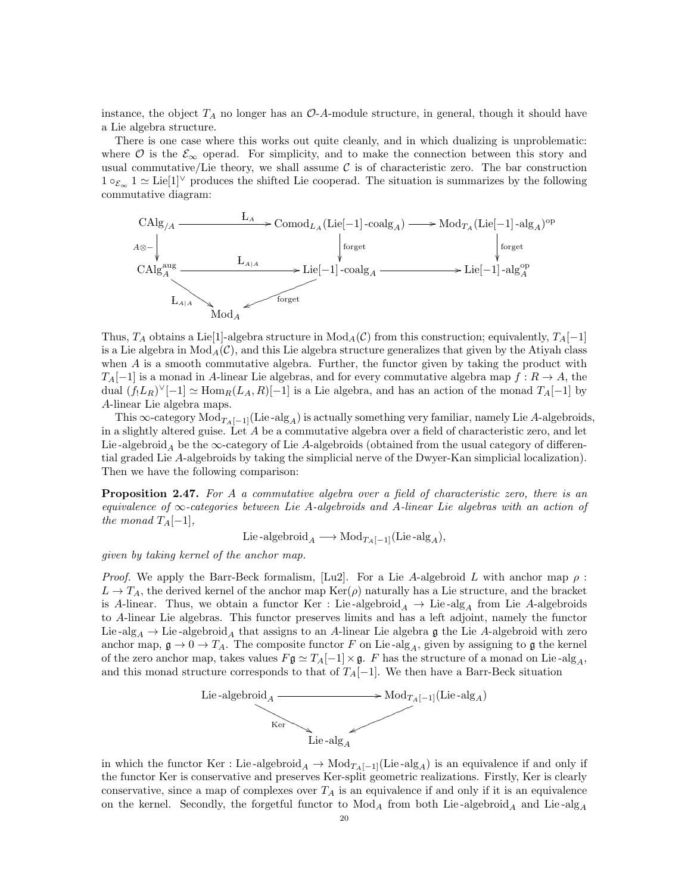instance, the object $T_A$ no longer has an $\mathcal{O}$-$A$-module structure, in general, though it should have a Lie algebra structure.

There is one case where this works out quite cleanly, and in which dualizing is unproblematic: where $\mathcal{O}$ is the $\mathcal{E}_\infty$ operad. For simplicity, and to make the connection between this story and usual commutative/Lie theory, we shall assume $\mathcal{C}$ is of characteristic zero. The bar construction $1 \circ_{\mathcal{E}_\infty} 1 \simeq \mathrm{Lie}[1]^\vee$ produces the shifted Lie cooperad. The situation is summarizes by the following commutative diagram:

$$\begin{array}{ccccc}
\mathrm{CAlg}_{/A} & \xrightarrow{\mathrm{L}_A} & \mathrm{Comod}_{L_A}(\mathrm{Lie}[-1]\text{-}\mathrm{coalg}_A) & \longrightarrow & \mathrm{Mod}_{T_A}(\mathrm{Lie}[-1]\text{-}\mathrm{alg}_A)^{\mathrm{op}} \\
\downarrow{\scriptstyle A\otimes -} & & \downarrow{\scriptstyle \text{forget}} & & \downarrow{\scriptstyle \text{forget}} \\
\mathrm{CAlg}_A^{\mathrm{aug}} & \xrightarrow{\mathrm{L}_{A|A}} & \mathrm{Lie}[-1]\text{-}\mathrm{coalg}_A & \longrightarrow & \mathrm{Lie}[-1]\text{-}\mathrm{alg}_A^{\mathrm{op}} \\
& {\scriptstyle \mathrm{L}_{A|A}}\searrow & & \swarrow{\scriptstyle \text{forget}} & \\
& & \mathrm{Mod}_A & &
\end{array}$$

Thus, $T_A$ obtains a Lie[1]-algebra structure in $\mathrm{Mod}_A(\mathcal{C})$ from this construction; equivalently, $T_A[-1]$ is a Lie algebra in $\mathrm{Mod}_A(\mathcal{C})$, and this Lie algebra structure generalizes that given by the Atiyah class when $A$ is a smooth commutative algebra. Further, the functor given by taking the product with $T_A[-1]$ is a monad in $A$-linear Lie algebras, and for every commutative algebra map $f : R \to A$, the dual $(f_! L_R)^\vee[-1] \simeq \mathrm{Hom}_R(L_A, R)[-1]$ is a Lie algebra, and has an action of the monad $T_A[-1]$ by $A$-linear Lie algebra maps.

This $\infty$-category $\mathrm{Mod}_{T_A[-1]}(\mathrm{Lie}\text{-}\mathrm{alg}_A)$ is actually something very familiar, namely Lie $A$-algebroids, in a slightly altered guise. Let $A$ be a commutative algebra over a field of characteristic zero, and let $\mathrm{Lie}\text{-}\mathrm{algebroid}_A$ be the $\infty$-category of Lie $A$-algebroids (obtained from the usual category of differential graded Lie $A$-algebroids by taking the simplicial nerve of the Dwyer-Kan simplicial localization). Then we have the following comparison:

**Proposition 2.47.** *For $A$ a commutative algebra over a field of characteristic zero, there is an equivalence of $\infty$-categories between Lie $A$-algebroids and $A$-linear Lie algebras with an action of the monad $T_A[-1]$,*

$$\mathrm{Lie}\text{-}\mathrm{algebroid}_A \longrightarrow \mathrm{Mod}_{T_A[-1]}(\mathrm{Lie}\text{-}\mathrm{alg}_A),$$

*given by taking kernel of the anchor map.*

*Proof.* We apply the Barr-Beck formalism, [Lu2]. For a Lie $A$-algebroid $L$ with anchor map $\rho : L \to T_A$, the derived kernel of the anchor map $\mathrm{Ker}(\rho)$ naturally has a Lie structure, and the bracket is $A$-linear. Thus, we obtain a functor $\mathrm{Ker} : \mathrm{Lie}\text{-}\mathrm{algebroid}_A \to \mathrm{Lie}\text{-}\mathrm{alg}_A$ from Lie $A$-algebroids to $A$-linear Lie algebras. This functor preserves limits and has a left adjoint, namely the functor $\mathrm{Lie}\text{-}\mathrm{alg}_A \to \mathrm{Lie}\text{-}\mathrm{algebroid}_A$ that assigns to an $A$-linear Lie algebra $\mathfrak{g}$ the Lie $A$-algebroid with zero anchor map, $\mathfrak{g} \to 0 \to T_A$. The composite functor $F$ on $\mathrm{Lie}\text{-}\mathrm{alg}_A$, given by assigning to $\mathfrak{g}$ the kernel of the zero anchor map, takes values $F\mathfrak{g} \simeq T_A[-1] \times \mathfrak{g}$. $F$ has the structure of a monad on $\mathrm{Lie}\text{-}\mathrm{alg}_A$, and this monad structure corresponds to that of $T_A[-1]$. We then have a Barr-Beck situation

$$\begin{array}{ccc}
\mathrm{Lie}\text{-}\mathrm{algebroid}_A & \longrightarrow & \mathrm{Mod}_{T_A[-1]}(\mathrm{Lie}\text{-}\mathrm{alg}_A) \\
& {\scriptstyle \mathrm{Ker}}\searrow \quad \swarrow & \\
& \mathrm{Lie}\text{-}\mathrm{alg}_A &
\end{array}$$

in which the functor $\mathrm{Ker} : \mathrm{Lie}\text{-}\mathrm{algebroid}_A \to \mathrm{Mod}_{T_A[-1]}(\mathrm{Lie}\text{-}\mathrm{alg}_A)$ is an equivalence if and only if the functor Ker is conservative and preserves Ker-split geometric realizations. Firstly, Ker is clearly conservative, since a map of complexes over $T_A$ is an equivalence if and only if it is an equivalence on the kernel. Secondly, the forgetful functor to $\mathrm{Mod}_A$ from both $\mathrm{Lie}\text{-}\mathrm{algebroid}_A$ and $\mathrm{Lie}\text{-}\mathrm{alg}_A$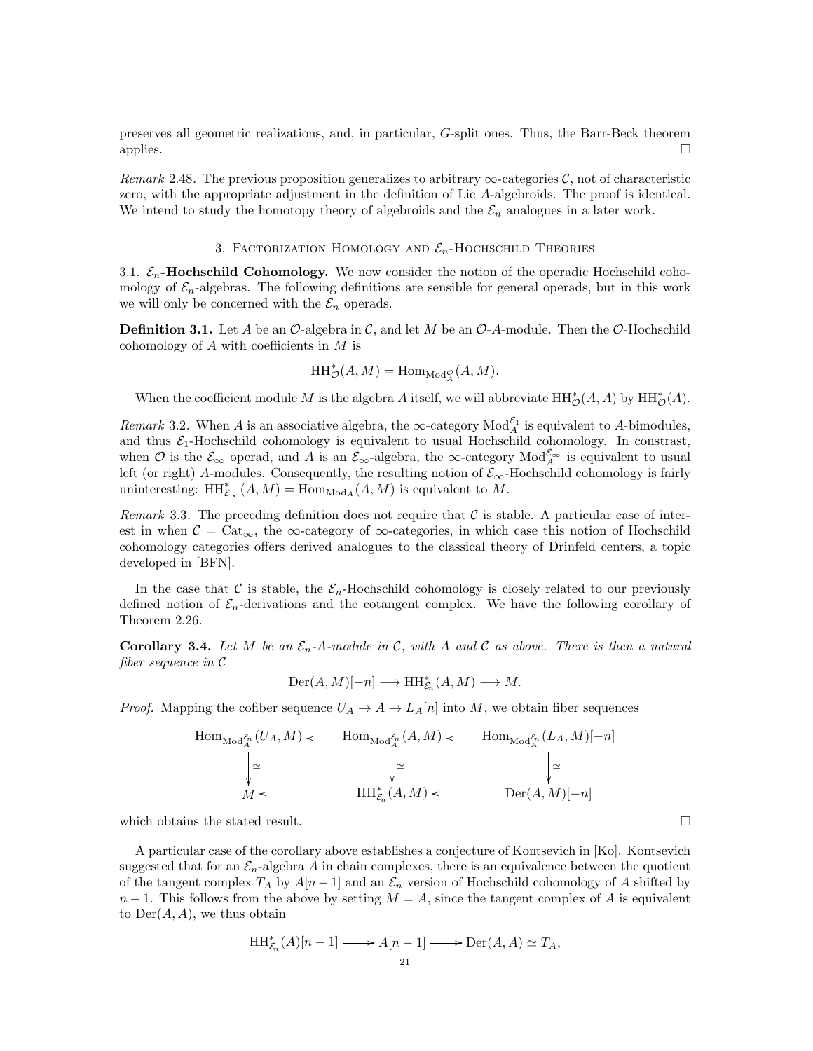preserves all geometric realizations, and, in particular, $G$-split ones. Thus, the Barr-Beck theorem applies. □

*Remark* 2.48. The previous proposition generalizes to arbitrary $\infty$-categories $\mathcal{C}$, not of characteristic zero, with the appropriate adjustment in the definition of Lie $A$-algebroids. The proof is identical. We intend to study the homotopy theory of algebroids and the $\mathcal{E}_n$ analogues in a later work.

## 3. Factorization Homology and $\mathcal{E}_n$-Hochschild Theories

**3.1. $\mathcal{E}_n$-Hochschild Cohomology.** We now consider the notion of the operadic Hochschild cohomology of $\mathcal{E}_n$-algebras. The following definitions are sensible for general operads, but in this work we will only be concerned with the $\mathcal{E}_n$ operads.

**Definition 3.1.** Let $A$ be an $\mathcal{O}$-algebra in $\mathcal{C}$, and let $M$ be an $\mathcal{O}$-$A$-module. Then the $\mathcal{O}$-Hochschild cohomology of $A$ with coefficients in $M$ is

$$\mathrm{HH}^*_{\mathcal{O}}(A, M) = \mathrm{Hom}_{\mathrm{Mod}^{\mathcal{O}}_A}(A, M).$$

When the coefficient module $M$ is the algebra $A$ itself, we will abbreviate $\mathrm{HH}^*_{\mathcal{O}}(A, A)$ by $\mathrm{HH}^*_{\mathcal{O}}(A)$.

*Remark* 3.2. When $A$ is an associative algebra, the $\infty$-category $\mathrm{Mod}^{\mathcal{E}_1}_A$ is equivalent to $A$-bimodules, and thus $\mathcal{E}_1$-Hochschild cohomology is equivalent to usual Hochschild cohomology. In constrast, when $\mathcal{O}$ is the $\mathcal{E}_\infty$ operad, and $A$ is an $\mathcal{E}_\infty$-algebra, the $\infty$-category $\mathrm{Mod}^{\mathcal{E}_\infty}_A$ is equivalent to usual left (or right) $A$-modules. Consequently, the resulting notion of $\mathcal{E}_\infty$-Hochschild cohomology is fairly uninteresting: $\mathrm{HH}^*_{\mathcal{E}_\infty}(A, M) = \mathrm{Hom}_{\mathrm{Mod}_A}(A, M)$ is equivalent to $M$.

*Remark* 3.3. The preceding definition does not require that $\mathcal{C}$ is stable. A particular case of interest in when $\mathcal{C} = \mathrm{Cat}_\infty$, the $\infty$-category of $\infty$-categories, in which case this notion of Hochschild cohomology categories offers derived analogues to the classical theory of Drinfeld centers, a topic developed in [BFN].

In the case that $\mathcal{C}$ is stable, the $\mathcal{E}_n$-Hochschild cohomology is closely related to our previously defined notion of $\mathcal{E}_n$-derivations and the cotangent complex. We have the following corollary of Theorem 2.26.

**Corollary 3.4.** *Let $M$ be an $\mathcal{E}_n$-$A$-module in $\mathcal{C}$, with $A$ and $\mathcal{C}$ as above. There is then a natural fiber sequence in $\mathcal{C}$*

$$\mathrm{Der}(A, M)[-n] \longrightarrow \mathrm{HH}^*_{\mathcal{E}_n}(A, M) \longrightarrow M.$$

*Proof.* Mapping the cofiber sequence $U_A \to A \to L_A[n]$ into $M$, we obtain fiber sequences

$$\begin{array}{ccccc}
\mathrm{Hom}_{\mathrm{Mod}^{\mathcal{E}_n}_A}(U_A, M) & \longleftarrow & \mathrm{Hom}_{\mathrm{Mod}^{\mathcal{E}_n}_A}(A, M) & \longleftarrow & \mathrm{Hom}_{\mathrm{Mod}^{\mathcal{E}_n}_A}(L_A, M)[-n] \\
\downarrow \simeq & & \downarrow \simeq & & \downarrow \simeq \\
M & \longleftarrow & \mathrm{HH}^*_{\mathcal{E}_n}(A, M) & \longleftarrow & \mathrm{Der}(A, M)[-n]
\end{array}$$

which obtains the stated result. □

A particular case of the corollary above establishes a conjecture of Kontsevich in [Ko]. Kontsevich suggested that for an $\mathcal{E}_n$-algebra $A$ in chain complexes, there is an equivalence between the quotient of the tangent complex $T_A$ by $A[n-1]$ and an $\mathcal{E}_n$ version of Hochschild cohomology of $A$ shifted by $n-1$. This follows from the above by setting $M = A$, since the tangent complex of $A$ is equivalent to $\mathrm{Der}(A, A)$, we thus obtain

$$\mathrm{HH}^*_{\mathcal{E}_n}(A)[n-1] \longrightarrow A[n-1] \longrightarrow \mathrm{Der}(A, A) \simeq T_A,$$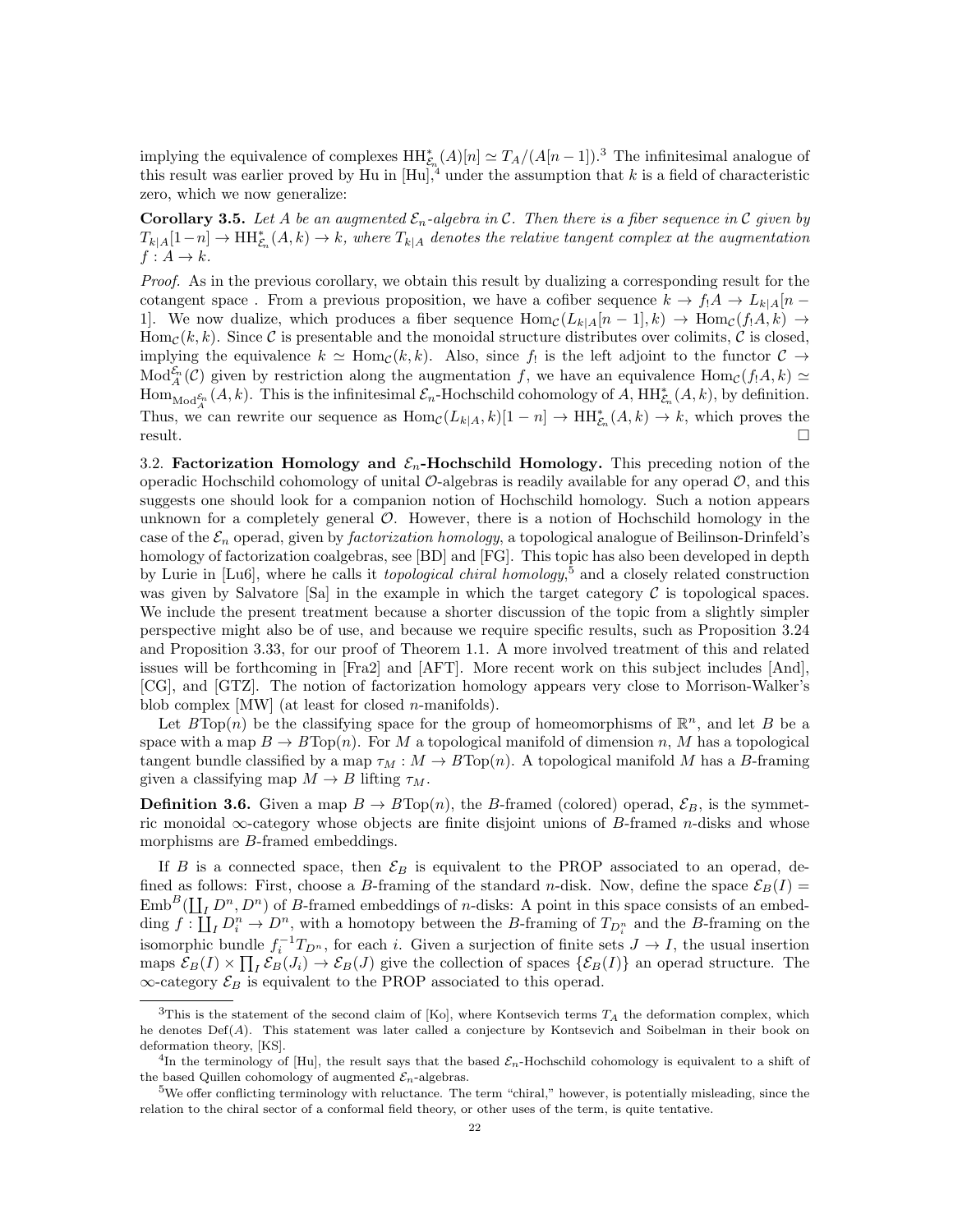implying the equivalence of complexes $\mathrm{HH}^*_{\mathcal{E}_n}(A)[n] \simeq T_A/(A[n-1])$.[3] The infinitesimal analogue of this result was earlier proved by Hu in [Hu],[4] under the assumption that $k$ is a field of characteristic zero, which we now generalize:

**Corollary 3.5.** *Let $A$ be an augmented $\mathcal{E}_n$-algebra in $\mathcal{C}$. Then there is a fiber sequence in $\mathcal{C}$ given by $T_{k|A}[1-n] \to \mathrm{HH}^*_{\mathcal{E}_n}(A,k) \to k$, where $T_{k|A}$ denotes the relative tangent complex at the augmentation $f : A \to k$.*

*Proof.* As in the previous corollary, we obtain this result by dualizing a corresponding result for the cotangent space . From a previous proposition, we have a cofiber sequence $k \to f_! A \to L_{k|A}[n-1]$. We now dualize, which produces a fiber sequence $\mathrm{Hom}_{\mathcal{C}}(L_{k|A}[n-1], k) \to \mathrm{Hom}_{\mathcal{C}}(f_! A, k) \to \mathrm{Hom}_{\mathcal{C}}(k,k)$. Since $\mathcal{C}$ is presentable and the monoidal structure distributes over colimits, $\mathcal{C}$ is closed, implying the equivalence $k \simeq \mathrm{Hom}_{\mathcal{C}}(k,k)$. Also, since $f_!$ is the left adjoint to the functor $\mathcal{C} \to \mathrm{Mod}^{\mathcal{E}_n}_A(\mathcal{C})$ given by restriction along the augmentation $f$, we have an equivalence $\mathrm{Hom}_{\mathcal{C}}(f_! A, k) \simeq \mathrm{Hom}_{\mathrm{Mod}^{\mathcal{E}_n}_A}(A,k)$. This is the infinitesimal $\mathcal{E}_n$-Hochschild cohomology of $A$, $\mathrm{HH}^*_{\mathcal{E}_n}(A,k)$, by definition. Thus, we can rewrite our sequence as $\mathrm{Hom}_{\mathcal{C}}(L_{k|A}, k)[1-n] \to \mathrm{HH}^*_{\mathcal{E}_n}(A,k) \to k$, which proves the result. $\square$

3.2. **Factorization Homology and $\mathcal{E}_n$-Hochschild Homology.** This preceding notion of the operadic Hochschild cohomology of unital $\mathcal{O}$-algebras is readily available for any operad $\mathcal{O}$, and this suggests one should look for a companion notion of Hochschild homology. Such a notion appears unknown for a completely general $\mathcal{O}$. However, there is a notion of Hochschild homology in the case of the $\mathcal{E}_n$ operad, given by *factorization homology*, a topological analogue of Beilinson-Drinfeld's homology of factorization coalgebras, see [BD] and [FG]. This topic has also been developed in depth by Lurie in [Lu6], where he calls it *topological chiral homology*,[5] and a closely related construction was given by Salvatore [Sa] in the example in which the target category $\mathcal{C}$ is topological spaces. We include the present treatment because a shorter discussion of the topic from a slightly simpler perspective might also be of use, and because we require specific results, such as Proposition 3.24 and Proposition 1.33, for our proof of Theorem 1.1. A more involved treatment of this and related issues will be forthcoming in [Fra2] and [AFT]. More recent work on this subject includes [And], [CG], and [GTZ]. The notion of factorization homology appears very close to Morrison-Walker's blob complex [MW] (at least for closed $n$-manifolds).

Let $B\mathrm{Top}(n)$ be the classifying space for the group of homeomorphisms of $\mathbb{R}^n$, and let $B$ be a space with a map $B \to B\mathrm{Top}(n)$. For $M$ a topological manifold of dimension $n$, $M$ has a topological tangent bundle classified by a map $\tau_M : M \to B\mathrm{Top}(n)$. A topological manifold $M$ has a $B$-framing given a classifying map $M \to B$ lifting $\tau_M$.

**Definition 3.6.** Given a map $B \to B\mathrm{Top}(n)$, the $B$-framed (colored) operad, $\mathcal{E}_B$, is the symmetric monoidal $\infty$-category whose objects are finite disjoint unions of $B$-framed $n$-disks and whose morphisms are $B$-framed embeddings.

If $B$ is a connected space, then $\mathcal{E}_B$ is equivalent to the PROP associated to an operad, defined as follows: First, choose a $B$-framing of the standard $n$-disk. Now, define the space $\mathcal{E}_B(I) = \mathrm{Emb}^B(\coprod_I D^n, D^n)$ of $B$-framed embeddings of $n$-disks: A point in this space consists of an embedding $f : \coprod_I D^n_i \to D^n$, with a homotopy between the $B$-framing of $T_{D^n_i}$ and the $B$-framing on the isomorphic bundle $f_i^{-1} T_{D^n}$, for each $i$. Given a surjection of finite sets $J \to I$, the usual insertion maps $\mathcal{E}_B(I) \times \prod_I \mathcal{E}_B(J_i) \to \mathcal{E}_B(J)$ give the collection of spaces $\{\mathcal{E}_B(I)\}$ an operad structure. The $\infty$-category $\mathcal{E}_B$ is equivalent to the PROP associated to this operad.

[3] This is the statement of the second claim of [Ko], where Kontsevich terms $T_A$ the deformation complex, which he denotes $\mathrm{Def}(A)$. This statement was later called a conjecture by Kontsevich and Soibelman in their book on deformation theory, [KS].

[4] In the terminology of [Hu], the result says that the based $\mathcal{E}_n$-Hochschild cohomology is equivalent to a shift of the based Quillen cohomology of augmented $\mathcal{E}_n$-algebras.

[5] We offer conflicting terminology with reluctance. The term "chiral," however, is potentially misleading, since the relation to the chiral sector of a conformal field theory, or other uses of the term, is quite tentative.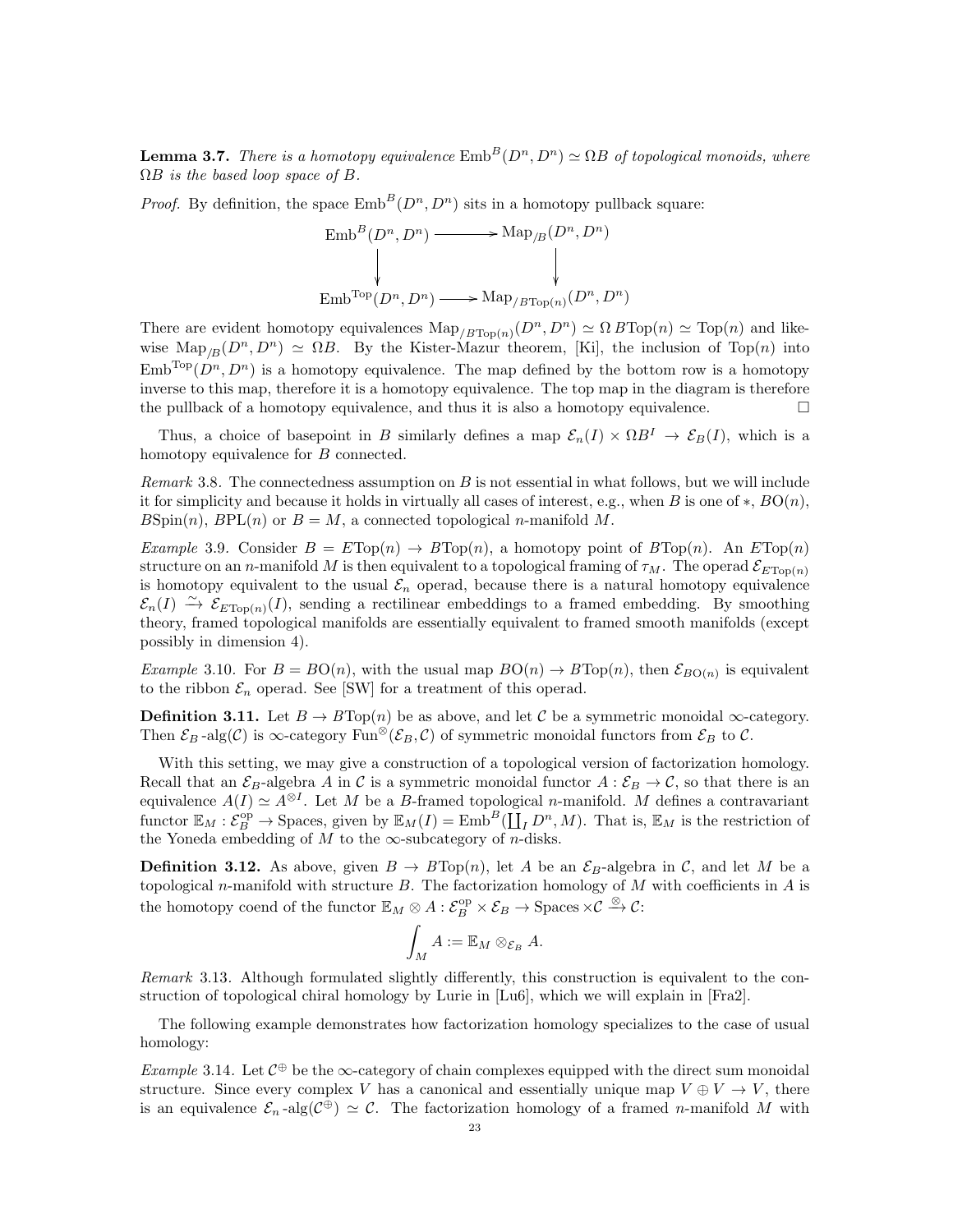**Lemma 3.7.** *There is a homotopy equivalence* $\mathrm{Emb}^B(D^n, D^n) \simeq \Omega B$ *of topological monoids, where* $\Omega B$ *is the based loop space of* $B$.

*Proof.* By definition, the space $\mathrm{Emb}^B(D^n, D^n)$ sits in a homotopy pullback square:

$$\begin{array}{ccc}
\mathrm{Emb}^B(D^n, D^n) & \longrightarrow & \mathrm{Map}_{/B}(D^n, D^n) \\
\big\downarrow & & \big\downarrow \\
\mathrm{Emb}^{\mathrm{Top}}(D^n, D^n) & \longrightarrow & \mathrm{Map}_{/B\mathrm{Top}(n)}(D^n, D^n)
\end{array}$$

There are evident homotopy equivalences $\mathrm{Map}_{/B\mathrm{Top}(n)}(D^n, D^n) \simeq \Omega\, B\mathrm{Top}(n) \simeq \mathrm{Top}(n)$ and likewise $\mathrm{Map}_{/B}(D^n, D^n) \simeq \Omega B$. By the Kister-Mazur theorem, [Ki], the inclusion of $\mathrm{Top}(n)$ into $\mathrm{Emb}^{\mathrm{Top}}(D^n, D^n)$ is a homotopy equivalence. The map defined by the bottom row is a homotopy inverse to this map, therefore it is a homotopy equivalence. The top map in the diagram is therefore the pullback of a homotopy equivalence, and thus it is also a homotopy equivalence. $\square$

Thus, a choice of basepoint in $B$ similarly defines a map $\mathcal{E}_n(I) \times \Omega B^I \to \mathcal{E}_B(I)$, which is a homotopy equivalence for $B$ connected.

*Remark* 3.8. The connectedness assumption on $B$ is not essential in what follows, but we will include it for simplicity and because it holds in virtually all cases of interest, e.g., when $B$ is one of $*$, $B\mathrm{O}(n)$, $B\mathrm{Spin}(n)$, $B\mathrm{PL}(n)$ or $B = M$, a connected topological $n$-manifold $M$.

*Example* 3.9. Consider $B = E\mathrm{Top}(n) \to B\mathrm{Top}(n)$, a homotopy point of $B\mathrm{Top}(n)$. An $E\mathrm{Top}(n)$ structure on an $n$-manifold $M$ is then equivalent to a topological framing of $\tau_M$. The operad $\mathcal{E}_{E\mathrm{Top}(n)}$ is homotopy equivalent to the usual $\mathcal{E}_n$ operad, because there is a natural homotopy equivalence $\mathcal{E}_n(I) \xrightarrow{\sim} \mathcal{E}_{E\mathrm{Top}(n)}(I)$, sending a rectilinear embeddings to a framed embedding. By smoothing theory, framed topological manifolds are essentially equivalent to framed smooth manifolds (except possibly in dimension 4).

*Example* 3.10. For $B = B\mathrm{O}(n)$, with the usual map $B\mathrm{O}(n) \to B\mathrm{Top}(n)$, then $\mathcal{E}_{B\mathrm{O}(n)}$ is equivalent to the ribbon $\mathcal{E}_n$ operad. See [SW] for a treatment of this operad.

**Definition 3.11.** Let $B \to B\mathrm{Top}(n)$ be as above, and let $\mathcal{C}$ be a symmetric monoidal $\infty$-category. Then $\mathcal{E}_B\text{-alg}(\mathcal{C})$ is $\infty$-category $\mathrm{Fun}^{\otimes}(\mathcal{E}_B, \mathcal{C})$ of symmetric monoidal functors from $\mathcal{E}_B$ to $\mathcal{C}$.

With this setting, we may give a construction of a topological version of factorization homology. Recall that an $\mathcal{E}_B$-algebra $A$ in $\mathcal{C}$ is a symmetric monoidal functor $A : \mathcal{E}_B \to \mathcal{C}$, so that there is an equivalence $A(I) \simeq A^{\otimes I}$. Let $M$ be a $B$-framed topological $n$-manifold. $M$ defines a contravariant functor $\mathbb{E}_M : \mathcal{E}_B^{\mathrm{op}} \to \mathrm{Spaces}$, given by $\mathbb{E}_M(I) = \mathrm{Emb}^B(\coprod_I D^n, M)$. That is, $\mathbb{E}_M$ is the restriction of the Yoneda embedding of $M$ to the $\infty$-subcategory of $n$-disks.

**Definition 3.12.** As above, given $B \to B\mathrm{Top}(n)$, let $A$ be an $\mathcal{E}_B$-algebra in $\mathcal{C}$, and let $M$ be a topological $n$-manifold with structure $B$. The factorization homology of $M$ with coefficients in $A$ is the homotopy coend of the functor $\mathbb{E}_M \otimes A : \mathcal{E}_B^{\mathrm{op}} \times \mathcal{E}_B \to \mathrm{Spaces} \times \mathcal{C} \xrightarrow{\otimes} \mathcal{C}$:

$$\int_M A := \mathbb{E}_M \otimes_{\mathcal{E}_B} A.$$

*Remark* 3.13. Although formulated slightly differently, this construction is equivalent to the construction of topological chiral homology by Lurie in [Lu6], which we will explain in [Fra2].

The following example demonstrates how factorization homology specializes to the case of usual homology:

*Example* 3.14. Let $\mathcal{C}^{\oplus}$ be the $\infty$-category of chain complexes equipped with the direct sum monoidal structure. Since every complex $V$ has a canonical and essentially unique map $V \oplus V \to V$, there is an equivalence $\mathcal{E}_n\text{-alg}(\mathcal{C}^{\oplus}) \simeq \mathcal{C}$. The factorization homology of a framed $n$-manifold $M$ with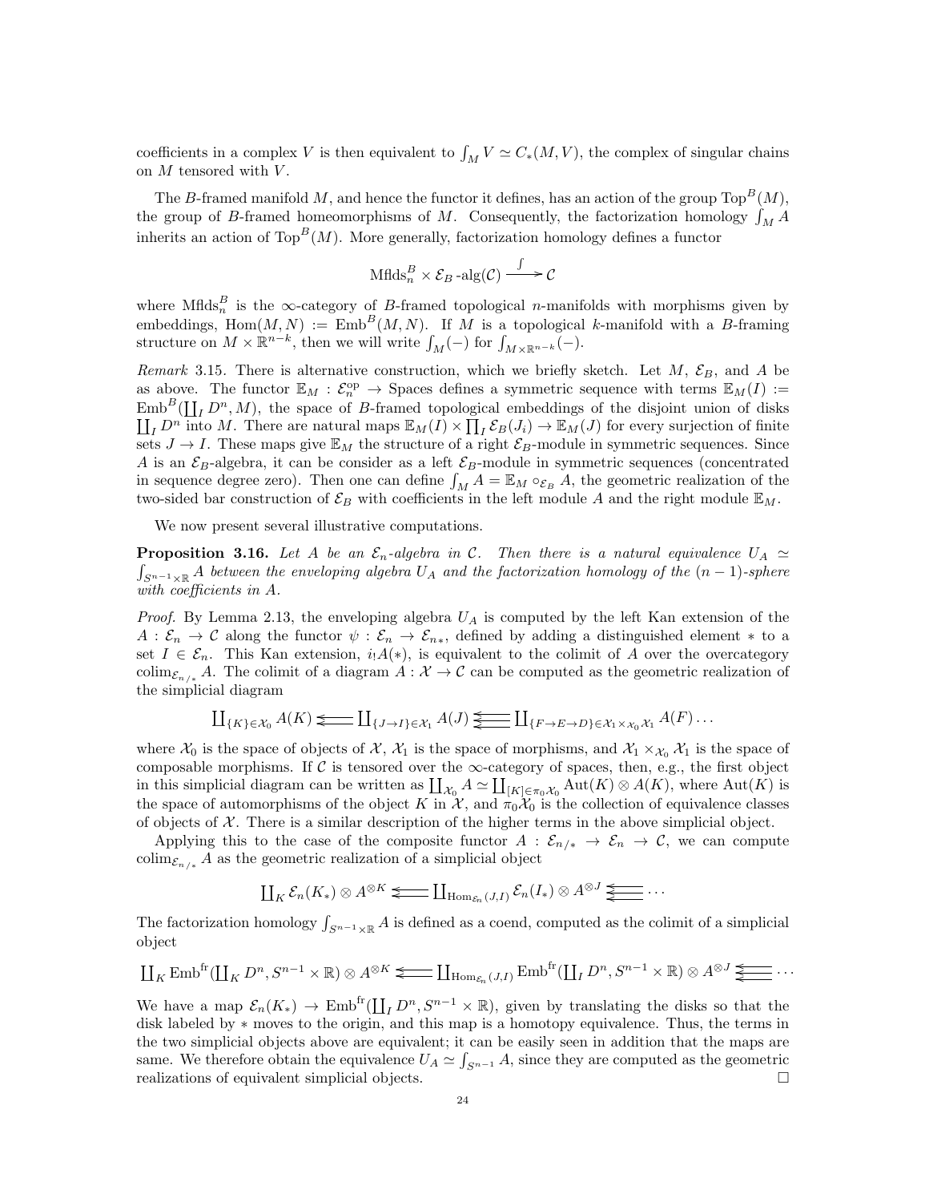coefficients in a complex $V$ is then equivalent to $\int_M V \simeq C_*(M, V)$, the complex of singular chains on $M$ tensored with $V$.

The $B$-framed manifold $M$, and hence the functor it defines, has an action of the group $\mathrm{Top}^B(M)$, the group of $B$-framed homeomorphisms of $M$. Consequently, the factorization homology $\int_M A$ inherits an action of $\mathrm{Top}^B(M)$. More generally, factorization homology defines a functor

$$\mathrm{Mflds}_n^B \times \mathcal{E}_B\text{-alg}(\mathcal{C}) \xrightarrow{\int} \mathcal{C}$$

where $\mathrm{Mflds}_n^B$ is the $\infty$-category of $B$-framed topological $n$-manifolds with morphisms given by embeddings, $\mathrm{Hom}(M, N) := \mathrm{Emb}^B(M, N)$. If $M$ is a topological $k$-manifold with a $B$-framing structure on $M \times \mathbb{R}^{n-k}$, then we will write $\int_M(-)$ for $\int_{M\times\mathbb{R}^{n-k}}(-)$.

*Remark* 3.15. There is alternative construction, which we briefly sketch. Let $M$, $\mathcal{E}_B$, and $A$ be as above. The functor $\mathbb{E}_M : \mathcal{E}_n^{\mathrm{op}} \to \mathrm{Spaces}$ defines a symmetric sequence with terms $\mathbb{E}_M(I) := \mathrm{Emb}^B(\coprod_I D^n, M)$, the space of $B$-framed topological embeddings of the disjoint union of disks $\coprod_I D^n$ into $M$. There are natural maps $\mathbb{E}_M(I) \times \prod_I \mathcal{E}_B(J_i) \to \mathbb{E}_M(J)$ for every surjection of finite sets $J \to I$. These maps give $\mathbb{E}_M$ the structure of a right $\mathcal{E}_B$-module in symmetric sequences. Since $A$ is an $\mathcal{E}_B$-algebra, it can be consider as a left $\mathcal{E}_B$-module in symmetric sequences (concentrated in sequence degree zero). Then one can define $\int_M A = \mathbb{E}_M \circ_{\mathcal{E}_B} A$, the geometric realization of the two-sided bar construction of $\mathcal{E}_B$ with coefficients in the left module $A$ and the right module $\mathbb{E}_M$.

We now present several illustrative computations.

**Proposition 3.16.** *Let $A$ be an $\mathcal{E}_n$-algebra in $\mathcal{C}$. Then there is a natural equivalence $U_A \simeq \int_{S^{n-1}\times\mathbb{R}} A$ between the enveloping algebra $U_A$ and the factorization homology of the $(n-1)$-sphere with coefficients in $A$.*

*Proof.* By Lemma 2.13, the enveloping algebra $U_A$ is computed by the left Kan extension of the $A : \mathcal{E}_n \to \mathcal{C}$ along the functor $\psi : \mathcal{E}_n \to \mathcal{E}_{n*}$, defined by adding a distinguished element $*$ to a set $I \in \mathcal{E}_n$. This Kan extension, $i_!A(*)$, is equivalent to the colimit of $A$ over the overcategory $\mathrm{colim}_{\mathcal{E}_{n/*}} A$. The colimit of a diagram $A : \mathcal{X} \to \mathcal{C}$ can be computed as the geometric realization of the simplicial diagram

$$\textstyle\coprod_{\{K\}\in\mathcal{X}_0} A(K) \leftleftarrows \coprod_{\{J\to I\}\in\mathcal{X}_1} A(J) \leftleftarrows\!\!\!\!\leftarrow \coprod_{\{F\to E\to D\}\in\mathcal{X}_1\times_{\mathcal{X}_0}\mathcal{X}_1} A(F)\ldots$$

where $\mathcal{X}_0$ is the space of objects of $\mathcal{X}$, $\mathcal{X}_1$ is the space of morphisms, and $\mathcal{X}_1 \times_{\mathcal{X}_0} \mathcal{X}_1$ is the space of composable morphisms. If $\mathcal{C}$ is tensored over the $\infty$-category of spaces, then, e.g., the first object in this simplicial diagram can be written as $\coprod_{\mathcal{X}_0} A \simeq \coprod_{[K]\in\pi_0\mathcal{X}_0} \mathrm{Aut}(K) \otimes A(K)$, where $\mathrm{Aut}(K)$ is the space of automorphisms of the object $K$ in $\mathcal{X}$, and $\pi_0\mathcal{X}_0$ is the collection of equivalence classes of objects of $\mathcal{X}$. There is a similar description of the higher terms in the above simplicial object.

Applying this to the case of the composite functor $A : \mathcal{E}_{n/*} \to \mathcal{E}_n \to \mathcal{C}$, we can compute $\mathrm{colim}_{\mathcal{E}_{n/*}} A$ as the geometric realization of a simplicial object

$$\textstyle\coprod_K \mathcal{E}_n(K_*) \otimes A^{\otimes K} \leftleftarrows \coprod_{\mathrm{Hom}_{\mathcal{E}_n}(J,I)} \mathcal{E}_n(I_*) \otimes A^{\otimes J} \leftleftarrows\!\!\!\!\leftarrow \cdots$$

The factorization homology $\int_{S^{n-1}\times\mathbb{R}} A$ is defined as a coend, computed as the colimit of a simplicial object

$$\textstyle\coprod_K \mathrm{Emb}^{\mathrm{fr}}(\coprod_K D^n, S^{n-1}\times\mathbb{R}) \otimes A^{\otimes K} \leftleftarrows \coprod_{\mathrm{Hom}_{\mathcal{E}_n}(J,I)} \mathrm{Emb}^{\mathrm{fr}}(\coprod_I D^n, S^{n-1}\times\mathbb{R}) \otimes A^{\otimes J} \leftleftarrows\!\!\!\!\leftarrow \cdots$$

We have a map $\mathcal{E}_n(K_*) \to \mathrm{Emb}^{\mathrm{fr}}(\coprod_I D^n, S^{n-1}\times\mathbb{R})$, given by translating the disks so that the disk labeled by $*$ moves to the origin, and this map is a homotopy equivalence. Thus, the terms in the two simplicial objects above are equivalent; it can be easily seen in addition that the maps are same. We therefore obtain the equivalence $U_A \simeq \int_{S^{n-1}} A$, since they are computed as the geometric realizations of equivalent simplicial objects. $\square$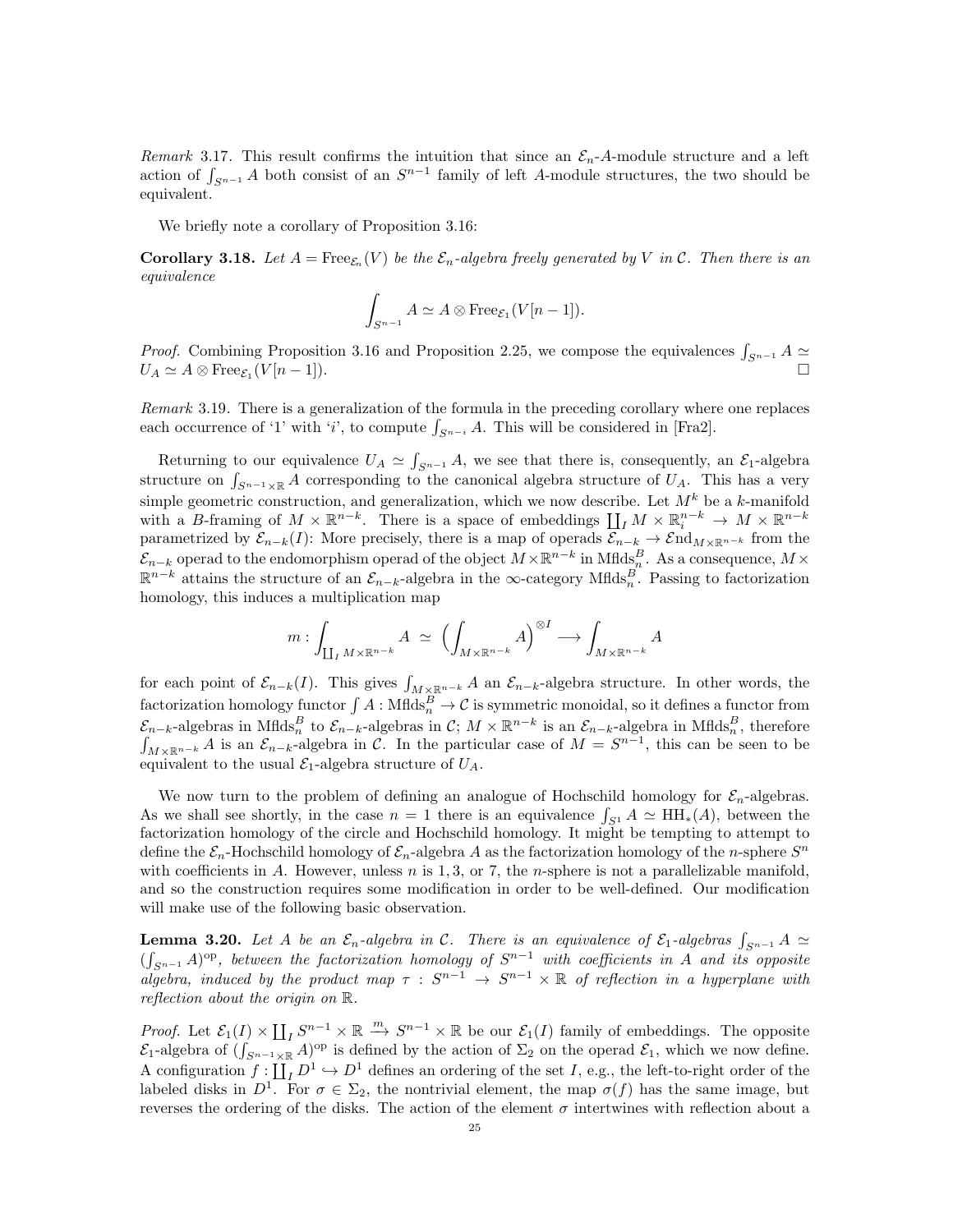*Remark* 3.17. This result confirms the intuition that since an $\mathcal{E}_n$-$A$-module structure and a left action of $\int_{S^{n-1}} A$ both consist of an $S^{n-1}$ family of left $A$-module structures, the two should be equivalent.

We briefly note a corollary of Proposition 3.16:

**Corollary 3.18.** *Let $A = \mathrm{Free}_{\mathcal{E}_n}(V)$ be the $\mathcal{E}_n$-algebra freely generated by $V$ in $\mathcal{C}$. Then there is an equivalence*

$$\int_{S^{n-1}} A \simeq A \otimes \mathrm{Free}_{\mathcal{E}_1}(V[n-1]).$$

*Proof.* Combining Proposition 3.16 and Proposition 2.25, we compose the equivalences $\int_{S^{n-1}} A \simeq U_A \simeq A \otimes \mathrm{Free}_{\mathcal{E}_1}(V[n-1])$. □

*Remark* 3.19. There is a generalization of the formula in the preceding corollary where one replaces each occurrence of '1' with '$i$', to compute $\int_{S^{n-i}} A$. This will be considered in [Fra2].

Returning to our equivalence $U_A \simeq \int_{S^{n-1}} A$, we see that there is, consequently, an $\mathcal{E}_1$-algebra structure on $\int_{S^{n-1}\times\mathbb{R}} A$ corresponding to the canonical algebra structure of $U_A$. This has a very simple geometric construction, and generalization, which we now describe. Let $M^k$ be a $k$-manifold with a $B$-framing of $M \times \mathbb{R}^{n-k}$. There is a space of embeddings $\coprod_I M \times \mathbb{R}^{n-k}_i \to M \times \mathbb{R}^{n-k}$ parametrized by $\mathcal{E}_{n-k}(I)$: More precisely, there is a map of operads $\mathcal{E}_{n-k} \to \mathcal{E}\mathrm{nd}_{M\times\mathbb{R}^{n-k}}$ from the $\mathcal{E}_{n-k}$ operad to the endomorphism operad of the object $M \times \mathbb{R}^{n-k}$ in $\mathrm{Mflds}_n^B$. As a consequence, $M \times \mathbb{R}^{n-k}$ attains the structure of an $\mathcal{E}_{n-k}$-algebra in the $\infty$-category $\mathrm{Mflds}_n^B$. Passing to factorization homology, this induces a multiplication map

$$m : \int_{\coprod_I M\times\mathbb{R}^{n-k}} A \;\simeq\; \Big(\int_{M\times\mathbb{R}^{n-k}} A\Big)^{\otimes I} \longrightarrow \int_{M\times\mathbb{R}^{n-k}} A$$

for each point of $\mathcal{E}_{n-k}(I)$. This gives $\int_{M\times\mathbb{R}^{n-k}} A$ an $\mathcal{E}_{n-k}$-algebra structure. In other words, the factorization homology functor $\int A : \mathrm{Mflds}_n^B \to \mathcal{C}$ is symmetric monoidal, so it defines a functor from $\mathcal{E}_{n-k}$-algebras in $\mathrm{Mflds}_n^B$ to $\mathcal{E}_{n-k}$-algebras in $\mathcal{C}$; $M \times \mathbb{R}^{n-k}$ is an $\mathcal{E}_{n-k}$-algebra in $\mathrm{Mflds}_n^B$, therefore $\int_{M\times\mathbb{R}^{n-k}} A$ is an $\mathcal{E}_{n-k}$-algebra in $\mathcal{C}$. In the particular case of $M = S^{n-1}$, this can be seen to be equivalent to the usual $\mathcal{E}_1$-algebra structure of $U_A$.

We now turn to the problem of defining an analogue of Hochschild homology for $\mathcal{E}_n$-algebras. As we shall see shortly, in the case $n = 1$ there is an equivalence $\int_{S^1} A \simeq \mathrm{HH}_*(A)$, between the factorization homology of the circle and Hochschild homology. It might be tempting to attempt to define the $\mathcal{E}_n$-Hochschild homology of $\mathcal{E}_n$-algebra $A$ as the factorization homology of the $n$-sphere $S^n$ with coefficients in $A$. However, unless $n$ is $1, 3$, or $7$, the $n$-sphere is not a parallelizable manifold, and so the construction requires some modification in order to be well-defined. Our modification will make use of the following basic observation.

**Lemma 3.20.** *Let $A$ be an $\mathcal{E}_n$-algebra in $\mathcal{C}$. There is an equivalence of $\mathcal{E}_1$-algebras $\int_{S^{n-1}} A \simeq (\int_{S^{n-1}} A)^{\mathrm{op}}$, between the factorization homology of $S^{n-1}$ with coefficients in $A$ and its opposite algebra, induced by the product map $\tau : S^{n-1} \to S^{n-1} \times \mathbb{R}$ of reflection in a hyperplane with reflection about the origin on $\mathbb{R}$.*

*Proof.* Let $\mathcal{E}_1(I) \times \coprod_I S^{n-1} \times \mathbb{R} \xrightarrow{m} S^{n-1} \times \mathbb{R}$ be our $\mathcal{E}_1(I)$ family of embeddings. The opposite $\mathcal{E}_1$-algebra of $(\int_{S^{n-1}\times\mathbb{R}} A)^{\mathrm{op}}$ is defined by the action of $\Sigma_2$ on the operad $\mathcal{E}_1$, which we now define. A configuration $f : \coprod_I D^1 \hookrightarrow D^1$ defines an ordering of the set $I$, e.g., the left-to-right order of the labeled disks in $D^1$. For $\sigma \in \Sigma_2$, the nontrivial element, the map $\sigma(f)$ has the same image, but reverses the ordering of the disks. The action of the element $\sigma$ intertwines with reflection about a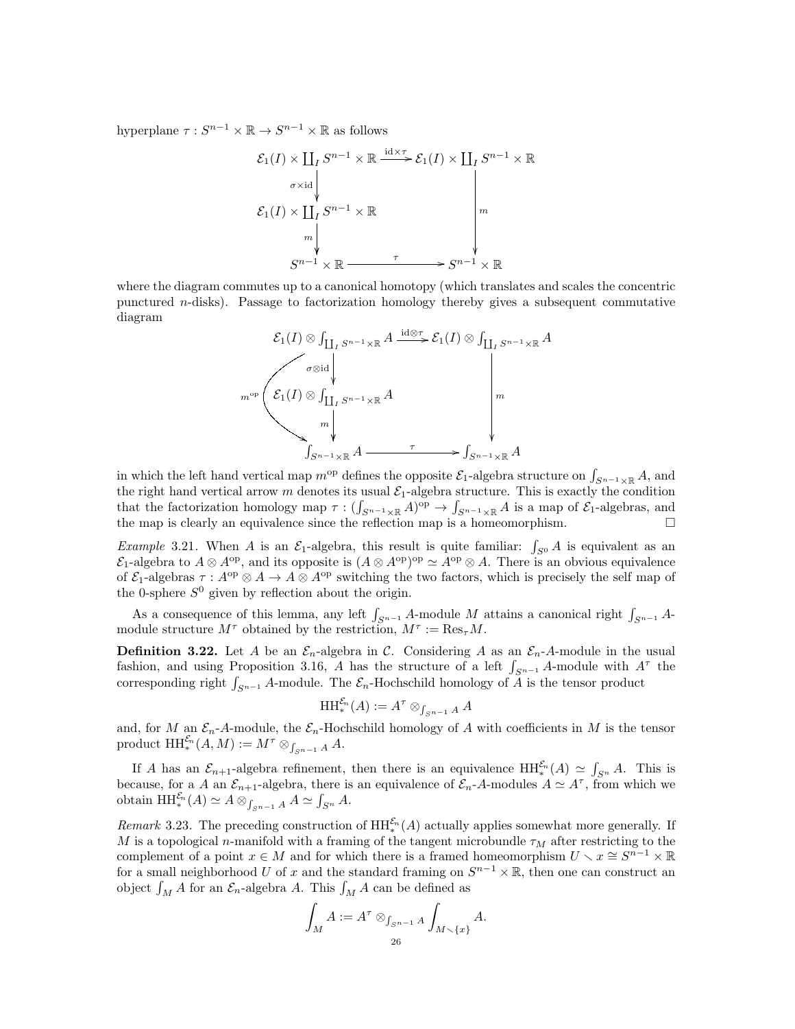hyperplane $\tau : S^{n-1}\times\mathbb{R}\to S^{n-1}\times\mathbb{R}$ as follows

$$\begin{array}{ccc}
\mathcal{E}_1(I)\times\coprod_I S^{n-1}\times\mathbb{R} & \xrightarrow{\mathrm{id}\times\tau} & \mathcal{E}_1(I)\times\coprod_I S^{n-1}\times\mathbb{R}\\
\downarrow{\scriptstyle \sigma\times\mathrm{id}} & & \\
\mathcal{E}_1(I)\times\coprod_I S^{n-1}\times\mathbb{R} & & \downarrow{\scriptstyle m}\\
\downarrow{\scriptstyle m} & & \\
S^{n-1}\times\mathbb{R} & \xrightarrow{\tau} & S^{n-1}\times\mathbb{R}
\end{array}$$

where the diagram commutes up to a canonical homotopy (which translates and scales the concentric punctured $n$-disks). Passage to factorization homology thereby gives a subsequent commutative diagram

$$\begin{array}{ccc}
\mathcal{E}_1(I)\otimes\int_{\coprod_I S^{n-1}\times\mathbb{R}} A & \xrightarrow{\mathrm{id}\otimes\tau} & \mathcal{E}_1(I)\otimes\int_{\coprod_I S^{n-1}\times\mathbb{R}} A\\
\downarrow{\scriptstyle \sigma\otimes\mathrm{id}} & & \\
\mathcal{E}_1(I)\otimes\int_{\coprod_I S^{n-1}\times\mathbb{R}} A & & \downarrow{\scriptstyle m}\\
\downarrow{\scriptstyle m} & & \\
\int_{S^{n-1}\times\mathbb{R}} A & \xrightarrow{\tau} & \int_{S^{n-1}\times\mathbb{R}} A
\end{array}$$

(with a curved arrow $m^{\mathrm{op}}$ from the top left corner to the bottom left corner)

in which the left hand vertical map $m^{\mathrm{op}}$ defines the opposite $\mathcal{E}_1$-algebra structure on $\int_{S^{n-1}\times\mathbb{R}} A$, and the right hand vertical arrow $m$ denotes its usual $\mathcal{E}_1$-algebra structure. This is exactly the condition that the factorization homology map $\tau : (\int_{S^{n-1}\times\mathbb{R}} A)^{\mathrm{op}}\to\int_{S^{n-1}\times\mathbb{R}} A$ is a map of $\mathcal{E}_1$-algebras, and the map is clearly an equivalence since the reflection map is a homeomorphism. □

*Example* 3.21. When $A$ is an $\mathcal{E}_1$-algebra, this result is quite familiar: $\int_{S^0} A$ is equivalent as an $\mathcal{E}_1$-algebra to $A\otimes A^{\mathrm{op}}$, and its opposite is $(A\otimes A^{\mathrm{op}})^{\mathrm{op}}\simeq A^{\mathrm{op}}\otimes A$. There is an obvious equivalence of $\mathcal{E}_1$-algebras $\tau : A^{\mathrm{op}}\otimes A\to A\otimes A^{\mathrm{op}}$ switching the two factors, which is precisely the self map of the 0-sphere $S^0$ given by reflection about the origin.

As a consequence of this lemma, any left $\int_{S^{n-1}} A$-module $M$ attains a canonical right $\int_{S^{n-1}} A$-module structure $M^\tau$ obtained by the restriction, $M^\tau := \mathrm{Res}_\tau M$.

**Definition 3.22.** Let $A$ be an $\mathcal{E}_n$-algebra in $\mathcal{C}$. Considering $A$ as an $\mathcal{E}_n$-$A$-module in the usual fashion, and using Proposition 3.16, $A$ has the structure of a left $\int_{S^{n-1}} A$-module with $A^\tau$ the corresponding right $\int_{S^{n-1}} A$-module. The $\mathcal{E}_n$-Hochschild homology of $A$ is the tensor product

$$\mathrm{HH}^{\mathcal{E}_n}_*(A) := A^\tau\otimes_{\int_{S^{n-1}} A} A$$

and, for $M$ an $\mathcal{E}_n$-$A$-module, the $\mathcal{E}_n$-Hochschild homology of $A$ with coefficients in $M$ is the tensor product $\mathrm{HH}^{\mathcal{E}_n}_*(A, M) := M^\tau\otimes_{\int_{S^{n-1}} A} A$.

If $A$ has an $\mathcal{E}_{n+1}$-algebra refinement, then there is an equivalence $\mathrm{HH}^{\mathcal{E}_n}_*(A)\simeq\int_{S^n} A$. This is because, for a $A$ an $\mathcal{E}_{n+1}$-algebra, there is an equivalence of $\mathcal{E}_n$-$A$-modules $A\simeq A^\tau$, from which we obtain $\mathrm{HH}^{\mathcal{E}_n}_*(A)\simeq A\otimes_{\int_{S^{n-1}} A} A\simeq\int_{S^n} A$.

*Remark* 3.23. The preceding construction of $\mathrm{HH}^{\mathcal{E}_n}_*(A)$ actually applies somewhat more generally. If $M$ is a topological $n$-manifold with a framing of the tangent microbundle $\tau_M$ after restricting to the complement of a point $x\in M$ and for which there is a framed homeomorphism $U\smallsetminus x\cong S^{n-1}\times\mathbb{R}$ for a small neighborhood $U$ of $x$ and the standard framing on $S^{n-1}\times\mathbb{R}$, then one can construct an object $\int_M A$ for an $\mathcal{E}_n$-algebra $A$. This $\int_M A$ can be defined as

$$\int_M A := A^\tau\otimes_{\int_{S^{n-1}} A}\int_{M\smallsetminus\{x\}} A.$$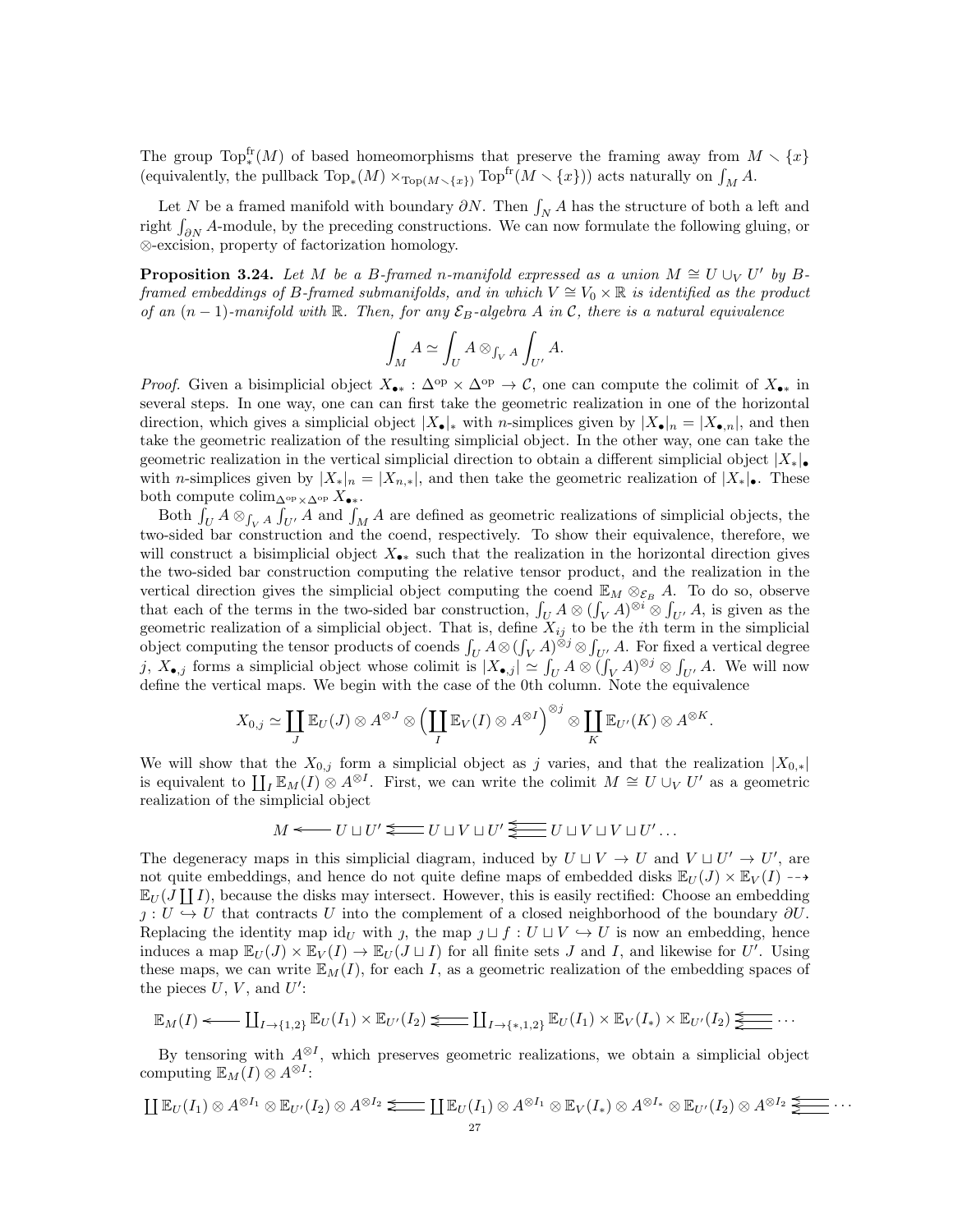The group $\mathrm{Top}^{\mathrm{fr}}_*(M)$ of based homeomorphisms that preserve the framing away from $M \smallsetminus \{x\}$ (equivalently, the pullback $\mathrm{Top}_*(M) \times_{\mathrm{Top}(M \smallsetminus \{x\})} \mathrm{Top}^{\mathrm{fr}}(M \smallsetminus \{x\})$) acts naturally on $\int_M A$.

Let $N$ be a framed manifold with boundary $\partial N$. Then $\int_N A$ has the structure of both a left and right $\int_{\partial N} A$-module, by the preceding constructions. We can now formulate the following gluing, or $\otimes$-excision, property of factorization homology.

**Proposition 3.24.** *Let $M$ be a $B$-framed $n$-manifold expressed as a union $M \cong U \cup_V U'$ by $B$-framed embeddings of $B$-framed submanifolds, and in which $V \cong V_0 \times \mathbb{R}$ is identified as the product of an $(n-1)$-manifold with $\mathbb{R}$. Then, for any $\mathcal{E}_B$-algebra $A$ in $\mathcal{C}$, there is a natural equivalence*

$$\int_M A \simeq \int_U A \otimes_{\int_V A} \int_{U'} A.$$

*Proof.* Given a bisimplicial object $X_{\bullet *} : \Delta^{\mathrm{op}} \times \Delta^{\mathrm{op}} \to \mathcal{C}$, one can compute the colimit of $X_{\bullet *}$ in several steps. In one way, one can can first take the geometric realization in one of the horizontal direction, which gives a simplicial object $|X_\bullet|_*$ with $n$-simplices given by $|X_\bullet|_n = |X_{\bullet,n}|$, and then take the geometric realization of the resulting simplicial object. In the other way, one can take the geometric realization in the vertical simplicial direction to obtain a different simplicial object $|X_*|_\bullet$ with $n$-simplices given by $|X_*|_n = |X_{n,*}|$, and then take the geometric realization of $|X_*|_\bullet$. These both compute $\mathrm{colim}_{\Delta^{\mathrm{op}} \times \Delta^{\mathrm{op}}} X_{\bullet *}$.

Both $\int_U A \otimes_{\int_V A} \int_{U'} A$ and $\int_M A$ are defined as geometric realizations of simplicial objects, the two-sided bar construction and the coend, respectively. To show their equivalence, therefore, we will construct a bisimplicial object $X_{\bullet *}$ such that the realization in the horizontal direction gives the two-sided bar construction computing the relative tensor product, and the realization in the vertical direction gives the simplicial object computing the coend $\mathbb{E}_M \otimes_{\mathcal{E}_B} A$. To do so, observe that each of the terms in the two-sided bar construction, $\int_U A \otimes (\int_V A)^{\otimes i} \otimes \int_{U'} A$, is given as the geometric realization of a simplicial object. That is, define $X_{ij}$ to be the $i$th term in the simplicial object computing the tensor products of coends $\int_U A \otimes (\int_V A)^{\otimes j} \otimes \int_{U'} A$. For fixed a vertical degree $j$, $X_{\bullet,j}$ forms a simplicial object whose colimit is $|X_{\bullet,j}| \simeq \int_U A \otimes (\int_V A)^{\otimes j} \otimes \int_{U'} A$. We will now define the vertical maps. We begin with the case of the 0th column. Note the equivalence

$$X_{0,j} \simeq \coprod_J \mathbb{E}_U(J) \otimes A^{\otimes J} \otimes \Big(\coprod_I \mathbb{E}_V(I) \otimes A^{\otimes I}\Big)^{\otimes j} \otimes \coprod_K \mathbb{E}_{U'}(K) \otimes A^{\otimes K}.$$

We will show that the $X_{0,j}$ form a simplicial object as $j$ varies, and that the realization $|X_{0,*}|$ is equivalent to $\coprod_I \mathbb{E}_M(I) \otimes A^{\otimes I}$. First, we can write the colimit $M \cong U \cup_V U'$ as a geometric realization of the simplicial object

$$M \longleftarrow U \sqcup U' \leftleftarrows U \sqcup V \sqcup U' \;\substack{\leftarrow\\\leftarrow\\\leftarrow}\; U \sqcup V \sqcup V \sqcup U' \ldots$$

The degeneracy maps in this simplicial diagram, induced by $U \sqcup V \to U$ and $V \sqcup U' \to U'$, are not quite embeddings, and hence do not quite define maps of embedded disks $\mathbb{E}_U(J) \times \mathbb{E}_V(I) \dashrightarrow \mathbb{E}_U(J \coprod I)$, because the disks may intersect. However, this is easily rectified: Choose an embedding $\jmath : U \hookrightarrow U$ that contracts $U$ into the complement of a closed neighborhood of the boundary $\partial U$. Replacing the identity map $\mathrm{id}_U$ with $\jmath$, the map $\jmath \sqcup f : U \sqcup V \hookrightarrow U$ is now an embedding, hence induces a map $\mathbb{E}_U(J) \times \mathbb{E}_V(I) \to \mathbb{E}_U(J \sqcup I)$ for all finite sets $J$ and $I$, and likewise for $U'$. Using these maps, we can write $\mathbb{E}_M(I)$, for each $I$, as a geometric realization of the embedding spaces of the pieces $U$, $V$, and $U'$:

$$\mathbb{E}_M(I) \longleftarrow \coprod_{I \to \{1,2\}} \mathbb{E}_U(I_1) \times \mathbb{E}_{U'}(I_2) \leftleftarrows \coprod_{I \to \{*,1,2\}} \mathbb{E}_U(I_1) \times \mathbb{E}_V(I_*) \times \mathbb{E}_{U'}(I_2) \;\substack{\leftarrow\\\leftarrow\\\leftarrow}\; \cdots$$

By tensoring with $A^{\otimes I}$, which preserves geometric realizations, we obtain a simplicial object computing $\mathbb{E}_M(I) \otimes A^{\otimes I}$:

$$\coprod \mathbb{E}_U(I_1) \otimes A^{\otimes I_1} \otimes \mathbb{E}_{U'}(I_2) \otimes A^{\otimes I_2} \leftleftarrows \coprod \mathbb{E}_U(I_1) \otimes A^{\otimes I_1} \otimes \mathbb{E}_V(I_*) \otimes A^{\otimes I_*} \otimes \mathbb{E}_{U'}(I_2) \otimes A^{\otimes I_2} \;\substack{\leftarrow\\\leftarrow\\\leftarrow}\; \cdots$$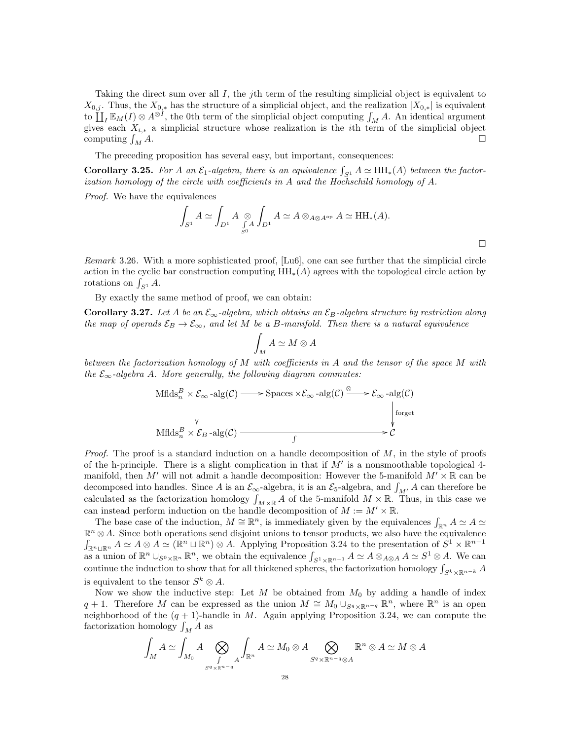Taking the direct sum over all $I$, the $j$th term of the resulting simplicial object is equivalent to $X_{0,j}$. Thus, the $X_{0,*}$ has the structure of a simplicial object, and the realization $|X_{0,*}|$ is equivalent to $\coprod_I \mathbb{E}_M(I) \otimes A^{\otimes I}$, the 0th term of the simplicial object computing $\int_M A$. An identical argument gives each $X_{i,*}$ a simplicial structure whose realization is the $i$th term of the simplicial object computing $\int_M A$. $\square$

The preceding proposition has several easy, but important, consequences:

**Corollary 3.25.** *For $A$ an $\mathcal{E}_1$-algebra, there is an equivalence $\int_{S^1} A \simeq \mathrm{HH}_*(A)$ between the factorization homology of the circle with coefficients in $A$ and the Hochschild homology of $A$.*

*Proof.* We have the equivalences

$$\int_{S^1} A \simeq \int_{D^1} A \underset{\int_{S^0} A}{\otimes} \int_{D^1} A \simeq A \otimes_{A \otimes A^{\mathrm{op}}} A \simeq \mathrm{HH}_*(A).$$

$\square$

*Remark* 3.26. With a more sophisticated proof, [Lu6], one can see further that the simplicial circle action in the cyclic bar construction computing $\mathrm{HH}_*(A)$ agrees with the topological circle action by rotations on $\int_{S^1} A$.

By exactly the same method of proof, we can obtain:

**Corollary 3.27.** *Let $A$ be an $\mathcal{E}_\infty$-algebra, which obtains an $\mathcal{E}_B$-algebra structure by restriction along the map of operads $\mathcal{E}_B \to \mathcal{E}_\infty$, and let $M$ be a $B$-manifold. Then there is a natural equivalence*

$$\int_M A \simeq M \otimes A$$

*between the factorization homology of $M$ with coefficients in $A$ and the tensor of the space $M$ with the $\mathcal{E}_\infty$-algebra $A$. More generally, the following diagram commutes:*

$$\begin{array}{ccccc}
\mathrm{Mflds}_n^B \times \mathcal{E}_\infty\text{-alg}(\mathcal{C}) & \longrightarrow & \mathrm{Spaces} \times \mathcal{E}_\infty\text{-alg}(\mathcal{C}) & \xrightarrow{\otimes} & \mathcal{E}_\infty\text{-alg}(\mathcal{C}) \\
\downarrow & & & & \downarrow \text{forget} \\
\mathrm{Mflds}_n^B \times \mathcal{E}_B\text{-alg}(\mathcal{C}) & & \xrightarrow{\quad\int\quad} & & \mathcal{C}
\end{array}$$

*Proof.* The proof is a standard induction on a handle decomposition of $M$, in the style of proofs of the h-principle. There is a slight complication in that if $M'$ is a nonsmoothable topological 4-manifold, then $M'$ will not admit a handle decomposition: However the 5-manifold $M' \times \mathbb{R}$ can be decomposed into handles. Since $A$ is an $\mathcal{E}_\infty$-algebra, it is an $\mathcal{E}_5$-algebra, and $\int_{M'} A$ can therefore be calculated as the factorization homology $\int_{M \times \mathbb{R}} A$ of the 5-manifold $M \times \mathbb{R}$. Thus, in this case we can instead perform induction on the handle decomposition of $M := M' \times \mathbb{R}$.

The base case of the induction, $M \cong \mathbb{R}^n$, is immediately given by the equivalences $\int_{\mathbb{R}^n} A \simeq A \simeq \mathbb{R}^n \otimes A$. Since both operations send disjoint unions to tensor products, we also have the equivalence $\int_{\mathbb{R}^n \sqcup \mathbb{R}^n} A \simeq A \otimes A \simeq (\mathbb{R}^n \sqcup \mathbb{R}^n) \otimes A$. Applying Proposition 3.24 to the presentation of $S^1 \times \mathbb{R}^{n-1}$ as a union of $\mathbb{R}^n \cup_{S^0 \times \mathbb{R}^n} \mathbb{R}^n$, we obtain the equivalence $\int_{S^1 \times \mathbb{R}^{n-1}} A \simeq A \otimes_{A \otimes A} A \simeq S^1 \otimes A$. We can continue the induction to show that for all thickened spheres, the factorization homology $\int_{S^k \times \mathbb{R}^{n-k}} A$ is equivalent to the tensor $S^k \otimes A$.

Now we show the inductive step: Let $M$ be obtained from $M_0$ by adding a handle of index $q+1$. Therefore $M$ can be expressed as the union $M \cong M_0 \cup_{S^q \times \mathbb{R}^{n-q}} \mathbb{R}^n$, where $\mathbb{R}^n$ is an open neighborhood of the $(q+1)$-handle in $M$. Again applying Proposition 3.24, we can compute the factorization homology $\int_M A$ as

$$\int_M A \simeq \int_{M_0} A \bigotimes_{\int_{S^q \times \mathbb{R}^{n-q}} A} \int_{\mathbb{R}^n} A \simeq M_0 \otimes A \bigotimes_{S^q \times \mathbb{R}^{n-q} \otimes A} \mathbb{R}^n \otimes A \simeq M \otimes A$$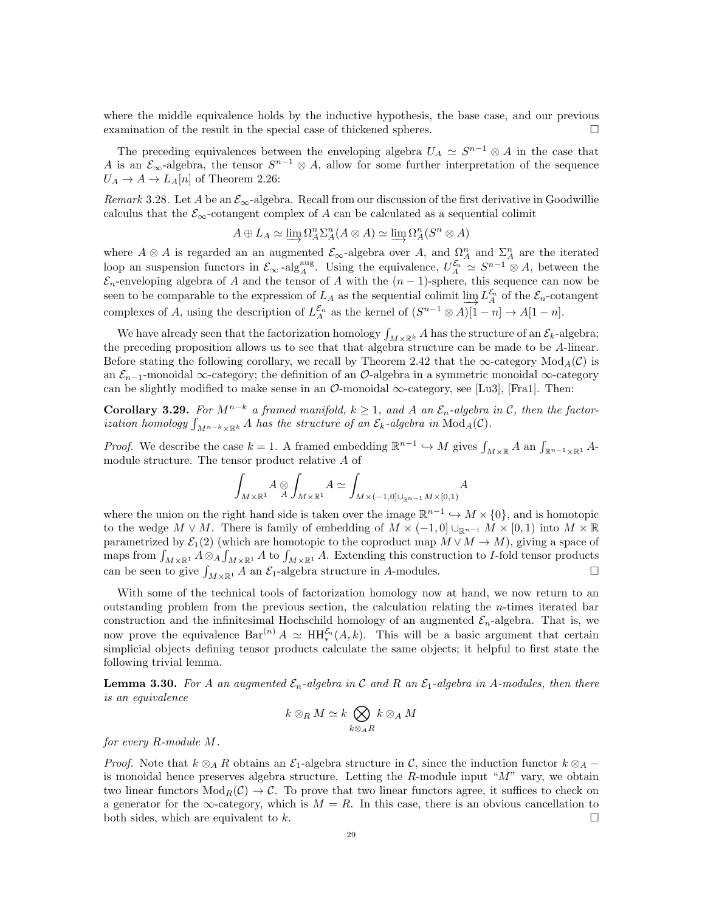where the middle equivalence holds by the inductive hypothesis, the base case, and our previous examination of the result in the special case of thickened spheres. □

The preceding equivalences between the enveloping algebra $U_A \simeq S^{n-1} \otimes A$ in the case that $A$ is an $\mathcal{E}_\infty$-algebra, the tensor $S^{n-1} \otimes A$, allow for some further interpretation of the sequence $U_A \to A \to L_A[n]$ of Theorem 2.26:

*Remark* 3.28. Let $A$ be an $\mathcal{E}_\infty$-algebra. Recall from our discussion of the first derivative in Goodwillie calculus that the $\mathcal{E}_\infty$-cotangent complex of $A$ can be calculated as a sequential colimit

$$A \oplus L_A \simeq \varinjlim \Omega^n_A \Sigma^n_A (A \otimes A) \simeq \varinjlim \Omega^n_A (S^n \otimes A)$$

where $A \otimes A$ is regarded an an augmented $\mathcal{E}_\infty$-algebra over $A$, and $\Omega^n_A$ and $\Sigma^n_A$ are the iterated loop an suspension functors in $\mathcal{E}_\infty\text{-alg}^{\text{aug}}_A$. Using the equivalence, $U^{\mathcal{E}_n}_A \simeq S^{n-1} \otimes A$, between the $\mathcal{E}_n$-enveloping algebra of $A$ and the tensor of $A$ with the $(n-1)$-sphere, this sequence can now be seen to be comparable to the expression of $L_A$ as the sequential colimit $\varinjlim L^{\mathcal{E}_n}_A$ of the $\mathcal{E}_n$-cotangent complexes of $A$, using the description of $L^{\mathcal{E}_n}_A$ as the kernel of $(S^{n-1} \otimes A)[1-n] \to A[1-n]$.

We have already seen that the factorization homology $\int_{M\times\mathbb{R}^k} A$ has the structure of an $\mathcal{E}_k$-algebra; the preceding proposition allows us to see that that algebra structure can be made to be $A$-linear. Before stating the following corollary, we recall by Theorem 2.42 that the $\infty$-category $\text{Mod}_A(\mathcal{C})$ is an $\mathcal{E}_{n-1}$-monoidal $\infty$-category; the definition of an $\mathcal{O}$-algebra in a symmetric monoidal $\infty$-category can be slightly modified to make sense in an $\mathcal{O}$-monoidal $\infty$-category, see [Lu3], [Fra1]. Then:

**Corollary 3.29.** *For $M^{n-k}$ a framed manifold, $k \geq 1$, and $A$ an $\mathcal{E}_n$-algebra in $\mathcal{C}$, then the factorization homology $\int_{M^{n-k}\times\mathbb{R}^k} A$ has the structure of an $\mathcal{E}_k$-algebra in $\text{Mod}_A(\mathcal{C})$.*

*Proof.* We describe the case $k = 1$. A framed embedding $\mathbb{R}^{n-1} \hookrightarrow M$ gives $\int_{M\times\mathbb{R}} A$ an $\int_{\mathbb{R}^{n-1}\times\mathbb{R}^1} A$-module structure. The tensor product relative $A$ of

$$\int_{M\times\mathbb{R}^1} A \underset{A}{\otimes} \int_{M\times\mathbb{R}^1} A \simeq \int_{M\times(-1,0]\cup_{\mathbb{R}^{n-1}} M\times[0,1)} A$$

where the union on the right hand side is taken over the image $\mathbb{R}^{n-1} \hookrightarrow M \times \{0\}$, and is homotopic to the wedge $M \vee M$. There is family of embedding of $M \times (-1, 0] \cup_{\mathbb{R}^{n-1}} M \times [0, 1)$ into $M \times \mathbb{R}$ parametrized by $\mathcal{E}_1(2)$ (which are homotopic to the coproduct map $M \vee M \to M$), giving a space of maps from $\int_{M\times\mathbb{R}^1} A \otimes_A \int_{M\times\mathbb{R}^1} A$ to $\int_{M\times\mathbb{R}^1} A$. Extending this construction to $I$-fold tensor products can be seen to give $\int_{M\times\mathbb{R}^1} A$ an $\mathcal{E}_1$-algebra structure in $A$-modules. □

With some of the technical tools of factorization homology now at hand, we now return to an outstanding problem from the previous section, the calculation relating the $n$-times iterated bar construction and the infinitesimal Hochschild homology of an augmented $\mathcal{E}_n$-algebra. That is, we now prove the equivalence $\text{Bar}^{(n)} A \simeq \text{HH}^{\mathcal{E}_n}_*(A, k)$. This will be a basic argument that certain simplicial objects defining tensor products calculate the same objects; it helpful to first state the following trivial lemma.

**Lemma 3.30.** *For $A$ an augmented $\mathcal{E}_n$-algebra in $\mathcal{C}$ and $R$ an $\mathcal{E}_1$-algebra in $A$-modules, then there is an equivalence*

$$k \otimes_R M \simeq k \bigotimes_{k\otimes_A R} k \otimes_A M$$

*for every $R$-module $M$.*

*Proof.* Note that $k \otimes_A R$ obtains an $\mathcal{E}_1$-algebra structure in $\mathcal{C}$, since the induction functor $k \otimes_A -$ is monoidal hence preserves algebra structure. Letting the $R$-module input "$M$" vary, we obtain two linear functors $\text{Mod}_R(\mathcal{C}) \to \mathcal{C}$. To prove that two linear functors agree, it suffices to check on a generator for the $\infty$-category, which is $M = R$. In this case, there is an obvious cancellation to both sides, which are equivalent to $k$. □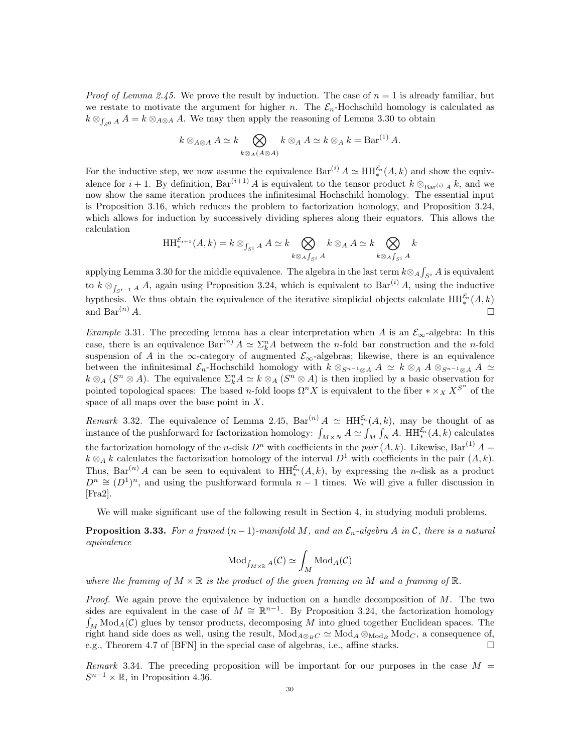*Proof of Lemma 2.45.* We prove the result by induction. The case of $n = 1$ is already familiar, but we restate to motivate the argument for higher $n$. The $\mathcal{E}_n$-Hochschild homology is calculated as $k \otimes_{\int_{S^0} A} A = k \otimes_{A \otimes A} A$. We may then apply the reasoning of Lemma 3.30 to obtain

$$k \otimes_{A \otimes A} A \simeq k \bigotimes_{k \otimes_A (A \otimes A)} k \otimes_A A \simeq k \otimes_A k = \mathrm{Bar}^{(1)} A.$$

For the inductive step, we now assume the equivalence $\mathrm{Bar}^{(i)} A \simeq \mathrm{HH}_*^{\mathcal{E}_n}(A, k)$ and show the equivalence for $i+1$. By definition, $\mathrm{Bar}^{(i+1)} A$ is equivalent to the tensor product $k \otimes_{\mathrm{Bar}^{(i)} A} k$, and we now show the same iteration produces the infinitesimal Hochschild homology. The essential input is Proposition 3.16, which reduces the problem to factorization homology, and Proposition 3.24, which allows for induction by successively dividing spheres along their equators. This allows the calculation

$$\mathrm{HH}_*^{\mathcal{E}_{i+1}}(A, k) = k \otimes_{\int_{S^i} A} A \simeq k \bigotimes_{k \otimes_A \int_{S^i} A} k \otimes_A A \simeq k \bigotimes_{k \otimes_A \int_{S^i} A} k$$

applying Lemma 3.30 for the middle equivalence. The algebra in the last term $k \otimes_A \int_{S^i} A$ is equivalent to $k \otimes_{\int_{S^{i-1}} A} A$, again using Proposition 3.24, which is equivalent to $\mathrm{Bar}^{(i)} A$, using the inductive hypthesis. We thus obtain the equivalence of the iterative simplicial objects calculate $\mathrm{HH}_*^{\mathcal{E}_n}(A, k)$ and $\mathrm{Bar}^{(n)} A$. □

*Example* 3.31. The preceding lemma has a clear interpretation when $A$ is an $\mathcal{E}_\infty$-algebra: In this case, there is an equivalence $\mathrm{Bar}^{(n)} A \simeq \Sigma_k^n A$ between the $n$-fold bar construction and the $n$-fold suspension of $A$ in the $\infty$-category of augmented $\mathcal{E}_\infty$-algebras; likewise, there is an equivalence between the infinitesimal $\mathcal{E}_n$-Hochschild homology with $k \otimes_{S^{n-1} \otimes A} A \simeq k \otimes_A A \otimes_{S^{n-1} \otimes A} A \simeq k \otimes_A (S^n \otimes A)$. The equivalence $\Sigma_k^n A \simeq k \otimes_A (S^n \otimes A)$ is then implied by a basic observation for pointed topological spaces: The based $n$-fold loops $\Omega^n X$ is equivalent to the fiber $* \times_X X^{S^n}$ of the space of all maps over the base point in $X$.

*Remark* 3.32. The equivalence of Lemma 2.45, $\mathrm{Bar}^{(n)} A \simeq \mathrm{HH}_*^{\mathcal{E}_n}(A, k)$, may be thought of as instance of the pushforward for factorization homology: $\int_{M \times N} A \simeq \int_M \int_N A$. $\mathrm{HH}_*^{\mathcal{E}_n}(A, k)$ calculates the factorization homology of the $n$-disk $D^n$ with coefficients in the *pair* $(A, k)$. Likewise, $\mathrm{Bar}^{(1)} A = k \otimes_A k$ calculates the factorization homology of the interval $D^1$ with coefficients in the pair $(A, k)$. Thus, $\mathrm{Bar}^{(n)} A$ can be seen to equivalent to $\mathrm{HH}_*^{\mathcal{E}_n}(A, k)$, by expressing the $n$-disk as a product $D^n \cong (D^1)^n$, and using the pushforward formula $n - 1$ times. We will give a fuller discussion in [Fra2].

We will make significant use of the following result in Section 4, in studying moduli problems.

**Proposition 3.33.** *For a framed $(n-1)$-manifold $M$, and an $\mathcal{E}_n$-algebra $A$ in $\mathcal{C}$, there is a natural equivalence*

$$\mathrm{Mod}_{\int_{M \times \mathbb{R}} A}(\mathcal{C}) \simeq \int_M \mathrm{Mod}_A(\mathcal{C})$$

*where the framing of $M \times \mathbb{R}$ is the product of the given framing on $M$ and a framing of $\mathbb{R}$.*

*Proof.* We again prove the equivalence by induction on a handle decomposition of $M$. The two sides are equivalent in the case of $M \cong \mathbb{R}^{n-1}$. By Proposition 3.24, the factorization homology $\int_M \mathrm{Mod}_A(\mathcal{C})$ glues by tensor products, decomposing $M$ into glued together Euclidean spaces. The right hand side does as well, using the result, $\mathrm{Mod}_{A \otimes_B C} \simeq \mathrm{Mod}_A \otimes_{\mathrm{Mod}_B} \mathrm{Mod}_C$, a consequence of, e.g., Theorem 4.7 of [BFN] in the special case of algebras, i.e., affine stacks. □

*Remark* 3.34. The preceding proposition will be important for our purposes in the case $M = S^{n-1} \times \mathbb{R}$, in Proposition 4.36.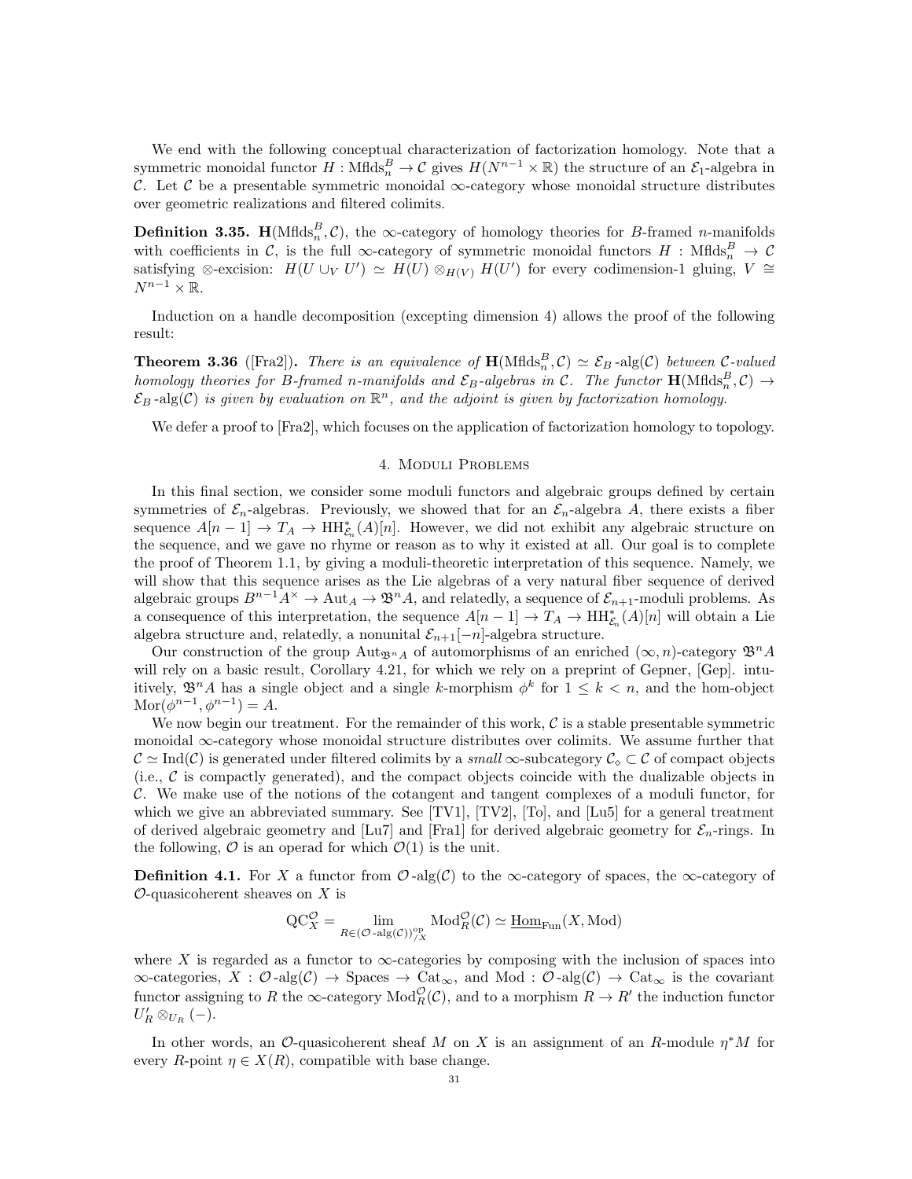We end with the following conceptual characterization of factorization homology. Note that a symmetric monoidal functor $H : \mathrm{Mflds}_n^B \to \mathcal{C}$ gives $H(N^{n-1}\times\mathbb{R})$ the structure of an $\mathcal{E}_1$-algebra in $\mathcal{C}$. Let $\mathcal{C}$ be a presentable symmetric monoidal $\infty$-category whose monoidal structure distributes over geometric realizations and filtered colimits.

**Definition 3.35.** $\mathbf{H}(\mathrm{Mflds}_n^B, \mathcal{C})$, the $\infty$-category of homology theories for $B$-framed $n$-manifolds with coefficients in $\mathcal{C}$, is the full $\infty$-category of symmetric monoidal functors $H : \mathrm{Mflds}_n^B \to \mathcal{C}$ satisfying $\otimes$-excision: $H(U \cup_V U') \simeq H(U) \otimes_{H(V)} H(U')$ for every codimension-1 gluing, $V \cong N^{n-1}\times\mathbb{R}$.

Induction on a handle decomposition (excepting dimension 4) allows the proof of the following result:

**Theorem 3.36** ([Fra2]). *There is an equivalence of $\mathbf{H}(\mathrm{Mflds}_n^B, \mathcal{C}) \simeq \mathcal{E}_B\text{-alg}(\mathcal{C})$ between $\mathcal{C}$-valued homology theories for $B$-framed $n$-manifolds and $\mathcal{E}_B$-algebras in $\mathcal{C}$. The functor $\mathbf{H}(\mathrm{Mflds}_n^B, \mathcal{C}) \to \mathcal{E}_B\text{-alg}(\mathcal{C})$ is given by evaluation on $\mathbb{R}^n$, and the adjoint is given by factorization homology.*

We defer a proof to [Fra2], which focuses on the application of factorization homology to topology.

## 4. Moduli Problems

In this final section, we consider some moduli functors and algebraic groups defined by certain symmetries of $\mathcal{E}_n$-algebras. Previously, we showed that for an $\mathcal{E}_n$-algebra $A$, there exists a fiber sequence $A[n-1] \to T_A \to \mathrm{HH}^*_{\mathcal{E}_n}(A)[n]$. However, we did not exhibit any algebraic structure on the sequence, and we gave no rhyme or reason as to why it existed at all. Our goal is to complete the proof of Theorem 1.1, by giving a moduli-theoretic interpretation of this sequence. Namely, we will show that this sequence arises as the Lie algebras of a very natural fiber sequence of derived algebraic groups $B^{n-1}A^\times \to \mathrm{Aut}_A \to \mathfrak{B}^n A$, and relatedly, a sequence of $\mathcal{E}_{n+1}$-moduli problems. As a consequence of this interpretation, the sequence $A[n-1] \to T_A \to \mathrm{HH}^*_{\mathcal{E}_n}(A)[n]$ will obtain a Lie algebra structure and, relatedly, a nonunital $\mathcal{E}_{n+1}[-n]$-algebra structure.

Our construction of the group $\mathrm{Aut}_{\mathfrak{B}^n A}$ of automorphisms of an enriched $(\infty, n)$-category $\mathfrak{B}^n A$ will rely on a basic result, Corollary 4.21, for which we rely on a preprint of Gepner, [Gep]. intuitively, $\mathfrak{B}^n A$ has a single object and a single $k$-morphism $\phi^k$ for $1 \leq k < n$, and the hom-object $\mathrm{Mor}(\phi^{n-1}, \phi^{n-1}) = A$.

We now begin our treatment. For the remainder of this work, $\mathcal{C}$ is a stable presentable symmetric monoidal $\infty$-category whose monoidal structure distributes over colimits. We assume further that $\mathcal{C} \simeq \mathrm{Ind}(\mathcal{C})$ is generated under filtered colimits by a *small* $\infty$-subcategory $\mathcal{C}_\diamond \subset \mathcal{C}$ of compact objects (i.e., $\mathcal{C}$ is compactly generated), and the compact objects coincide with the dualizable objects in $\mathcal{C}$. We make use of the notions of the cotangent and tangent complexes of a moduli functor, for which we give an abbreviated summary. See [TV1], [TV2], [To], and [Lu5] for a general treatment of derived algebraic geometry and [Lu7] and [Fra1] for derived algebraic geometry for $\mathcal{E}_n$-rings. In the following, $\mathcal{O}$ is an operad for which $\mathcal{O}(1)$ is the unit.

**Definition 4.1.** For $X$ a functor from $\mathcal{O}\text{-alg}(\mathcal{C})$ to the $\infty$-category of spaces, the $\infty$-category of $\mathcal{O}$-quasicoherent sheaves on $X$ is

$$\mathrm{QC}_X^{\mathcal{O}} = \lim_{R \in (\mathcal{O}\text{-alg}(\mathcal{C}))^{\mathrm{op}}_{/X}} \mathrm{Mod}_R^{\mathcal{O}}(\mathcal{C}) \simeq \underline{\mathrm{Hom}}_{\mathrm{Fun}}(X, \mathrm{Mod})$$

where $X$ is regarded as a functor to $\infty$-categories by composing with the inclusion of spaces into $\infty$-categories, $X : \mathcal{O}\text{-alg}(\mathcal{C}) \to \mathrm{Spaces} \to \mathrm{Cat}_\infty$, and $\mathrm{Mod} : \mathcal{O}\text{-alg}(\mathcal{C}) \to \mathrm{Cat}_\infty$ is the covariant functor assigning to $R$ the $\infty$-category $\mathrm{Mod}_R^{\mathcal{O}}(\mathcal{C})$, and to a morphism $R \to R'$ the induction functor $U'_R \otimes_{U_R} (-)$.

In other words, an $\mathcal{O}$-quasicoherent sheaf $M$ on $X$ is an assignment of an $R$-module $\eta^* M$ for every $R$-point $\eta \in X(R)$, compatible with base change.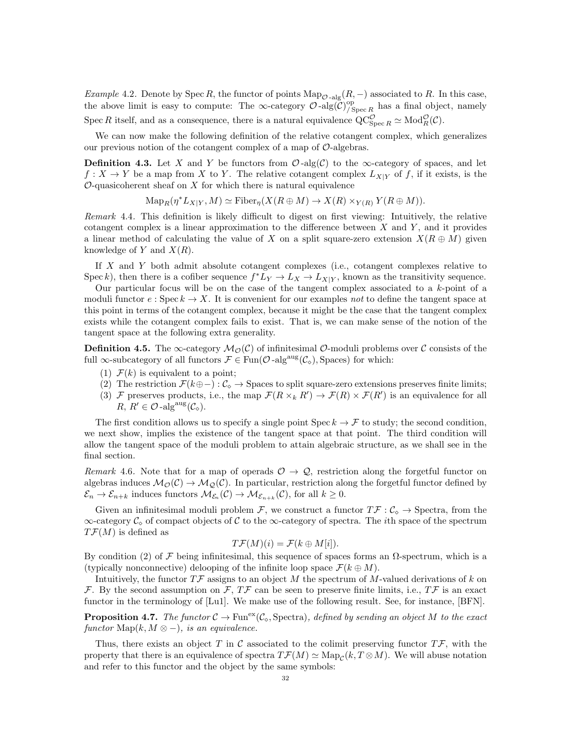*Example* 4.2. Denote by $\operatorname{Spec} R$, the functor of points $\operatorname{Map}_{\mathcal{O}\text{-alg}}(R, -)$ associated to $R$. In this case, the above limit is easy to compute: The $\infty$-category $\mathcal{O}\text{-alg}(\mathcal{C})^{\mathrm{op}}_{/\operatorname{Spec} R}$ has a final object, namely $\operatorname{Spec} R$ itself, and as a consequence, there is a natural equivalence $\mathrm{QC}^{\mathcal{O}}_{\operatorname{Spec} R} \simeq \mathrm{Mod}^{\mathcal{O}}_R(\mathcal{C})$.

We can now make the following definition of the relative cotangent complex, which generalizes our previous notion of the cotangent complex of a map of $\mathcal{O}$-algebras.

**Definition 4.3.** Let $X$ and $Y$ be functors from $\mathcal{O}\text{-alg}(\mathcal{C})$ to the $\infty$-category of spaces, and let $f : X \to Y$ be a map from $X$ to $Y$. The relative cotangent complex $L_{X|Y}$ of $f$, if it exists, is the $\mathcal{O}$-quasicoherent sheaf on $X$ for which there is natural equivalence

$$\operatorname{Map}_R(\eta^* L_{X|Y}, M) \simeq \operatorname{Fiber}_\eta(X(R \oplus M) \to X(R) \times_{Y(R)} Y(R \oplus M)).$$

*Remark* 4.4. This definition is likely difficult to digest on first viewing: Intuitively, the relative cotangent complex is a linear approximation to the difference between $X$ and $Y$, and it provides a linear method of calculating the value of $X$ on a split square-zero extension $X(R \oplus M)$ given knowledge of $Y$ and $X(R)$.

If $X$ and $Y$ both admit absolute cotangent complexes (i.e., cotangent complexes relative to $\operatorname{Spec} k$), then there is a cofiber sequence $f^* L_Y \to L_X \to L_{X|Y}$, known as the transitivity sequence.

Our particular focus will be on the case of the tangent complex associated to a $k$-point of a moduli functor $e : \operatorname{Spec} k \to X$. It is convenient for our examples *not* to define the tangent space at this point in terms of the cotangent complex, because it might be the case that the tangent complex exists while the cotangent complex fails to exist. That is, we can make sense of the notion of the tangent space at the following extra generality.

**Definition 4.5.** The $\infty$-category $\mathcal{M}_{\mathcal{O}}(\mathcal{C})$ of infinitesimal $\mathcal{O}$-moduli problems over $\mathcal{C}$ consists of the full $\infty$-subcategory of all functors $\mathcal{F} \in \operatorname{Fun}(\mathcal{O}\text{-alg}^{\mathrm{aug}}(\mathcal{C}_\diamond), \mathrm{Spaces})$ for which:

1. $\mathcal{F}(k)$ is equivalent to a point;
2. The restriction $\mathcal{F}(k \oplus -) : \mathcal{C}_\diamond \to \mathrm{Spaces}$ to split square-zero extensions preserves finite limits;
3. $\mathcal{F}$ preserves products, i.e., the map $\mathcal{F}(R \times_k R') \to \mathcal{F}(R) \times \mathcal{F}(R')$ is an equivalence for all $R, R' \in \mathcal{O}\text{-alg}^{\mathrm{aug}}(\mathcal{C}_\diamond)$.

The first condition allows us to specify a single point $\operatorname{Spec} k \to \mathcal{F}$ to study; the second condition, we next show, implies the existence of the tangent space at that point. The third condition will allow the tangent space of the moduli problem to attain algebraic structure, as we shall see in the final section.

*Remark* 4.6. Note that for a map of operads $\mathcal{O} \to \mathcal{Q}$, restriction along the forgetful functor on algebras induces $\mathcal{M}_{\mathcal{O}}(\mathcal{C}) \to \mathcal{M}_{\mathcal{Q}}(\mathcal{C})$. In particular, restriction along the forgetful functor defined by $\mathcal{E}_n \to \mathcal{E}_{n+k}$ induces functors $\mathcal{M}_{\mathcal{E}_n}(\mathcal{C}) \to \mathcal{M}_{\mathcal{E}_{n+k}}(\mathcal{C})$, for all $k \geq 0$.

Given an infinitesimal moduli problem $\mathcal{F}$, we construct a functor $T\mathcal{F} : \mathcal{C}_\diamond \to \mathrm{Spectra}$, from the $\infty$-category $\mathcal{C}_\diamond$ of compact objects of $\mathcal{C}$ to the $\infty$-category of spectra. The $i$th space of the spectrum $T\mathcal{F}(M)$ is defined as

$$T\mathcal{F}(M)(i) = \mathcal{F}(k \oplus M[i]).$$

By condition (2) of $\mathcal{F}$ being infinitesimal, this sequence of spaces forms an $\Omega$-spectrum, which is a (typically nonconnective) delooping of the infinite loop space $\mathcal{F}(k \oplus M)$.

Intuitively, the functor $T\mathcal{F}$ assigns to an object $M$ the spectrum of $M$-valued derivations of $k$ on $\mathcal{F}$. By the second assumption on $\mathcal{F}$, $T\mathcal{F}$ can be seen to preserve finite limits, i.e., $T\mathcal{F}$ is an exact functor in the terminology of [Lu1]. We make use of the following result. See, for instance, [BFN].

**Proposition 4.7.** *The functor $\mathcal{C} \to \operatorname{Fun}^{\mathrm{ex}}(\mathcal{C}_\diamond, \mathrm{Spectra})$, defined by sending an object $M$ to the exact functor $\operatorname{Map}(k, M \otimes -)$, is an equivalence.*

Thus, there exists an object $T$ in $\mathcal{C}$ associated to the colimit preserving functor $T\mathcal{F}$, with the property that there is an equivalence of spectra $T\mathcal{F}(M) \simeq \operatorname{Map}_{\mathcal{C}}(k, T \otimes M)$. We will abuse notation and refer to this functor and the object by the same symbols: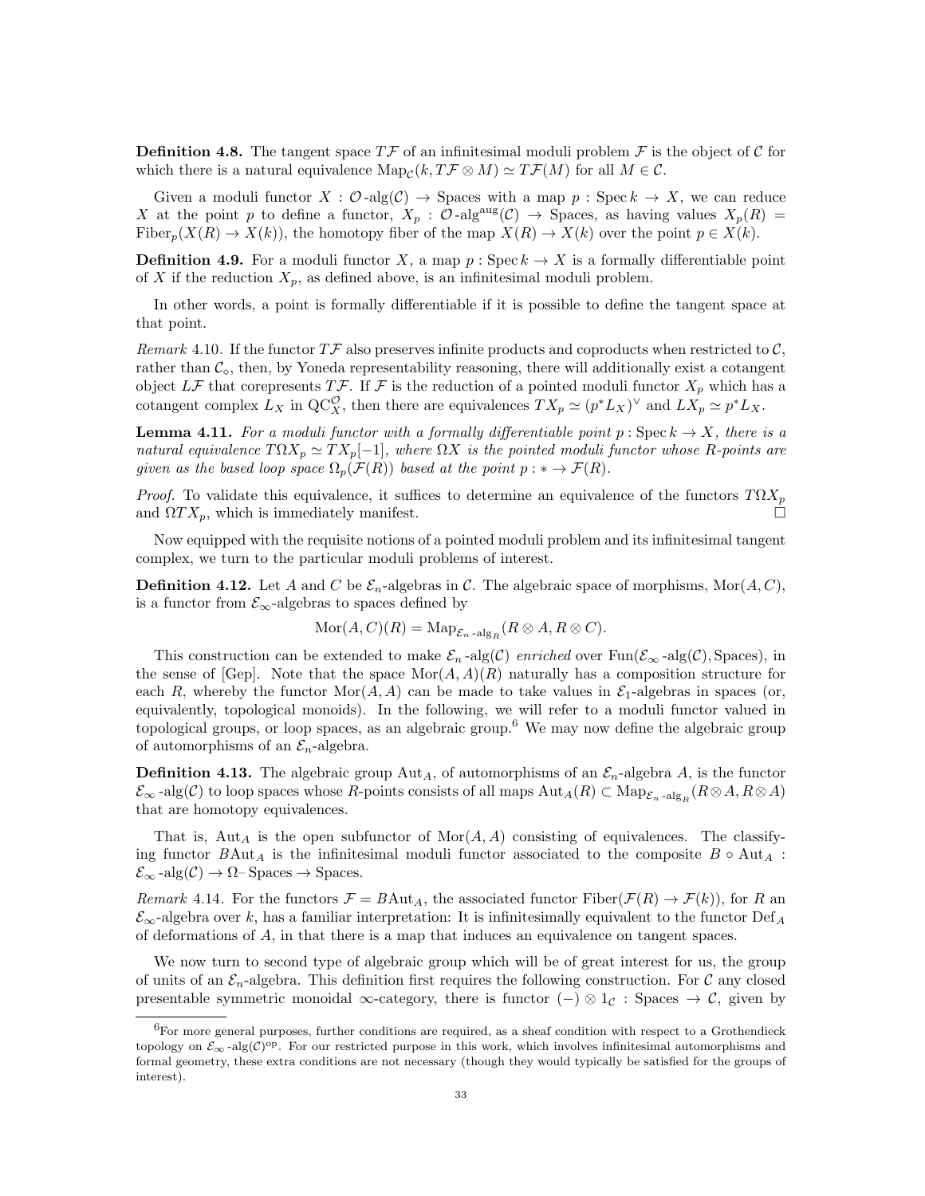**Definition 4.8.** The tangent space $T\mathcal{F}$ of an infinitesimal moduli problem $\mathcal{F}$ is the object of $\mathcal{C}$ for which there is a natural equivalence $\mathrm{Map}_{\mathcal{C}}(k, T\mathcal{F} \otimes M) \simeq T\mathcal{F}(M)$ for all $M \in \mathcal{C}$.

Given a moduli functor $X : \mathcal{O}\text{-alg}(\mathcal{C}) \to \mathrm{Spaces}$ with a map $p : \mathrm{Spec}\, k \to X$, we can reduce $X$ at the point $p$ to define a functor, $X_p : \mathcal{O}\text{-alg}^{\mathrm{aug}}(\mathcal{C}) \to \mathrm{Spaces}$, as having values $X_p(R) = \mathrm{Fiber}_p(X(R) \to X(k))$, the homotopy fiber of the map $X(R) \to X(k)$ over the point $p \in X(k)$.

**Definition 4.9.** For a moduli functor $X$, a map $p : \mathrm{Spec}\, k \to X$ is a formally differentiable point of $X$ if the reduction $X_p$, as defined above, is an infinitesimal moduli problem.

In other words, a point is formally differentiable if it is possible to define the tangent space at that point.

*Remark* 4.10. If the functor $T\mathcal{F}$ also preserves infinite products and coproducts when restricted to $\mathcal{C}$, rather than $\mathcal{C}_\diamond$, then, by Yoneda representability reasoning, there will additionally exist a cotangent object $L\mathcal{F}$ that corepresents $T\mathcal{F}$. If $\mathcal{F}$ is the reduction of a pointed moduli functor $X_p$ which has a cotangent complex $L_X$ in $\mathrm{QC}_X^{\mathcal{O}}$, then there are equivalences $TX_p \simeq (p^* L_X)^\vee$ and $LX_p \simeq p^* L_X$.

**Lemma 4.11.** *For a moduli functor with a formally differentiable point $p : \mathrm{Spec}\, k \to X$, there is a natural equivalence $T\Omega X_p \simeq TX_p[-1]$, where $\Omega X$ is the pointed moduli functor whose $R$-points are given as the based loop space $\Omega_p(\mathcal{F}(R))$ based at the point $p : * \to \mathcal{F}(R)$.*

*Proof.* To validate this equivalence, it suffices to determine an equivalence of the functors $T\Omega X_p$ and $\Omega TX_p$, which is immediately manifest. □

Now equipped with the requisite notions of a pointed moduli problem and its infinitesimal tangent complex, we turn to the particular moduli problems of interest.

**Definition 4.12.** Let $A$ and $C$ be $\mathcal{E}_n$-algebras in $\mathcal{C}$. The algebraic space of morphisms, $\mathrm{Mor}(A, C)$, is a functor from $\mathcal{E}_\infty$-algebras to spaces defined by

$$\mathrm{Mor}(A, C)(R) = \mathrm{Map}_{\mathcal{E}_n\text{-alg}_R}(R \otimes A, R \otimes C).$$

This construction can be extended to make $\mathcal{E}_n\text{-alg}(\mathcal{C})$ *enriched* over $\mathrm{Fun}(\mathcal{E}_\infty\text{-alg}(\mathcal{C}), \mathrm{Spaces})$, in the sense of [Gep]. Note that the space $\mathrm{Mor}(A, A)(R)$ naturally has a composition structure for each $R$, whereby the functor $\mathrm{Mor}(A, A)$ can be made to take values in $\mathcal{E}_1$-algebras in spaces (or, equivalently, topological monoids). In the following, we will refer to a moduli functor valued in topological groups, or loop spaces, as an algebraic group.[6] We may now define the algebraic group of automorphisms of an $\mathcal{E}_n$-algebra.

**Definition 4.13.** The algebraic group $\mathrm{Aut}_A$, of automorphisms of an $\mathcal{E}_n$-algebra $A$, is the functor $\mathcal{E}_\infty\text{-alg}(\mathcal{C})$ to loop spaces whose $R$-points consists of all maps $\mathrm{Aut}_A(R) \subset \mathrm{Map}_{\mathcal{E}_n\text{-alg}_R}(R \otimes A, R \otimes A)$ that are homotopy equivalences.

That is, $\mathrm{Aut}_A$ is the open subfunctor of $\mathrm{Mor}(A, A)$ consisting of equivalences. The classifying functor $B\mathrm{Aut}_A$ is the infinitesimal moduli functor associated to the composite $B \circ \mathrm{Aut}_A : \mathcal{E}_\infty\text{-alg}(\mathcal{C}) \to \Omega\text{–}\mathrm{Spaces} \to \mathrm{Spaces}$.

*Remark* 4.14. For the functors $\mathcal{F} = B\mathrm{Aut}_A$, the associated functor $\mathrm{Fiber}(\mathcal{F}(R) \to \mathcal{F}(k))$, for $R$ an $\mathcal{E}_\infty$-algebra over $k$, has a familiar interpretation: It is infinitesimally equivalent to the functor $\mathrm{Def}_A$ of deformations of $A$, in that there is a map that induces an equivalence on tangent spaces.

We now turn to second type of algebraic group which will be of great interest for us, the group of units of an $\mathcal{E}_n$-algebra. This definition first requires the following construction. For $\mathcal{C}$ any closed presentable symmetric monoidal $\infty$-category, there is functor $(-) \otimes 1_{\mathcal{C}} : \mathrm{Spaces} \to \mathcal{C}$, given by

---

[6] For more general purposes, further conditions are required, as a sheaf condition with respect to a Grothendieck topology on $\mathcal{E}_\infty\text{-alg}(\mathcal{C})^{\mathrm{op}}$. For our restricted purpose in this work, which involves infinitesimal automorphisms and formal geometry, these extra conditions are not necessary (though they would typically be satisfied for the groups of interest).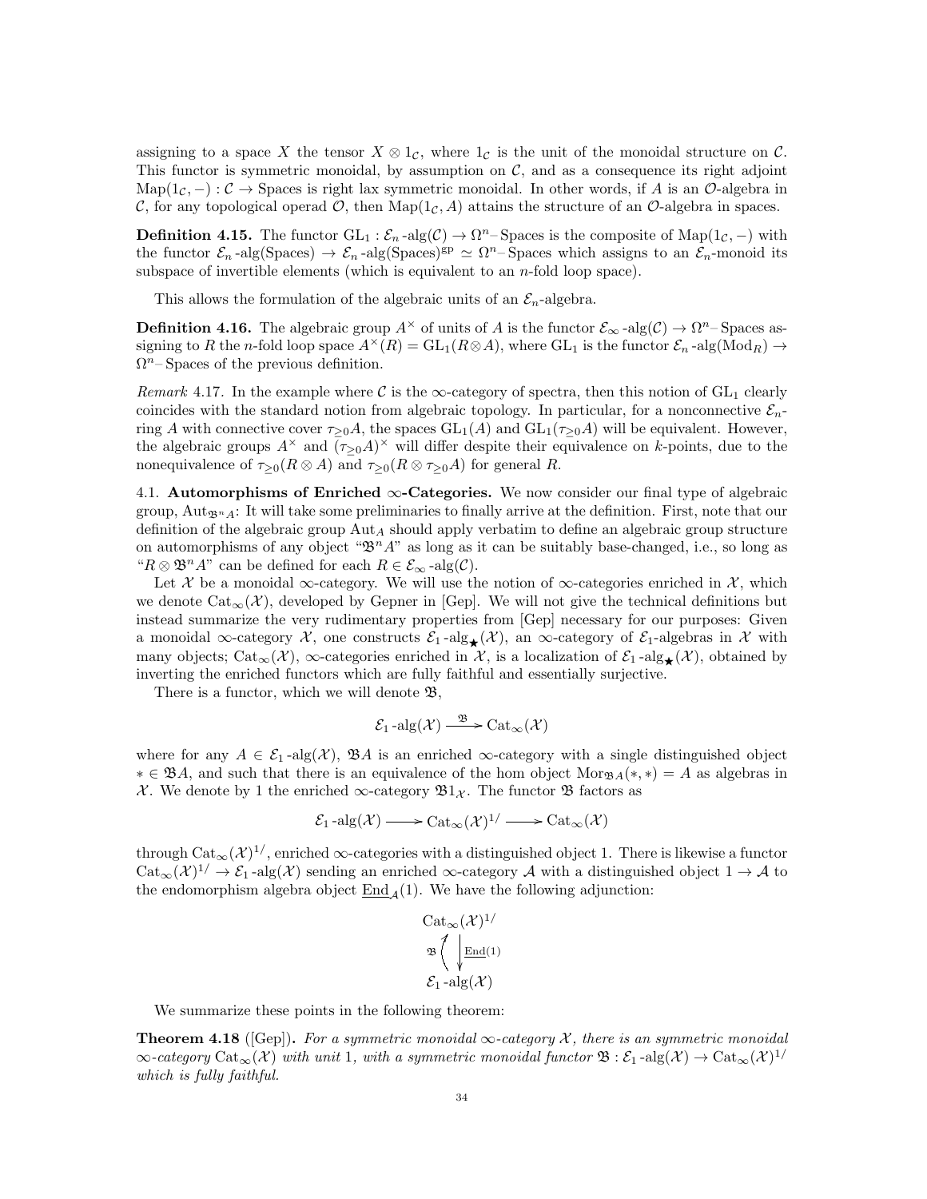assigning to a space $X$ the tensor $X \otimes 1_{\mathcal{C}}$, where $1_{\mathcal{C}}$ is the unit of the monoidal structure on $\mathcal{C}$. This functor is symmetric monoidal, by assumption on $\mathcal{C}$, and as a consequence its right adjoint $\mathrm{Map}(1_{\mathcal{C}}, -) : \mathcal{C} \to \mathrm{Spaces}$ is right lax symmetric monoidal. In other words, if $A$ is an $\mathcal{O}$-algebra in $\mathcal{C}$, for any topological operad $\mathcal{O}$, then $\mathrm{Map}(1_{\mathcal{C}}, A)$ attains the structure of an $\mathcal{O}$-algebra in spaces.

**Definition 4.15.** The functor $\mathrm{GL}_1 : \mathcal{E}_n\text{-alg}(\mathcal{C}) \to \Omega^n\text{–Spaces}$ is the composite of $\mathrm{Map}(1_{\mathcal{C}}, -)$ with the functor $\mathcal{E}_n\text{-alg}(\mathrm{Spaces}) \to \mathcal{E}_n\text{-alg}(\mathrm{Spaces})^{\mathrm{gp}} \simeq \Omega^n\text{–Spaces}$ which assigns to an $\mathcal{E}_n$-monoid its subspace of invertible elements (which is equivalent to an $n$-fold loop space).

This allows the formulation of the algebraic units of an $\mathcal{E}_n$-algebra.

**Definition 4.16.** The algebraic group $A^\times$ of units of $A$ is the functor $\mathcal{E}_\infty\text{-alg}(\mathcal{C}) \to \Omega^n\text{–Spaces}$ assigning to $R$ the $n$-fold loop space $A^\times(R) = \mathrm{GL}_1(R \otimes A)$, where $\mathrm{GL}_1$ is the functor $\mathcal{E}_n\text{-alg}(\mathrm{Mod}_R) \to \Omega^n\text{–Spaces}$ of the previous definition.

*Remark* 4.17. In the example where $\mathcal{C}$ is the $\infty$-category of spectra, then this notion of $\mathrm{GL}_1$ clearly coincides with the standard notion from algebraic topology. In particular, for a nonconnective $\mathcal{E}_n$-ring $A$ with connective cover $\tau_{\geq 0}A$, the spaces $\mathrm{GL}_1(A)$ and $\mathrm{GL}_1(\tau_{\geq 0}A)$ will be equivalent. However, the algebraic groups $A^\times$ and $(\tau_{\geq 0}A)^\times$ will differ despite their equivalence on $k$-points, due to the nonequivalence of $\tau_{\geq 0}(R \otimes A)$ and $\tau_{\geq 0}(R \otimes \tau_{\geq 0}A)$ for general $R$.

## 4.1. Automorphisms of Enriched $\infty$-Categories.

We now consider our final type of algebraic group, $\mathrm{Aut}_{\mathfrak{B}^n A}$: It will take some preliminaries to finally arrive at the definition. First, note that our definition of the algebraic group $\mathrm{Aut}_A$ should apply verbatim to define an algebraic group structure on automorphisms of any object "$\mathfrak{B}^n A$" as long as it can be suitably base-changed, i.e., so long as "$R \otimes \mathfrak{B}^n A$" can be defined for each $R \in \mathcal{E}_\infty\text{-alg}(\mathcal{C})$.

Let $\mathcal{X}$ be a monoidal $\infty$-category. We will use the notion of $\infty$-categories enriched in $\mathcal{X}$, which we denote $\mathrm{Cat}_\infty(\mathcal{X})$, developed by Gepner in [Gep]. We will not give the technical definitions but instead summarize the very rudimentary properties from [Gep] necessary for our purposes: Given a monoidal $\infty$-category $\mathcal{X}$, one constructs $\mathcal{E}_1\text{-alg}_\bigstar(\mathcal{X})$, an $\infty$-category of $\mathcal{E}_1$-algebras in $\mathcal{X}$ with many objects; $\mathrm{Cat}_\infty(\mathcal{X})$, $\infty$-categories enriched in $\mathcal{X}$, is a localization of $\mathcal{E}_1\text{-alg}_\bigstar(\mathcal{X})$, obtained by inverting the enriched functors which are fully faithful and essentially surjective.

There is a functor, which we will denote $\mathfrak{B}$,

$$\mathcal{E}_1\text{-alg}(\mathcal{X}) \xrightarrow{\mathfrak{B}} \mathrm{Cat}_\infty(\mathcal{X})$$

where for any $A \in \mathcal{E}_1\text{-alg}(\mathcal{X})$, $\mathfrak{B}A$ is an enriched $\infty$-category with a single distinguished object $* \in \mathfrak{B}A$, and such that there is an equivalence of the hom object $\mathrm{Mor}_{\mathfrak{B}A}(*, *) = A$ as algebras in $\mathcal{X}$. We denote by 1 the enriched $\infty$-category $\mathfrak{B}1_{\mathcal{X}}$. The functor $\mathfrak{B}$ factors as

$$\mathcal{E}_1\text{-alg}(\mathcal{X}) \longrightarrow \mathrm{Cat}_\infty(\mathcal{X})^{1/} \longrightarrow \mathrm{Cat}_\infty(\mathcal{X})$$

through $\mathrm{Cat}_\infty(\mathcal{X})^{1/}$, enriched $\infty$-categories with a distinguished object 1. There is likewise a functor $\mathrm{Cat}_\infty(\mathcal{X})^{1/} \to \mathcal{E}_1\text{-alg}(\mathcal{X})$ sending an enriched $\infty$-category $\mathcal{A}$ with a distinguished object $1 \to \mathcal{A}$ to the endomorphism algebra object $\underline{\mathrm{End}}_{\mathcal{A}}(1)$. We have the following adjunction:

$$\mathfrak{B} : \mathcal{E}_1\text{-alg}(\mathcal{X}) \rightleftarrows \mathrm{Cat}_\infty(\mathcal{X})^{1/} : \underline{\mathrm{End}}(1)$$

We summarize these points in the following theorem:

**Theorem 4.18** ([Gep])**.** *For a symmetric monoidal $\infty$-category $\mathcal{X}$, there is an symmetric monoidal $\infty$-category $\mathrm{Cat}_\infty(\mathcal{X})$ with unit 1, with a symmetric monoidal functor $\mathfrak{B} : \mathcal{E}_1\text{-alg}(\mathcal{X}) \to \mathrm{Cat}_\infty(\mathcal{X})^{1/}$ which is fully faithful.*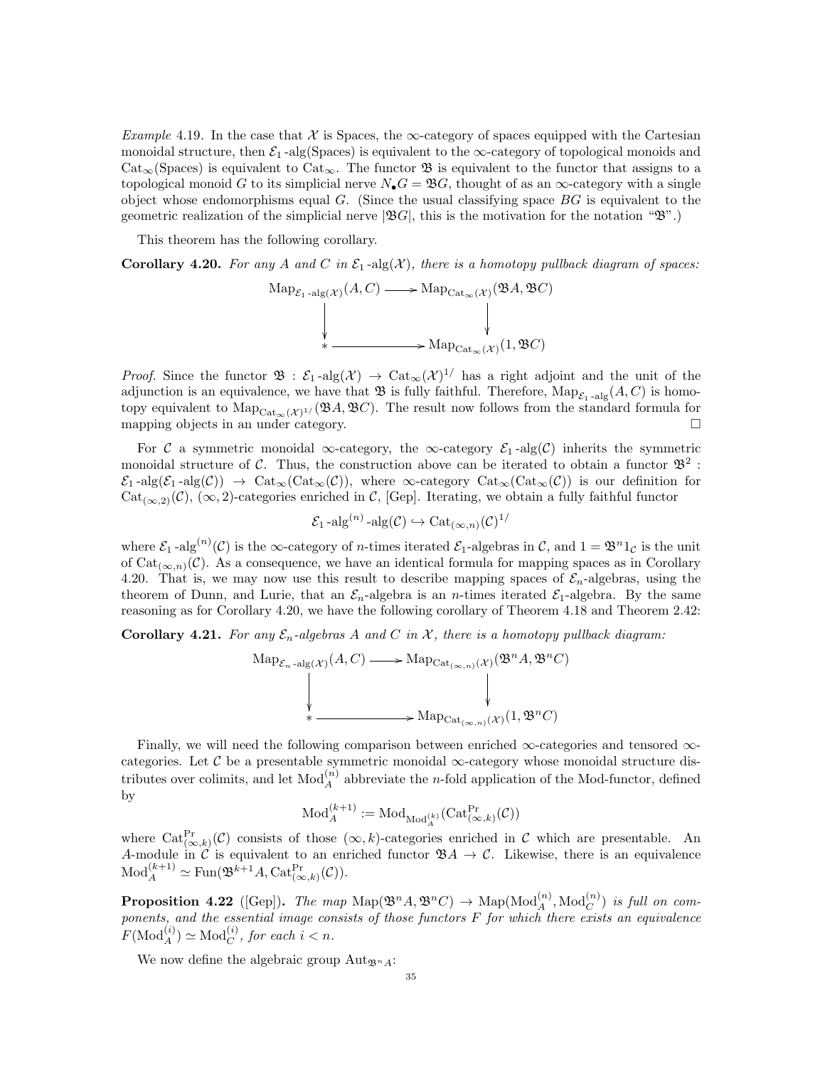*Example* 4.19. In the case that $\mathcal{X}$ is Spaces, the $\infty$-category of spaces equipped with the Cartesian monoidal structure, then $\mathcal{E}_1\text{-alg}(\text{Spaces})$ is equivalent to the $\infty$-category of topological monoids and $\text{Cat}_\infty(\text{Spaces})$ is equivalent to $\text{Cat}_\infty$. The functor $\mathfrak{B}$ is equivalent to the functor that assigns to a topological monoid $G$ to its simplicial nerve $N_\bullet G = \mathfrak{B}G$, thought of as an $\infty$-category with a single object whose endomorphisms equal $G$. (Since the usual classifying space $BG$ is equivalent to the geometric realization of the simplicial nerve $|\mathfrak{B}G|$, this is the motivation for the notation "$\mathfrak{B}$".)

This theorem has the following corollary.

**Corollary 4.20.** *For any $A$ and $C$ in $\mathcal{E}_1\text{-alg}(\mathcal{X})$, there is a homotopy pullback diagram of spaces:*

$$\begin{array}{ccc}
\text{Map}_{\mathcal{E}_1\text{-alg}(\mathcal{X})}(A, C) & \longrightarrow & \text{Map}_{\text{Cat}_\infty(\mathcal{X})}(\mathfrak{B}A, \mathfrak{B}C) \\
\downarrow & & \downarrow \\
* & \longrightarrow & \text{Map}_{\text{Cat}_\infty(\mathcal{X})}(1, \mathfrak{B}C)
\end{array}$$

*Proof.* Since the functor $\mathfrak{B} : \mathcal{E}_1\text{-alg}(\mathcal{X}) \to \text{Cat}_\infty(\mathcal{X})^{1/}$ has a right adjoint and the unit of the adjunction is an equivalence, we have that $\mathfrak{B}$ is fully faithful. Therefore, $\text{Map}_{\mathcal{E}_1\text{-alg}}(A, C)$ is homotopy equivalent to $\text{Map}_{\text{Cat}_\infty(\mathcal{X})^{1/}}(\mathfrak{B}A, \mathfrak{B}C)$. The result now follows from the standard formula for mapping objects in an under category. □

For $\mathcal{C}$ a symmetric monoidal $\infty$-category, the $\infty$-category $\mathcal{E}_1\text{-alg}(\mathcal{C})$ inherits the symmetric monoidal structure of $\mathcal{C}$. Thus, the construction above can be iterated to obtain a functor $\mathfrak{B}^2$ : $\mathcal{E}_1\text{-alg}(\mathcal{E}_1\text{-alg}(\mathcal{C})) \to \text{Cat}_\infty(\text{Cat}_\infty(\mathcal{C}))$, where $\infty$-category $\text{Cat}_\infty(\text{Cat}_\infty(\mathcal{C}))$ is our definition for $\text{Cat}_{(\infty,2)}(\mathcal{C})$, $(\infty, 2)$-categories enriched in $\mathcal{C}$, [Gep]. Iterating, we obtain a fully faithful functor

$$\mathcal{E}_1\text{-alg}^{(n)}\text{-alg}(\mathcal{C}) \hookrightarrow \text{Cat}_{(\infty,n)}(\mathcal{C})^{1/}$$

where $\mathcal{E}_1\text{-alg}^{(n)}(\mathcal{C})$ is the $\infty$-category of $n$-times iterated $\mathcal{E}_1$-algebras in $\mathcal{C}$, and $1 = \mathfrak{B}^n 1_\mathcal{C}$ is the unit of $\text{Cat}_{(\infty,n)}(\mathcal{C})$. As a consequence, we have an identical formula for mapping spaces as in Corollary 4.20. That is, we may now use this result to describe mapping spaces of $\mathcal{E}_n$-algebras, using the theorem of Dunn, and Lurie, that an $\mathcal{E}_n$-algebra is an $n$-times iterated $\mathcal{E}_1$-algebra. By the same reasoning as for Corollary 4.20, we have the following corollary of Theorem 4.18 and Theorem 2.42:

**Corollary 4.21.** *For any $\mathcal{E}_n$-algebras $A$ and $C$ in $\mathcal{X}$, there is a homotopy pullback diagram:*

$$\begin{array}{ccc}
\text{Map}_{\mathcal{E}_n\text{-alg}(\mathcal{X})}(A, C) & \longrightarrow & \text{Map}_{\text{Cat}_{(\infty,n)}(\mathcal{X})}(\mathfrak{B}^n A, \mathfrak{B}^n C) \\
\downarrow & & \downarrow \\
* & \longrightarrow & \text{Map}_{\text{Cat}_{(\infty,n)}(\mathcal{X})}(1, \mathfrak{B}^n C)
\end{array}$$

Finally, we will need the following comparison between enriched $\infty$-categories and tensored $\infty$-categories. Let $\mathcal{C}$ be a presentable symmetric monoidal $\infty$-category whose monoidal structure distributes over colimits, and let $\text{Mod}_A^{(n)}$ abbreviate the $n$-fold application of the Mod-functor, defined by

$$\text{Mod}_A^{(k+1)} := \text{Mod}_{\text{Mod}_A^{(k)}}(\text{Cat}_{(\infty,k)}^{\text{Pr}}(\mathcal{C}))$$

where $\text{Cat}_{(\infty,k)}^{\text{Pr}}(\mathcal{C})$ consists of those $(\infty, k)$-categories enriched in $\mathcal{C}$ which are presentable. An $A$-module in $\mathcal{C}$ is equivalent to an enriched functor $\mathfrak{B}A \to \mathcal{C}$. Likewise, there is an equivalence $\text{Mod}_A^{(k+1)} \simeq \text{Fun}(\mathfrak{B}^{k+1}A, \text{Cat}_{(\infty,k)}^{\text{Pr}}(\mathcal{C}))$.

**Proposition 4.22** ([Gep])**.** *The map $\text{Map}(\mathfrak{B}^n A, \mathfrak{B}^n C) \to \text{Map}(\text{Mod}_A^{(n)}, \text{Mod}_C^{(n)})$ is full on components, and the essential image consists of those functors $F$ for which there exists an equivalence $F(\text{Mod}_A^{(i)}) \simeq \text{Mod}_C^{(i)}$, for each $i < n$.*

We now define the algebraic group $\text{Aut}_{\mathfrak{B}^n A}$: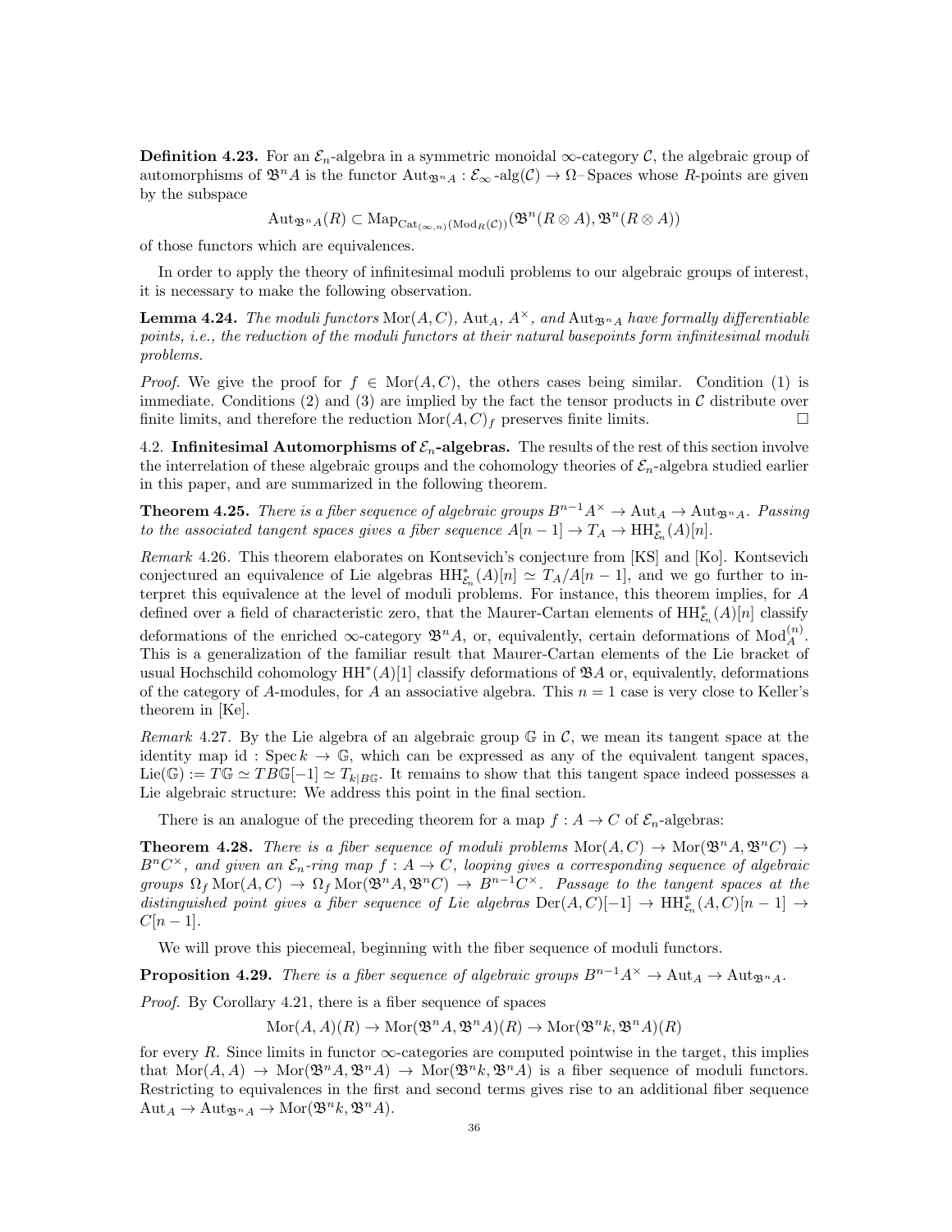**Definition 4.23.** For an $\mathcal{E}_n$-algebra in a symmetric monoidal $\infty$-category $\mathcal{C}$, the algebraic group of automorphisms of $\mathfrak{B}^n A$ is the functor $\mathrm{Aut}_{\mathfrak{B}^n A} : \mathcal{E}_\infty\text{-alg}(\mathcal{C}) \to \Omega\text{–Spaces}$ whose $R$-points are given by the subspace

$$\mathrm{Aut}_{\mathfrak{B}^n A}(R) \subset \mathrm{Map}_{\mathrm{Cat}_{(\infty,n)}(\mathrm{Mod}_R(\mathcal{C}))}(\mathfrak{B}^n(R \otimes A), \mathfrak{B}^n(R \otimes A))$$

of those functors which are equivalences.

In order to apply the theory of infinitesimal moduli problems to our algebraic groups of interest, it is necessary to make the following observation.

**Lemma 4.24.** *The moduli functors* $\mathrm{Mor}(A, C)$*,* $\mathrm{Aut}_A$*,* $A^\times$*, and* $\mathrm{Aut}_{\mathfrak{B}^n A}$ *have formally differentiable points, i.e., the reduction of the moduli functors at their natural basepoints form infinitesimal moduli problems.*

*Proof.* We give the proof for $f \in \mathrm{Mor}(A, C)$, the others cases being similar. Condition (1) is immediate. Conditions (2) and (3) are implied by the fact the tensor products in $\mathcal{C}$ distribute over finite limits, and therefore the reduction $\mathrm{Mor}(A, C)_f$ preserves finite limits. $\square$

4.2. **Infinitesimal Automorphisms of $\mathcal{E}_n$-algebras.** The results of the rest of this section involve the interrelation of these algebraic groups and the cohomology theories of $\mathcal{E}_n$-algebra studied earlier in this paper, and are summarized in the following theorem.

**Theorem 4.25.** *There is a fiber sequence of algebraic groups* $B^{n-1}A^\times \to \mathrm{Aut}_A \to \mathrm{Aut}_{\mathfrak{B}^n A}$*. Passing to the associated tangent spaces gives a fiber sequence* $A[n-1] \to T_A \to \mathrm{HH}^*_{\mathcal{E}_n}(A)[n]$*.*

*Remark* 4.26. This theorem elaborates on Kontsevich's conjecture from [KS] and [Ko]. Kontsevich conjectured an equivalence of Lie algebras $\mathrm{HH}^*_{\mathcal{E}_n}(A)[n] \simeq T_A/A[n-1]$, and we go further to interpret this equivalence at the level of moduli problems. For instance, this theorem implies, for $A$ defined over a field of characteristic zero, that the Maurer-Cartan elements of $\mathrm{HH}^*_{\mathcal{E}_n}(A)[n]$ classify deformations of the enriched $\infty$-category $\mathfrak{B}^n A$, or, equivalently, certain deformations of $\mathrm{Mod}_A^{(n)}$. This is a generalization of the familiar result that Maurer-Cartan elements of the Lie bracket of usual Hochschild cohomology $\mathrm{HH}^*(A)[1]$ classify deformations of $\mathfrak{B}A$ or, equivalently, deformations of the category of $A$-modules, for $A$ an associative algebra. This $n = 1$ case is very close to Keller's theorem in [Ke].

*Remark* 4.27. By the Lie algebra of an algebraic group $\mathbb{G}$ in $\mathcal{C}$, we mean its tangent space at the identity map $\mathrm{id} : \mathrm{Spec}\, k \to \mathbb{G}$, which can be expressed as any of the equivalent tangent spaces, $\mathrm{Lie}(\mathbb{G}) := T\mathbb{G} \simeq TB\mathbb{G}[-1] \simeq T_{k|B\mathbb{G}}$. It remains to show that this tangent space indeed possesses a Lie algebraic structure: We address this point in the final section.

There is an analogue of the preceding theorem for a map $f : A \to C$ of $\mathcal{E}_n$-algebras:

**Theorem 4.28.** *There is a fiber sequence of moduli problems* $\mathrm{Mor}(A, C) \to \mathrm{Mor}(\mathfrak{B}^n A, \mathfrak{B}^n C) \to B^n C^\times$*, and given an* $\mathcal{E}_n$*-ring map* $f : A \to C$*, looping gives a corresponding sequence of algebraic groups* $\Omega_f \mathrm{Mor}(A, C) \to \Omega_f \mathrm{Mor}(\mathfrak{B}^n A, \mathfrak{B}^n C) \to B^{n-1}C^\times$*. Passage to the tangent spaces at the distinguished point gives a fiber sequence of Lie algebras* $\mathrm{Der}(A, C)[-1] \to \mathrm{HH}^*_{\mathcal{E}_n}(A, C)[n-1] \to C[n-1]$*.*

We will prove this piecemeal, beginning with the fiber sequence of moduli functors.

**Proposition 4.29.** *There is a fiber sequence of algebraic groups* $B^{n-1}A^\times \to \mathrm{Aut}_A \to \mathrm{Aut}_{\mathfrak{B}^n A}$*.*

*Proof.* By Corollary 4.21, there is a fiber sequence of spaces

$$\mathrm{Mor}(A, A)(R) \to \mathrm{Mor}(\mathfrak{B}^n A, \mathfrak{B}^n A)(R) \to \mathrm{Mor}(\mathfrak{B}^n k, \mathfrak{B}^n A)(R)$$

for every $R$. Since limits in functor $\infty$-categories are computed pointwise in the target, this implies that $\mathrm{Mor}(A, A) \to \mathrm{Mor}(\mathfrak{B}^n A, \mathfrak{B}^n A) \to \mathrm{Mor}(\mathfrak{B}^n k, \mathfrak{B}^n A)$ is a fiber sequence of moduli functors. Restricting to equivalences in the first and second terms gives rise to an additional fiber sequence $\mathrm{Aut}_A \to \mathrm{Aut}_{\mathfrak{B}^n A} \to \mathrm{Mor}(\mathfrak{B}^n k, \mathfrak{B}^n A)$.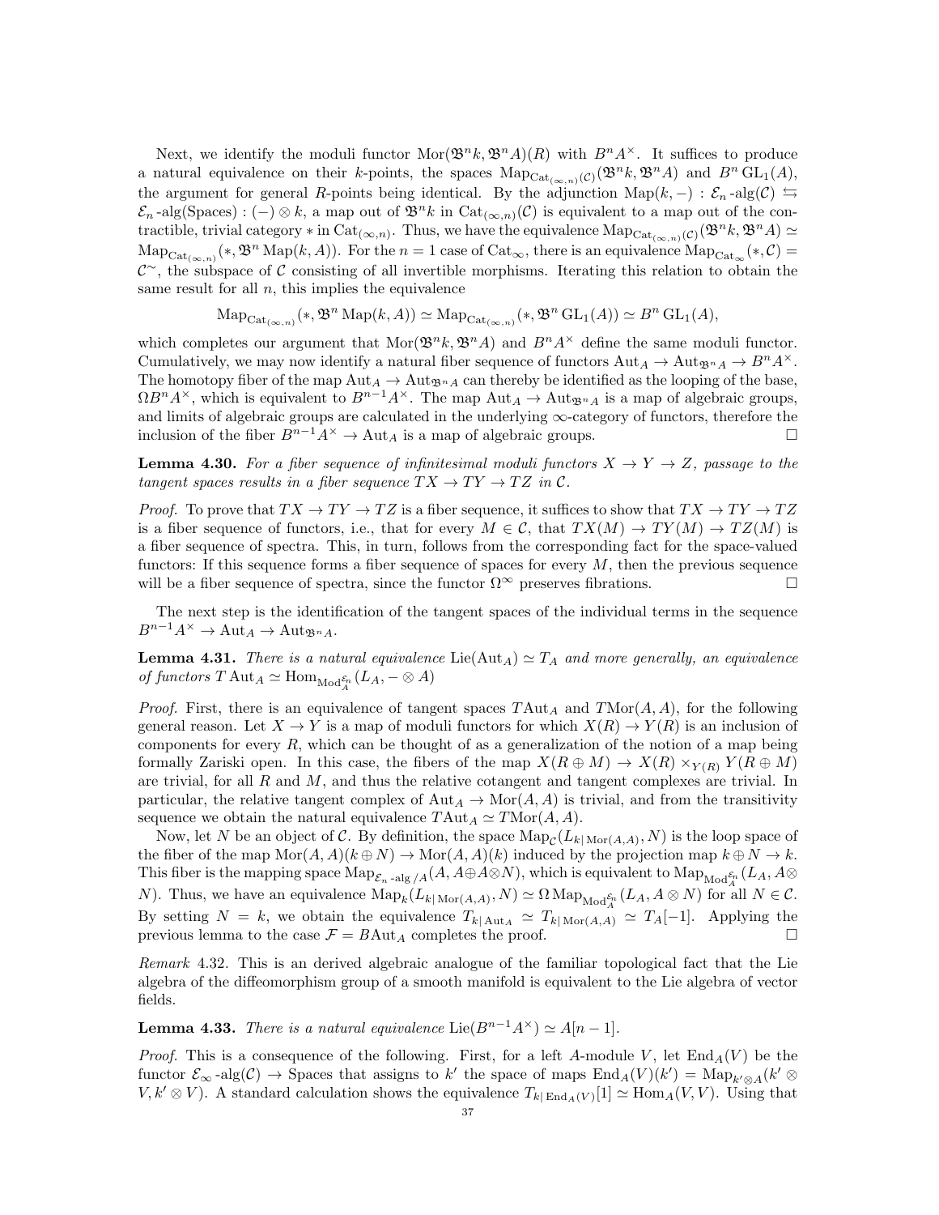Next, we identify the moduli functor $\mathrm{Mor}(\mathfrak{B}^n k, \mathfrak{B}^n A)(R)$ with $B^n A^\times$. It suffices to produce a natural equivalence on their $k$-points, the spaces $\mathrm{Map}_{\mathrm{Cat}_{(\infty,n)}(\mathcal{C})}(\mathfrak{B}^n k, \mathfrak{B}^n A)$ and $B^n \mathrm{GL}_1(A)$, the argument for general $R$-points being identical. By the adjunction $\mathrm{Map}(k, -) : \mathcal{E}_n\text{-alg}(\mathcal{C}) \leftrightarrows \mathcal{E}_n\text{-alg}(\mathrm{Spaces}) : (-) \otimes k$, a map out of $\mathfrak{B}^n k$ in $\mathrm{Cat}_{(\infty,n)}(\mathcal{C})$ is equivalent to a map out of the contractible, trivial category $*$ in $\mathrm{Cat}_{(\infty,n)}$. Thus, we have the equivalence $\mathrm{Map}_{\mathrm{Cat}_{(\infty,n)}(\mathcal{C})}(\mathfrak{B}^n k, \mathfrak{B}^n A) \simeq \mathrm{Map}_{\mathrm{Cat}_{(\infty,n)}}(*, \mathfrak{B}^n \mathrm{Map}(k, A))$. For the $n = 1$ case of $\mathrm{Cat}_\infty$, there is an equivalence $\mathrm{Map}_{\mathrm{Cat}_\infty}(*, \mathcal{C}) = \mathcal{C}^\sim$, the subspace of $\mathcal{C}$ consisting of all invertible morphisms. Iterating this relation to obtain the same result for all $n$, this implies the equivalence

$$\mathrm{Map}_{\mathrm{Cat}_{(\infty,n)}}(*, \mathfrak{B}^n \mathrm{Map}(k, A)) \simeq \mathrm{Map}_{\mathrm{Cat}_{(\infty,n)}}(*, \mathfrak{B}^n \mathrm{GL}_1(A)) \simeq B^n \mathrm{GL}_1(A),$$

which completes our argument that $\mathrm{Mor}(\mathfrak{B}^n k, \mathfrak{B}^n A)$ and $B^n A^\times$ define the same moduli functor. Cumulatively, we may now identify a natural fiber sequence of functors $\mathrm{Aut}_A \to \mathrm{Aut}_{\mathfrak{B}^n A} \to B^n A^\times$. The homotopy fiber of the map $\mathrm{Aut}_A \to \mathrm{Aut}_{\mathfrak{B}^n A}$ can thereby be identified as the looping of the base, $\Omega B^n A^\times$, which is equivalent to $B^{n-1} A^\times$. The map $\mathrm{Aut}_A \to \mathrm{Aut}_{\mathfrak{B}^n A}$ is a map of algebraic groups, and limits of algebraic groups are calculated in the underlying $\infty$-category of functors, therefore the inclusion of the fiber $B^{n-1} A^\times \to \mathrm{Aut}_A$ is a map of algebraic groups. □

**Lemma 4.30.** *For a fiber sequence of infinitesimal moduli functors $X \to Y \to Z$, passage to the tangent spaces results in a fiber sequence $TX \to TY \to TZ$ in $\mathcal{C}$.*

*Proof.* To prove that $TX \to TY \to TZ$ is a fiber sequence, it suffices to show that $TX \to TY \to TZ$ is a fiber sequence of functors, i.e., that for every $M \in \mathcal{C}$, that $TX(M) \to TY(M) \to TZ(M)$ is a fiber sequence of spectra. This, in turn, follows from the corresponding fact for the space-valued functors: If this sequence forms a fiber sequence of spaces for every $M$, then the previous sequence will be a fiber sequence of spectra, since the functor $\Omega^\infty$ preserves fibrations. □

The next step is the identification of the tangent spaces of the individual terms in the sequence $B^{n-1} A^\times \to \mathrm{Aut}_A \to \mathrm{Aut}_{\mathfrak{B}^n A}$.

**Lemma 4.31.** *There is a natural equivalence $\mathrm{Lie}(\mathrm{Aut}_A) \simeq T_A$ and more generally, an equivalence of functors $T\,\mathrm{Aut}_A \simeq \mathrm{Hom}_{\mathrm{Mod}_A^{\mathcal{E}_n}}(L_A, - \otimes A)$*

*Proof.* First, there is an equivalence of tangent spaces $T\mathrm{Aut}_A$ and $T\mathrm{Mor}(A, A)$, for the following general reason. Let $X \to Y$ is a map of moduli functors for which $X(R) \to Y(R)$ is an inclusion of components for every $R$, which can be thought of as a generalization of the notion of a map being formally Zariski open. In this case, the fibers of the map $X(R \oplus M) \to X(R) \times_{Y(R)} Y(R \oplus M)$ are trivial, for all $R$ and $M$, and thus the relative cotangent and tangent complexes are trivial. In particular, the relative tangent complex of $\mathrm{Aut}_A \to \mathrm{Mor}(A, A)$ is trivial, and from the transitivity sequence we obtain the natural equivalence $T\mathrm{Aut}_A \simeq T\mathrm{Mor}(A, A)$.

Now, let $N$ be an object of $\mathcal{C}$. By definition, the space $\mathrm{Map}_{\mathcal{C}}(L_{k|\,\mathrm{Mor}(A,A)}, N)$ is the loop space of the fiber of the map $\mathrm{Mor}(A, A)(k \oplus N) \to \mathrm{Mor}(A, A)(k)$ induced by the projection map $k \oplus N \to k$. This fiber is the mapping space $\mathrm{Map}_{\mathcal{E}_n\text{-alg}/A}(A, A \oplus A \otimes N)$, which is equivalent to $\mathrm{Map}_{\mathrm{Mod}_A^{\mathcal{E}_n}}(L_A, A \otimes N)$. Thus, we have an equivalence $\mathrm{Map}_k(L_{k|\,\mathrm{Mor}(A,A)}, N) \simeq \Omega\,\mathrm{Map}_{\mathrm{Mod}_A^{\mathcal{E}_n}}(L_A, A \otimes N)$ for all $N \in \mathcal{C}$. By setting $N = k$, we obtain the equivalence $T_{k|\,\mathrm{Aut}_A} \simeq T_{k|\,\mathrm{Mor}(A,A)} \simeq T_A[-1]$. Applying the previous lemma to the case $\mathcal{F} = B\mathrm{Aut}_A$ completes the proof. □

*Remark* 4.32. This is an derived algebraic analogue of the familiar topological fact that the Lie algebra of the diffeomorphism group of a smooth manifold is equivalent to the Lie algebra of vector fields.

**Lemma 4.33.** *There is a natural equivalence $\mathrm{Lie}(B^{n-1} A^\times) \simeq A[n-1]$.*

*Proof.* This is a consequence of the following. First, for a left $A$-module $V$, let $\mathrm{End}_A(V)$ be the functor $\mathcal{E}_\infty\text{-alg}(\mathcal{C}) \to \mathrm{Spaces}$ that assigns to $k'$ the space of maps $\mathrm{End}_A(V)(k') = \mathrm{Map}_{k' \otimes A}(k' \otimes V, k' \otimes V)$. A standard calculation shows the equivalence $T_{k|\,\mathrm{End}_A(V)}[1] \simeq \mathrm{Hom}_A(V, V)$. Using that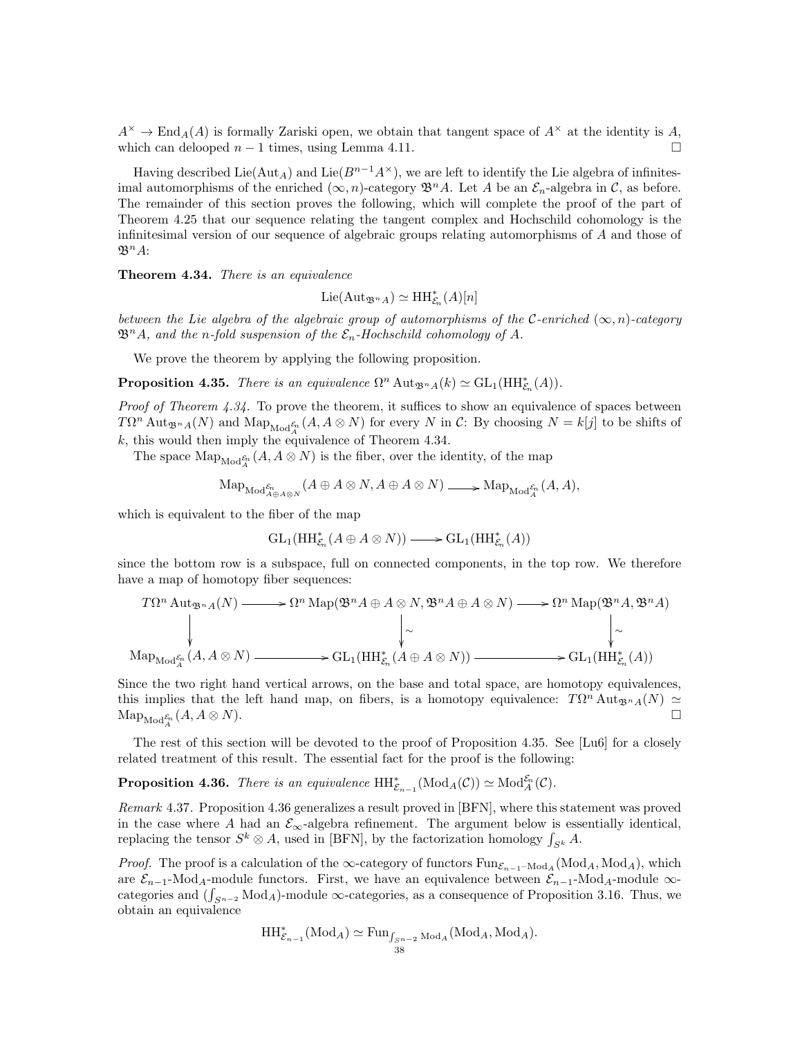$A^\times \to \mathrm{End}_A(A)$ is formally Zariski open, we obtain that tangent space of $A^\times$ at the identity is $A$, which can delooped $n-1$ times, using Lemma 4.11. $\square$

Having described $\mathrm{Lie}(\mathrm{Aut}_A)$ and $\mathrm{Lie}(B^{n-1}A^\times)$, we are left to identify the Lie algebra of infinitesimal automorphisms of the enriched $(\infty, n)$-category $\mathfrak{B}^n A$. Let $A$ be an $\mathcal{E}_n$-algebra in $\mathcal{C}$, as before. The remainder of this section proves the following, which will complete the proof of the part of Theorem 4.25 that our sequence relating the tangent complex and Hochschild cohomology is the infinitesimal version of our sequence of algebraic groups relating automorphisms of $A$ and those of $\mathfrak{B}^n A$:

**Theorem 4.34.** *There is an equivalence*

$$\mathrm{Lie}(\mathrm{Aut}_{\mathfrak{B}^n A}) \simeq \mathrm{HH}^*_{\mathcal{E}_n}(A)[n]$$

*between the Lie algebra of the algebraic group of automorphisms of the $\mathcal{C}$-enriched $(\infty, n)$-category $\mathfrak{B}^n A$, and the $n$-fold suspension of the $\mathcal{E}_n$-Hochschild cohomology of $A$.*

We prove the theorem by applying the following proposition.

**Proposition 4.35.** *There is an equivalence $\Omega^n \mathrm{Aut}_{\mathfrak{B}^n A}(k) \simeq \mathrm{GL}_1(\mathrm{HH}^*_{\mathcal{E}_n}(A))$.*

*Proof of Theorem 4.34.* To prove the theorem, it suffices to show an equivalence of spaces between $T\Omega^n \mathrm{Aut}_{\mathfrak{B}^n A}(N)$ and $\mathrm{Map}_{\mathrm{Mod}^{\mathcal{E}_n}_A}(A, A \otimes N)$ for every $N$ in $\mathcal{C}$: By choosing $N = k[j]$ to be shifts of $k$, this would then imply the equivalence of Theorem 4.34.

The space $\mathrm{Map}_{\mathrm{Mod}^{\mathcal{E}_n}_A}(A, A \otimes N)$ is the fiber, over the identity, of the map

$$\mathrm{Map}_{\mathrm{Mod}^{\mathcal{E}_n}_{A \oplus A \otimes N}}(A \oplus A \otimes N, A \oplus A \otimes N) \longrightarrow \mathrm{Map}_{\mathrm{Mod}^{\mathcal{E}_n}_A}(A, A),$$

which is equivalent to the fiber of the map

$$\mathrm{GL}_1(\mathrm{HH}^*_{\mathcal{E}_n}(A \oplus A \otimes N)) \longrightarrow \mathrm{GL}_1(\mathrm{HH}^*_{\mathcal{E}_n}(A))$$

since the bottom row is a subspace, full on connected components, in the top row. We therefore have a map of homotopy fiber sequences:

$$\begin{array}{ccccc}
T\Omega^n \mathrm{Aut}_{\mathfrak{B}^n A}(N) & \longrightarrow & \Omega^n \mathrm{Map}(\mathfrak{B}^n A \oplus A \otimes N, \mathfrak{B}^n A \oplus A \otimes N) & \longrightarrow & \Omega^n \mathrm{Map}(\mathfrak{B}^n A, \mathfrak{B}^n A) \\
\downarrow & & \downarrow \sim & & \downarrow \sim \\
\mathrm{Map}_{\mathrm{Mod}^{\mathcal{E}_n}_A}(A, A \otimes N) & \longrightarrow & \mathrm{GL}_1(\mathrm{HH}^*_{\mathcal{E}_n}(A \oplus A \otimes N)) & \longrightarrow & \mathrm{GL}_1(\mathrm{HH}^*_{\mathcal{E}_n}(A))
\end{array}$$

Since the two right hand vertical arrows, on the base and total space, are homotopy equivalences, this implies that the left hand map, on fibers, is a homotopy equivalence: $T\Omega^n \mathrm{Aut}_{\mathfrak{B}^n A}(N) \simeq \mathrm{Map}_{\mathrm{Mod}^{\mathcal{E}_n}_A}(A, A \otimes N)$. $\square$

The rest of this section will be devoted to the proof of Proposition 4.35. See [Lu6] for a closely related treatment of this result. The essential fact for the proof is the following:

**Proposition 4.36.** *There is an equivalence $\mathrm{HH}^*_{\mathcal{E}_{n-1}}(\mathrm{Mod}_A(\mathcal{C})) \simeq \mathrm{Mod}^{\mathcal{E}_n}_A(\mathcal{C})$.*

*Remark* 4.37. Proposition 4.36 generalizes a result proved in [BFN], where this statement was proved in the case where $A$ had an $\mathcal{E}_\infty$-algebra refinement. The argument below is essentially identical, replacing the tensor $S^k \otimes A$, used in [BFN], by the factorization homology $\int_{S^k} A$.

*Proof.* The proof is a calculation of the $\infty$-category of functors $\mathrm{Fun}_{\mathcal{E}_{n-1}\text{-}\mathrm{Mod}_A}(\mathrm{Mod}_A, \mathrm{Mod}_A)$, which are $\mathcal{E}_{n-1}$-$\mathrm{Mod}_A$-module functors. First, we have an equivalence between $\mathcal{E}_{n-1}$-$\mathrm{Mod}_A$-module $\infty$-categories and $(\int_{S^{n-2}} \mathrm{Mod}_A)$-module $\infty$-categories, as a consequence of Proposition 3.16. Thus, we obtain an equivalence

$$\mathrm{HH}^*_{\mathcal{E}_{n-1}}(\mathrm{Mod}_A) \simeq \mathrm{Fun}_{\int_{S^{n-2}} \mathrm{Mod}_A}(\mathrm{Mod}_A, \mathrm{Mod}_A).$$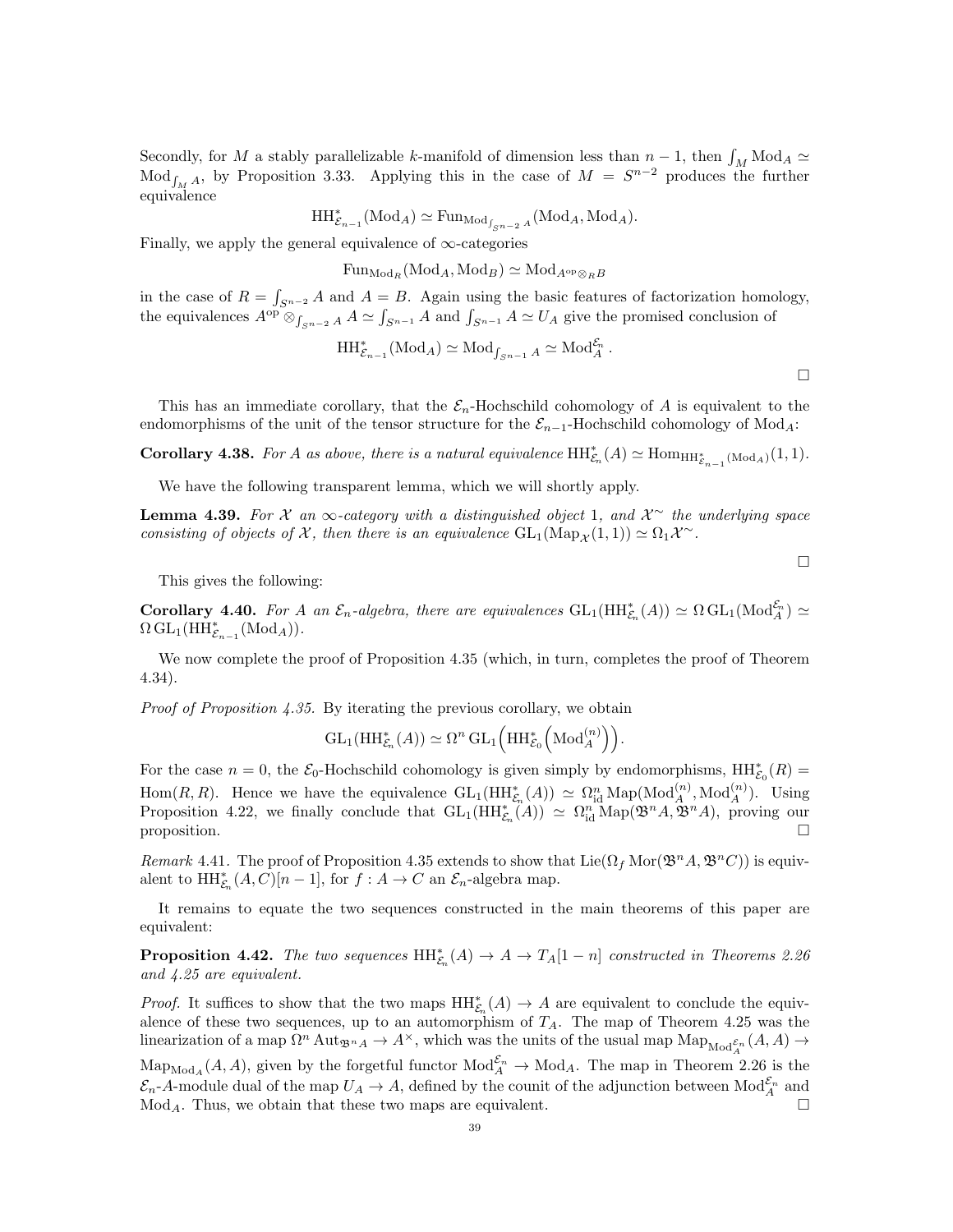Secondly, for $M$ a stably parallelizable $k$-manifold of dimension less than $n-1$, then $\int_M \mathrm{Mod}_A \simeq \mathrm{Mod}_{\int_M A}$, by Proposition 3.33. Applying this in the case of $M = S^{n-2}$ produces the further equivalence

$$\mathrm{HH}^*_{\mathcal{E}_{n-1}}(\mathrm{Mod}_A) \simeq \mathrm{Fun}_{\mathrm{Mod}_{\int_{S^{n-2}} A}}(\mathrm{Mod}_A, \mathrm{Mod}_A).$$

Finally, we apply the general equivalence of $\infty$-categories

$$\mathrm{Fun}_{\mathrm{Mod}_R}(\mathrm{Mod}_A, \mathrm{Mod}_B) \simeq \mathrm{Mod}_{A^{\mathrm{op}} \otimes_R B}$$

in the case of $R = \int_{S^{n-2}} A$ and $A = B$. Again using the basic features of factorization homology, the equivalences $A^{\mathrm{op}} \otimes_{\int_{S^{n-2}} A} A \simeq \int_{S^{n-1}} A$ and $\int_{S^{n-1}} A \simeq U_A$ give the promised conclusion of

$$\mathrm{HH}^*_{\mathcal{E}_{n-1}}(\mathrm{Mod}_A) \simeq \mathrm{Mod}_{\int_{S^{n-1}} A} \simeq \mathrm{Mod}^{\mathcal{E}_n}_A .$$

□

This has an immediate corollary, that the $\mathcal{E}_n$-Hochschild cohomology of $A$ is equivalent to the endomorphisms of the unit of the tensor structure for the $\mathcal{E}_{n-1}$-Hochschild cohomology of $\mathrm{Mod}_A$:

**Corollary 4.38.** *For $A$ as above, there is a natural equivalence $\mathrm{HH}^*_{\mathcal{E}_n}(A) \simeq \mathrm{Hom}_{\mathrm{HH}^*_{\mathcal{E}_{n-1}}(\mathrm{Mod}_A)}(1,1)$.*

We have the following transparent lemma, which we will shortly apply.

**Lemma 4.39.** *For $\mathcal{X}$ an $\infty$-category with a distinguished object $1$, and $\mathcal{X}^\sim$ the underlying space consisting of objects of $\mathcal{X}$, then there is an equivalence $\mathrm{GL}_1(\mathrm{Map}_{\mathcal{X}}(1,1)) \simeq \Omega_1 \mathcal{X}^\sim$.*

□

This gives the following:

**Corollary 4.40.** *For $A$ an $\mathcal{E}_n$-algebra, there are equivalences $\mathrm{GL}_1(\mathrm{HH}^*_{\mathcal{E}_n}(A)) \simeq \Omega\, \mathrm{GL}_1(\mathrm{Mod}^{\mathcal{E}_n}_A) \simeq \Omega\, \mathrm{GL}_1(\mathrm{HH}^*_{\mathcal{E}_{n-1}}(\mathrm{Mod}_A))$.*

We now complete the proof of Proposition 4.35 (which, in turn, completes the proof of Theorem 4.34).

*Proof of Proposition 4.35.* By iterating the previous corollary, we obtain

$$\mathrm{GL}_1(\mathrm{HH}^*_{\mathcal{E}_n}(A)) \simeq \Omega^n\, \mathrm{GL}_1\Big(\mathrm{HH}^*_{\mathcal{E}_0}\Big(\mathrm{Mod}^{(n)}_A\Big)\Big).$$

For the case $n = 0$, the $\mathcal{E}_0$-Hochschild cohomology is given simply by endomorphisms, $\mathrm{HH}^*_{\mathcal{E}_0}(R) = \mathrm{Hom}(R,R)$. Hence we have the equivalence $\mathrm{GL}_1(\mathrm{HH}^*_{\mathcal{E}_n}(A)) \simeq \Omega^n_{\mathrm{id}} \mathrm{Map}(\mathrm{Mod}^{(n)}_A, \mathrm{Mod}^{(n)}_A)$. Using Proposition 4.22, we finally conclude that $\mathrm{GL}_1(\mathrm{HH}^*_{\mathcal{E}_n}(A)) \simeq \Omega^n_{\mathrm{id}} \mathrm{Map}(\mathfrak{B}^n A, \mathfrak{B}^n A)$, proving our proposition. □

*Remark* 4.41. The proof of Proposition 4.35 extends to show that $\mathrm{Lie}(\Omega_f \mathrm{Mor}(\mathfrak{B}^n A, \mathfrak{B}^n C))$ is equivalent to $\mathrm{HH}^*_{\mathcal{E}_n}(A, C)[n-1]$, for $f : A \to C$ an $\mathcal{E}_n$-algebra map.

It remains to equate the two sequences constructed in the main theorems of this paper are equivalent:

**Proposition 4.42.** *The two sequences $\mathrm{HH}^*_{\mathcal{E}_n}(A) \to A \to T_A[1-n]$ constructed in Theorems 2.26 and 4.25 are equivalent.*

*Proof.* It suffices to show that the two maps $\mathrm{HH}^*_{\mathcal{E}_n}(A) \to A$ are equivalent to conclude the equivalence of these two sequences, up to an automorphism of $T_A$. The map of Theorem 4.25 was the linearization of a map $\Omega^n \mathrm{Aut}_{\mathfrak{B}^n A} \to A^\times$, which was the units of the usual map $\mathrm{Map}_{\mathrm{Mod}^{\mathcal{E}_n}_A}(A,A) \to \mathrm{Map}_{\mathrm{Mod}_A}(A,A)$, given by the forgetful functor $\mathrm{Mod}^{\mathcal{E}_n}_A \to \mathrm{Mod}_A$. The map in Theorem 2.26 is the $\mathcal{E}_n$-$A$-module dual of the map $U_A \to A$, defined by the counit of the adjunction between $\mathrm{Mod}^{\mathcal{E}_n}_A$ and $\mathrm{Mod}_A$. Thus, we obtain that these two maps are equivalent. □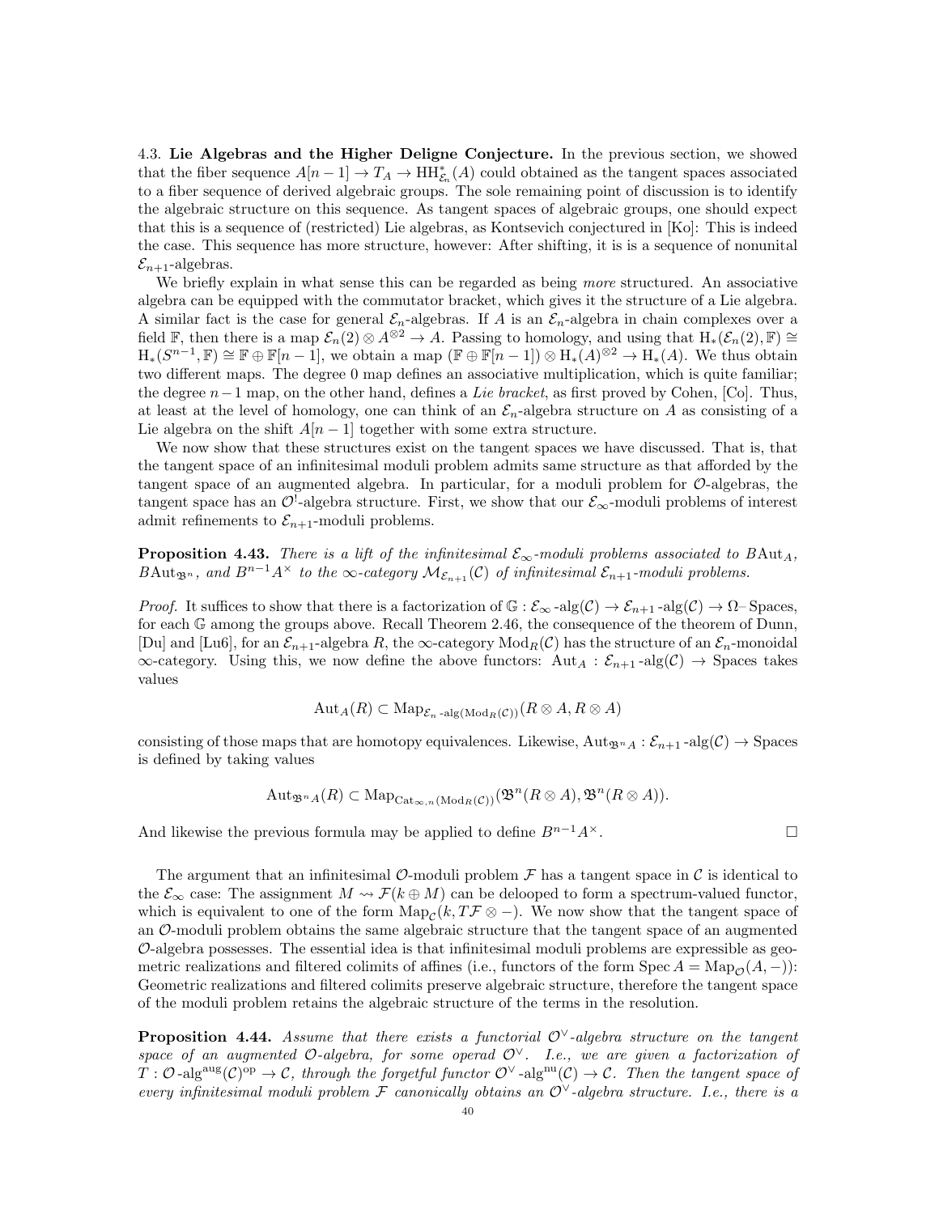4.3. **Lie Algebras and the Higher Deligne Conjecture.** In the previous section, we showed that the fiber sequence $A[n-1] \to T_A \to \mathrm{HH}^*_{\mathcal{E}_n}(A)$ could obtained as the tangent spaces associated to a fiber sequence of derived algebraic groups. The sole remaining point of discussion is to identify the algebraic structure on this sequence. As tangent spaces of algebraic groups, one should expect that this is a sequence of (restricted) Lie algebras, as Kontsevich conjectured in [Ko]: This is indeed the case. This sequence has more structure, however: After shifting, it is is a sequence of nonunital $\mathcal{E}_{n+1}$-algebras.

We briefly explain in what sense this can be regarded as being *more* structured. An associative algebra can be equipped with the commutator bracket, which gives it the structure of a Lie algebra. A similar fact is the case for general $\mathcal{E}_n$-algebras. If $A$ is an $\mathcal{E}_n$-algebra in chain complexes over a field $\mathbb{F}$, then there is a map $\mathcal{E}_n(2) \otimes A^{\otimes 2} \to A$. Passing to homology, and using that $\mathrm{H}_*(\mathcal{E}_n(2), \mathbb{F}) \cong \mathrm{H}_*(S^{n-1}, \mathbb{F}) \cong \mathbb{F} \oplus \mathbb{F}[n-1]$, we obtain a map $(\mathbb{F} \oplus \mathbb{F}[n-1]) \otimes \mathrm{H}_*(A)^{\otimes 2} \to \mathrm{H}_*(A)$. We thus obtain two different maps. The degree 0 map defines an associative multiplication, which is quite familiar; the degree $n-1$ map, on the other hand, defines a *Lie bracket*, as first proved by Cohen, [Co]. Thus, at least at the level of homology, one can think of an $\mathcal{E}_n$-algebra structure on $A$ as consisting of a Lie algebra on the shift $A[n-1]$ together with some extra structure.

We now show that these structures exist on the tangent spaces we have discussed. That is, that the tangent space of an infinitesimal moduli problem admits same structure as that afforded by the tangent space of an augmented algebra. In particular, for a moduli problem for $\mathcal{O}$-algebras, the tangent space has an $\mathcal{O}^!$-algebra structure. First, we show that our $\mathcal{E}_\infty$-moduli problems of interest admit refinements to $\mathcal{E}_{n+1}$-moduli problems.

**Proposition 4.43.** *There is a lift of the infinitesimal $\mathcal{E}_\infty$-moduli problems associated to $B\mathrm{Aut}_A$, $B\mathrm{Aut}_{\mathfrak{B}^n}$, and $B^{n-1}A^\times$ to the $\infty$-category $\mathcal{M}_{\mathcal{E}_{n+1}}(\mathcal{C})$ of infinitesimal $\mathcal{E}_{n+1}$-moduli problems.*

*Proof.* It suffices to show that there is a factorization of $\mathbb{G} : \mathcal{E}_\infty\text{-alg}(\mathcal{C}) \to \mathcal{E}_{n+1}\text{-alg}(\mathcal{C}) \to \Omega\text{–Spaces}$, for each $\mathbb{G}$ among the groups above. Recall Theorem 2.46, the consequence of the theorem of Dunn, [Du] and [Lu6], for an $\mathcal{E}_{n+1}$-algebra $R$, the $\infty$-category $\mathrm{Mod}_R(\mathcal{C})$ has the structure of an $\mathcal{E}_n$-monoidal $\infty$-category. Using this, we now define the above functors: $\mathrm{Aut}_A : \mathcal{E}_{n+1}\text{-alg}(\mathcal{C}) \to \mathrm{Spaces}$ takes values

$$\mathrm{Aut}_A(R) \subset \mathrm{Map}_{\mathcal{E}_n\text{-alg}(\mathrm{Mod}_R(\mathcal{C}))}(R \otimes A, R \otimes A)$$

consisting of those maps that are homotopy equivalences. Likewise, $\mathrm{Aut}_{\mathfrak{B}^n A} : \mathcal{E}_{n+1}\text{-alg}(\mathcal{C}) \to \mathrm{Spaces}$ is defined by taking values

$$\mathrm{Aut}_{\mathfrak{B}^n A}(R) \subset \mathrm{Map}_{\mathrm{Cat}_{\infty,n}(\mathrm{Mod}_R(\mathcal{C}))}(\mathfrak{B}^n(R \otimes A), \mathfrak{B}^n(R \otimes A)).$$

And likewise the previous formula may be applied to define $B^{n-1}A^\times$. □

The argument that an infinitesimal $\mathcal{O}$-moduli problem $\mathcal{F}$ has a tangent space in $\mathcal{C}$ is identical to the $\mathcal{E}_\infty$ case: The assignment $M \rightsquigarrow \mathcal{F}(k \oplus M)$ can be delooped to form a spectrum-valued functor, which is equivalent to one of the form $\mathrm{Map}_{\mathcal{C}}(k, T\mathcal{F} \otimes -)$. We now show that the tangent space of an $\mathcal{O}$-moduli problem obtains the same algebraic structure that the tangent space of an augmented $\mathcal{O}$-algebra possesses. The essential idea is that infinitesimal moduli problems are expressible as geometric realizations and filtered colimits of affines (i.e., functors of the form $\mathrm{Spec}\, A = \mathrm{Map}_{\mathcal{O}}(A, -)$): Geometric realizations and filtered colimits preserve algebraic structure, therefore the tangent space of the moduli problem retains the algebraic structure of the terms in the resolution.

**Proposition 4.44.** *Assume that there exists a functorial $\mathcal{O}^\vee$-algebra structure on the tangent space of an augmented $\mathcal{O}$-algebra, for some operad $\mathcal{O}^\vee$. I.e., we are given a factorization of $T : \mathcal{O}\text{-alg}^{\mathrm{aug}}(\mathcal{C})^{\mathrm{op}} \to \mathcal{C}$, through the forgetful functor $\mathcal{O}^\vee\text{-alg}^{\mathrm{nu}}(\mathcal{C}) \to \mathcal{C}$. Then the tangent space of every infinitesimal moduli problem $\mathcal{F}$ canonically obtains an $\mathcal{O}^\vee$-algebra structure. I.e., there is a*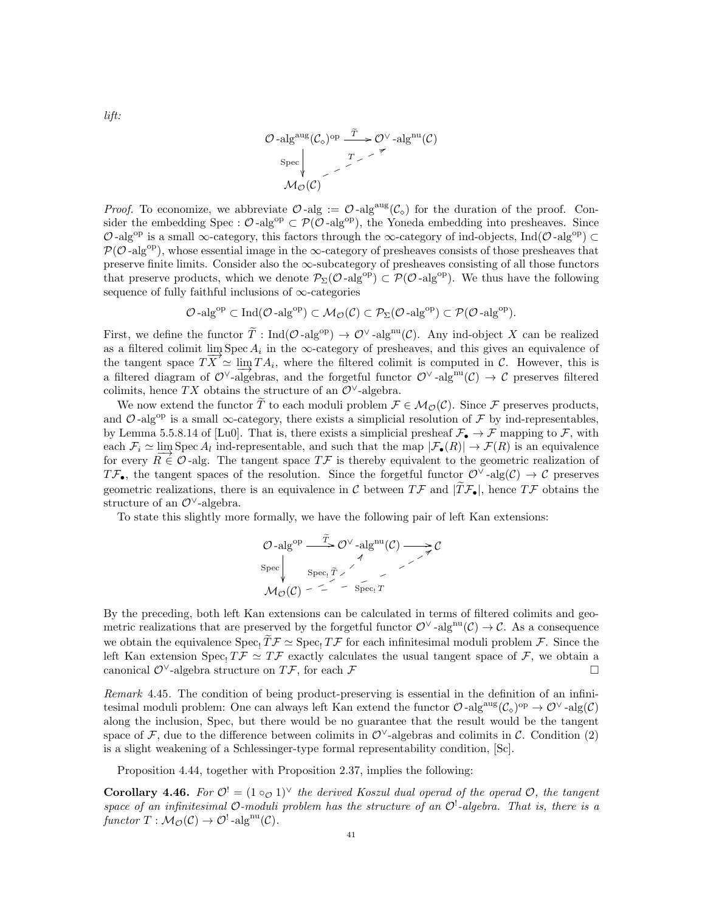*lift:*

$$\begin{array}{ccc} \mathcal{O}\text{-alg}^{\mathrm{aug}}(\mathcal{C}_\diamond)^{\mathrm{op}} & \xrightarrow{\widetilde{T}} & \mathcal{O}^\vee\text{-alg}^{\mathrm{nu}}(\mathcal{C}) \\ {\scriptstyle \mathrm{Spec}}\downarrow & \nearrow_{T} & \\ \mathcal{M}_{\mathcal{O}}(\mathcal{C}) & & \end{array}$$

*Proof.* To economize, we abbreviate $\mathcal{O}\text{-alg} := \mathcal{O}\text{-alg}^{\mathrm{aug}}(\mathcal{C}_\diamond)$ for the duration of the proof. Consider the embedding $\mathrm{Spec} : \mathcal{O}\text{-alg}^{\mathrm{op}} \subset \mathcal{P}(\mathcal{O}\text{-alg}^{\mathrm{op}})$, the Yoneda embedding into presheaves. Since $\mathcal{O}\text{-alg}^{\mathrm{op}}$ is a small $\infty$-category, this factors through the $\infty$-category of ind-objects, $\mathrm{Ind}(\mathcal{O}\text{-alg}^{\mathrm{op}}) \subset \mathcal{P}(\mathcal{O}\text{-alg}^{\mathrm{op}})$, whose essential image in the $\infty$-category of presheaves consists of those presheaves that preserve finite limits. Consider also the $\infty$-subcategory of presheaves consisting of all those functors that preserve products, which we denote $\mathcal{P}_\Sigma(\mathcal{O}\text{-alg}^{\mathrm{op}}) \subset \mathcal{P}(\mathcal{O}\text{-alg}^{\mathrm{op}})$. We thus have the following sequence of fully faithful inclusions of $\infty$-categories

$$\mathcal{O}\text{-alg}^{\mathrm{op}} \subset \mathrm{Ind}(\mathcal{O}\text{-alg}^{\mathrm{op}}) \subset \mathcal{M}_{\mathcal{O}}(\mathcal{C}) \subset \mathcal{P}_\Sigma(\mathcal{O}\text{-alg}^{\mathrm{op}}) \subset \mathcal{P}(\mathcal{O}\text{-alg}^{\mathrm{op}}).$$

First, we define the functor $\widetilde{T} : \mathrm{Ind}(\mathcal{O}\text{-alg}^{\mathrm{op}}) \to \mathcal{O}^\vee\text{-alg}^{\mathrm{nu}}(\mathcal{C})$. Any ind-object $X$ can be realized as a filtered colimit $\varinjlim \mathrm{Spec}\, A_i$ in the $\infty$-category of presheaves, and this gives an equivalence of the tangent space $TX \simeq \varinjlim TA_i$, where the filtered colimit is computed in $\mathcal{C}$. However, this is a filtered diagram of $\mathcal{O}^\vee$-algebras, and the forgetful functor $\mathcal{O}^\vee\text{-alg}^{\mathrm{nu}}(\mathcal{C}) \to \mathcal{C}$ preserves filtered colimits, hence $TX$ obtains the structure of an $\mathcal{O}^\vee$-algebra.

We now extend the functor $\widetilde{T}$ to each moduli problem $\mathcal{F} \in \mathcal{M}_{\mathcal{O}}(\mathcal{C})$. Since $\mathcal{F}$ preserves products, and $\mathcal{O}\text{-alg}^{\mathrm{op}}$ is a small $\infty$-category, there exists a simplicial resolution of $\mathcal{F}$ by ind-representables, by Lemma 5.5.8.14 of [Lu0]. That is, there exists a simplicial presheaf $\mathcal{F}_\bullet \to \mathcal{F}$ mapping to $\mathcal{F}$, with each $\mathcal{F}_i \simeq \varinjlim \mathrm{Spec}\, A_l$ ind-representable, and such that the map $|\mathcal{F}_\bullet(R)| \to \mathcal{F}(R)$ is an equivalence for every $R \in \mathcal{O}\text{-alg}$. The tangent space $T\mathcal{F}$ is thereby equivalent to the geometric realization of $T\mathcal{F}_\bullet$, the tangent spaces of the resolution. Since the forgetful functor $\mathcal{O}^\vee\text{-alg}(\mathcal{C}) \to \mathcal{C}$ preserves geometric realizations, there is an equivalence in $\mathcal{C}$ between $T\mathcal{F}$ and $|\widetilde{T}\mathcal{F}_\bullet|$, hence $T\mathcal{F}$ obtains the structure of an $\mathcal{O}^\vee$-algebra.

To state this slightly more formally, we have the following pair of left Kan extensions:

$$\begin{array}{ccccc} \mathcal{O}\text{-alg}^{\mathrm{op}} & \xrightarrow{\widetilde{T}} & \mathcal{O}^\vee\text{-alg}^{\mathrm{nu}}(\mathcal{C}) & \longrightarrow & \mathcal{C} \\ {\scriptstyle \mathrm{Spec}}\downarrow & \nearrow_{\mathrm{Spec}_!\widetilde{T}} & & \nearrow_{\mathrm{Spec}_! T} & \\ \mathcal{M}_{\mathcal{O}}(\mathcal{C}) & & & & \end{array}$$

By the preceding, both left Kan extensions can be calculated in terms of filtered colimits and geometric realizations that are preserved by the forgetful functor $\mathcal{O}^\vee\text{-alg}^{\mathrm{nu}}(\mathcal{C}) \to \mathcal{C}$. As a consequence we obtain the equivalence $\mathrm{Spec}_!\widetilde{T}\mathcal{F} \simeq \mathrm{Spec}_! T\mathcal{F}$ for each infinitesimal moduli problem $\mathcal{F}$. Since the left Kan extension $\mathrm{Spec}_! T\mathcal{F} \simeq T\mathcal{F}$ exactly calculates the usual tangent space of $\mathcal{F}$, we obtain a canonical $\mathcal{O}^\vee$-algebra structure on $T\mathcal{F}$, for each $\mathcal{F}$ □

*Remark* 4.45. The condition of being product-preserving is essential in the definition of an infinitesimal moduli problem: One can always left Kan extend the functor $\mathcal{O}\text{-alg}^{\mathrm{aug}}(\mathcal{C}_\diamond)^{\mathrm{op}} \to \mathcal{O}^\vee\text{-alg}(\mathcal{C})$ along the inclusion, Spec, but there would be no guarantee that the result would be the tangent space of $\mathcal{F}$, due to the difference between colimits in $\mathcal{O}^\vee$-algebras and colimits in $\mathcal{C}$. Condition (2) is a slight weakening of a Schlessinger-type formal representability condition, [Sc].

Proposition 4.44, together with Proposition 2.37, implies the following:

**Corollary 4.46.** *For $\mathcal{O}^! = (1 \circ_{\mathcal{O}} 1)^\vee$ the derived Koszul dual operad of the operad $\mathcal{O}$, the tangent space of an infinitesimal $\mathcal{O}$-moduli problem has the structure of an $\mathcal{O}^!$-algebra. That is, there is a functor $T : \mathcal{M}_{\mathcal{O}}(\mathcal{C}) \to \mathcal{O}^!\text{-alg}^{\mathrm{nu}}(\mathcal{C})$.*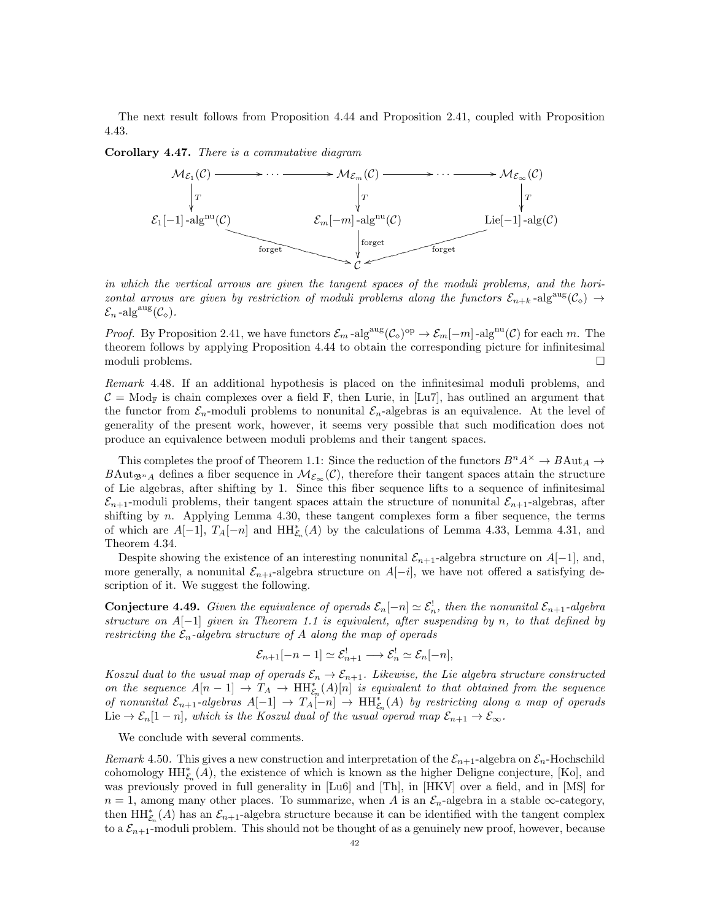The next result follows from Proposition 4.44 and Proposition 2.41, coupled with Proposition 4.43.

**Corollary 4.47.** *There is a commutative diagram*

$$\begin{array}{ccccc}
\mathcal{M}_{\mathcal{E}_1}(\mathcal{C}) & \longrightarrow \cdots \longrightarrow & \mathcal{M}_{\mathcal{E}_m}(\mathcal{C}) & \longrightarrow \cdots \longrightarrow & \mathcal{M}_{\mathcal{E}_\infty}(\mathcal{C}) \\
\downarrow T & & \downarrow T & & \downarrow T \\
\mathcal{E}_1[-1]\text{-alg}^{\text{nu}}(\mathcal{C}) & & \mathcal{E}_m[-m]\text{-alg}^{\text{nu}}(\mathcal{C}) & & \text{Lie}[-1]\text{-alg}(\mathcal{C}) \\
& \searrow^{\text{forget}} & \downarrow \text{forget} & \swarrow_{\text{forget}} & \\
& & \mathcal{C} & &
\end{array}$$

*in which the vertical arrows are given the tangent spaces of the moduli problems, and the horizontal arrows are given by restriction of moduli problems along the functors $\mathcal{E}_{n+k}\text{-alg}^{\text{aug}}(\mathcal{C}_\diamond) \to \mathcal{E}_n\text{-alg}^{\text{aug}}(\mathcal{C}_\diamond)$.*

*Proof.* By Proposition 2.41, we have functors $\mathcal{E}_m\text{-alg}^{\text{aug}}(\mathcal{C}_\diamond)^{\text{op}} \to \mathcal{E}_m[-m]\text{-alg}^{\text{nu}}(\mathcal{C})$ for each $m$. The theorem follows by applying Proposition 4.44 to obtain the corresponding picture for infinitesimal moduli problems. □

*Remark* 4.48. If an additional hypothesis is placed on the infinitesimal moduli problems, and $\mathcal{C} = \text{Mod}_{\mathbb{F}}$ is chain complexes over a field $\mathbb{F}$, then Lurie, in [Lu7], has outlined an argument that the functor from $\mathcal{E}_n$-moduli problems to nonunital $\mathcal{E}_n$-algebras is an equivalence. At the level of generality of the present work, however, it seems very possible that such modification does not produce an equivalence between moduli problems and their tangent spaces.

This completes the proof of Theorem 1.1: Since the reduction of the functors $B^nA^\times \to B\text{Aut}_A \to B\text{Aut}_{\mathfrak{B}^nA}$ defines a fiber sequence in $\mathcal{M}_{\mathcal{E}_\infty}(\mathcal{C})$, therefore their tangent spaces attain the structure of Lie algebras, after shifting by 1. Since this fiber sequence lifts to a sequence of infinitesimal $\mathcal{E}_{n+1}$-moduli problems, their tangent spaces attain the structure of nonunital $\mathcal{E}_{n+1}$-algebras, after shifting by $n$. Applying Lemma 4.30, these tangent complexes form a fiber sequence, the terms of which are $A[-1]$, $T_A[-n]$ and $\text{HH}^*_{\mathcal{E}_n}(A)$ by the calculations of Lemma 4.33, Lemma 4.31, and Theorem 4.34.

Despite showing the existence of an interesting nonunital $\mathcal{E}_{n+1}$-algebra structure on $A[-1]$, and, more generally, a nonunital $\mathcal{E}_{n+i}$-algebra structure on $A[-i]$, we have not offered a satisfying description of it. We suggest the following.

**Conjecture 4.49.** *Given the equivalence of operads $\mathcal{E}_n[-n] \simeq \mathcal{E}_n^!$, then the nonunital $\mathcal{E}_{n+1}$-algebra structure on $A[-1]$ given in Theorem 1.1 is equivalent, after suspending by $n$, to that defined by restricting the $\mathcal{E}_n$-algebra structure of $A$ along the map of operads*

$$\mathcal{E}_{n+1}[-n-1] \simeq \mathcal{E}_{n+1}^! \longrightarrow \mathcal{E}_n^! \simeq \mathcal{E}_n[-n],$$

*Koszul dual to the usual map of operads $\mathcal{E}_n \to \mathcal{E}_{n+1}$. Likewise, the Lie algebra structure constructed on the sequence $A[n-1] \to T_A \to \text{HH}^*_{\mathcal{E}_n}(A)[n]$ is equivalent to that obtained from the sequence of nonunital $\mathcal{E}_{n+1}$-algebras $A[-1] \to T_A[-n] \to \text{HH}^*_{\mathcal{E}_n}(A)$ by restricting along a map of operads $\text{Lie} \to \mathcal{E}_n[1-n]$, which is the Koszul dual of the usual operad map $\mathcal{E}_{n+1} \to \mathcal{E}_\infty$.*

We conclude with several comments.

*Remark* 4.50. This gives a new construction and interpretation of the $\mathcal{E}_{n+1}$-algebra on $\mathcal{E}_n$-Hochschild cohomology $\text{HH}^*_{\mathcal{E}_n}(A)$, the existence of which is known as the higher Deligne conjecture, [Ko], and was previously proved in full generality in [Lu6] and [Th], in [HKV] over a field, and in [MS] for $n = 1$, among many other places. To summarize, when $A$ is an $\mathcal{E}_n$-algebra in a stable $\infty$-category, then $\text{HH}^*_{\mathcal{E}_n}(A)$ has an $\mathcal{E}_{n+1}$-algebra structure because it can be identified with the tangent complex to a $\mathcal{E}_{n+1}$-moduli problem. This should not be thought of as a genuinely new proof, however, because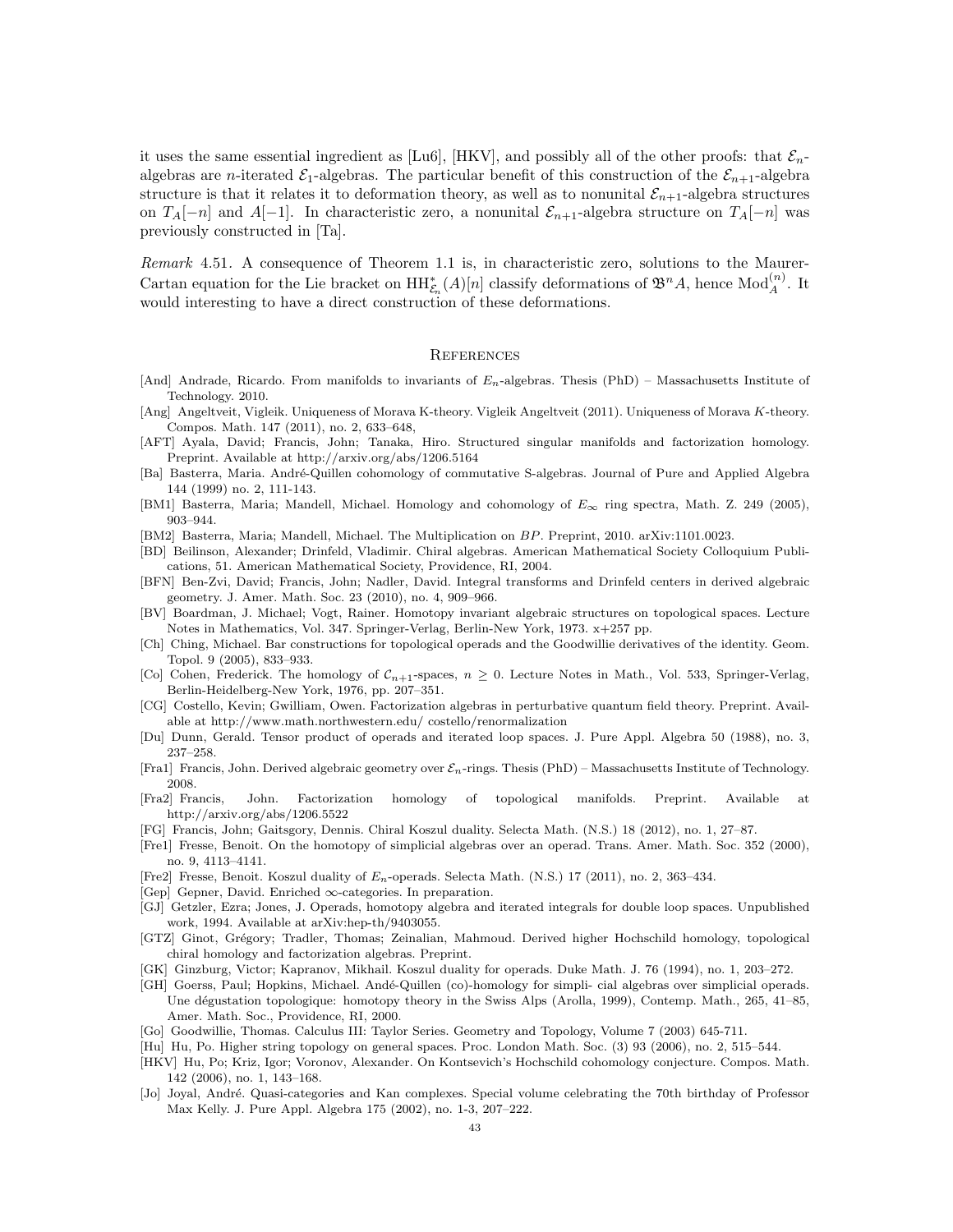it uses the same essential ingredient as [Lu6], [HKV], and possibly all of the other proofs: that $\mathcal{E}_n$-algebras are $n$-iterated $\mathcal{E}_1$-algebras. The particular benefit of this construction of the $\mathcal{E}_{n+1}$-algebra structure is that it relates it to deformation theory, as well as to nonunital $\mathcal{E}_{n+1}$-algebra structures on $T_A[-n]$ and $A[-1]$. In characteristic zero, a nonunital $\mathcal{E}_{n+1}$-algebra structure on $T_A[-n]$ was previously constructed in [Ta].

*Remark* 4.51. A consequence of Theorem 1.1 is, in characteristic zero, solutions to the Maurer-Cartan equation for the Lie bracket on $\mathrm{HH}^*_{\mathcal{E}_n}(A)[n]$ classify deformations of $\mathfrak{B}^n A$, hence $\mathrm{Mod}_A^{(n)}$. It would interesting to have a direct construction of these deformations.

## References

[And] Andrade, Ricardo. From manifolds to invariants of $E_n$-algebras. Thesis (PhD) – Massachusetts Institute of Technology. 2010.

[Ang] Angeltveit, Vigleik. Uniqueness of Morava K-theory. Vigleik Angeltveit (2011). Uniqueness of Morava $K$-theory. Compos. Math. 147 (2011), no. 2, 633–648,

[AFT] Ayala, David; Francis, John; Tanaka, Hiro. Structured singular manifolds and factorization homology. Preprint. Available at http://arxiv.org/abs/1206.5164

[Ba] Basterra, Maria. André-Quillen cohomology of commutative S-algebras. Journal of Pure and Applied Algebra 144 (1999) no. 2, 111-143.

[BM1] Basterra, Maria; Mandell, Michael. Homology and cohomology of $E_\infty$ ring spectra, Math. Z. 249 (2005), 903–944.

[BM2] Basterra, Maria; Mandell, Michael. The Multiplication on $BP$. Preprint, 2010. arXiv:1101.0023.

[BD] Beilinson, Alexander; Drinfeld, Vladimir. Chiral algebras. American Mathematical Society Colloquium Publications, 51. American Mathematical Society, Providence, RI, 2004.

[BFN] Ben-Zvi, David; Francis, John; Nadler, David. Integral transforms and Drinfeld centers in derived algebraic geometry. J. Amer. Math. Soc. 23 (2010), no. 4, 909–966.

[BV] Boardman, J. Michael; Vogt, Rainer. Homotopy invariant algebraic structures on topological spaces. Lecture Notes in Mathematics, Vol. 347. Springer-Verlag, Berlin-New York, 1973. x+257 pp.

[Ch] Ching, Michael. Bar constructions for topological operads and the Goodwillie derivatives of the identity. Geom. Topol. 9 (2005), 833–933.

[Co] Cohen, Frederick. The homology of $\mathcal{C}_{n+1}$-spaces, $n \geq 0$. Lecture Notes in Math., Vol. 533, Springer-Verlag, Berlin-Heidelberg-New York, 1976, pp. 207–351.

[CG] Costello, Kevin; Gwilliam, Owen. Factorization algebras in perturbative quantum field theory. Preprint. Available at http://www.math.northwestern.edu/ costello/renormalization

[Du] Dunn, Gerald. Tensor product of operads and iterated loop spaces. J. Pure Appl. Algebra 50 (1988), no. 3, 237–258.

[Fra1] Francis, John. Derived algebraic geometry over $\mathcal{E}_n$-rings. Thesis (PhD) – Massachusetts Institute of Technology. 2008.

[Fra2] Francis, John. Factorization homology of topological manifolds. Preprint. Available at http://arxiv.org/abs/1206.5522

[FG] Francis, John; Gaitsgory, Dennis. Chiral Koszul duality. Selecta Math. (N.S.) 18 (2012), no. 1, 27–87.

[Fre1] Fresse, Benoit. On the homotopy of simplicial algebras over an operad. Trans. Amer. Math. Soc. 352 (2000), no. 9, 4113–4141.

[Fre2] Fresse, Benoit. Koszul duality of $E_n$-operads. Selecta Math. (N.S.) 17 (2011), no. 2, 363–434.

[Gep] Gepner, David. Enriched $\infty$-categories. In preparation.

[GJ] Getzler, Ezra; Jones, J. Operads, homotopy algebra and iterated integrals for double loop spaces. Unpublished work, 1994. Available at arXiv:hep-th/9403055.

[GTZ] Ginot, Grégory; Tradler, Thomas; Zeinalian, Mahmoud. Derived higher Hochschild homology, topological chiral homology and factorization algebras. Preprint.

[GK] Ginzburg, Victor; Kapranov, Mikhail. Koszul duality for operads. Duke Math. J. 76 (1994), no. 1, 203–272.

[GH] Goerss, Paul; Hopkins, Michael. André-Quillen (co)-homology for simpli- cial algebras over simplicial operads. Une dégustation topologique: homotopy theory in the Swiss Alps (Arolla, 1999), Contemp. Math., 265, 41–85, Amer. Math. Soc., Providence, RI, 2000.

[Go] Goodwillie, Thomas. Calculus III: Taylor Series. Geometry and Topology, Volume 7 (2003) 645-711.

[Hu] Hu, Po. Higher string topology on general spaces. Proc. London Math. Soc. (3) 93 (2006), no. 2, 515–544.

[HKV] Hu, Po; Kriz, Igor; Voronov, Alexander. On Kontsevich's Hochschild cohomology conjecture. Compos. Math. 142 (2006), no. 1, 143–168.

[Jo] Joyal, André. Quasi-categories and Kan complexes. Special volume celebrating the 70th birthday of Professor Max Kelly. J. Pure Appl. Algebra 175 (2002), no. 1-3, 207–222.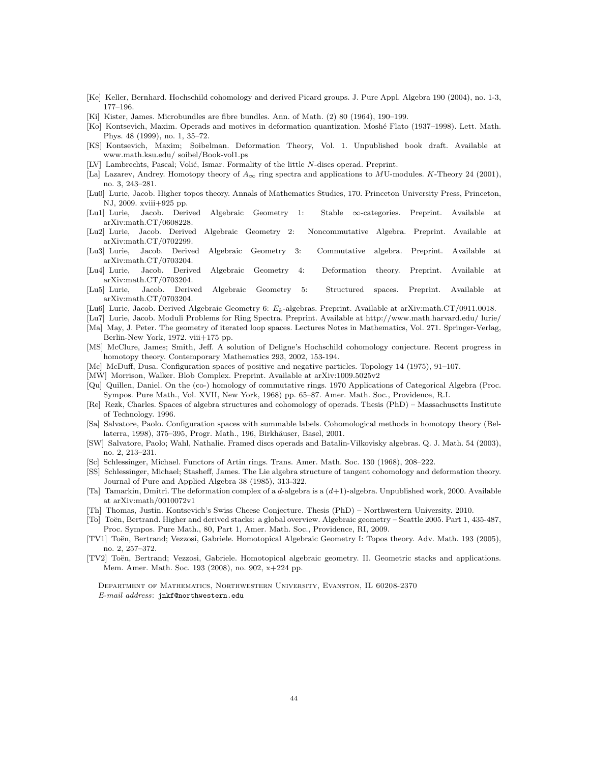[Ke] Keller, Bernhard. Hochschild cohomology and derived Picard groups. J. Pure Appl. Algebra 190 (2004), no. 1-3, 177–196.

[Ki] Kister, James. Microbundles are fibre bundles. Ann. of Math. (2) 80 (1964), 190–199.

[Ko] Kontsevich, Maxim. Operads and motives in deformation quantization. Moshé Flato (1937–1998). Lett. Math. Phys. 48 (1999), no. 1, 35–72.

[KS] Kontsevich, Maxim; Soibelman. Deformation Theory, Vol. 1. Unpublished book draft. Available at www.math.ksu.edu/ soibel/Book-vol1.ps

[LV] Lambrechts, Pascal; Volić, Ismar. Formality of the little $N$-discs operad. Preprint.

[La] Lazarev, Andrey. Homotopy theory of $A_\infty$ ring spectra and applications to $M$U-modules. $K$-Theory 24 (2001), no. 3, 243–281.

[Lu0] Lurie, Jacob. Higher topos theory. Annals of Mathematics Studies, 170. Princeton University Press, Princeton, NJ, 2009. xviii+925 pp.

[Lu1] Lurie, Jacob. Derived Algebraic Geometry 1: Stable $\infty$-categories. Preprint. Available at arXiv:math.CT/0608228.

[Lu2] Lurie, Jacob. Derived Algebraic Geometry 2: Noncommutative Algebra. Preprint. Available at arXiv:math.CT/0702299.

[Lu3] Lurie, Jacob. Derived Algebraic Geometry 3: Commutative algebra. Preprint. Available at arXiv:math.CT/0703204.

[Lu4] Lurie, Jacob. Derived Algebraic Geometry 4: Deformation theory. Preprint. Available at arXiv:math.CT/0703204.

[Lu5] Lurie, Jacob. Derived Algebraic Geometry 5: Structured spaces. Preprint. Available at arXiv:math.CT/0703204.

[Lu6] Lurie, Jacob. Derived Algebraic Geometry 6: $E_k$-algebras. Preprint. Available at arXiv:math.CT/0911.0018.

[Lu7] Lurie, Jacob. Moduli Problems for Ring Spectra. Preprint. Available at http://www.math.harvard.edu/ lurie/

[Ma] May, J. Peter. The geometry of iterated loop spaces. Lectures Notes in Mathematics, Vol. 271. Springer-Verlag, Berlin-New York, 1972. viii+175 pp.

[MS] McClure, James; Smith, Jeff. A solution of Deligne's Hochschild cohomology conjecture. Recent progress in homotopy theory. Contemporary Mathematics 293, 2002, 153-194.

[Mc] McDuff, Dusa. Configuration spaces of positive and negative particles. Topology 14 (1975), 91–107.

[MW] Morrison, Walker. Blob Complex. Preprint. Available at arXiv:1009.5025v2

[Qu] Quillen, Daniel. On the (co-) homology of commutative rings. 1970 Applications of Categorical Algebra (Proc. Sympos. Pure Math., Vol. XVII, New York, 1968) pp. 65–87. Amer. Math. Soc., Providence, R.I.

[Re] Rezk, Charles. Spaces of algebra structures and cohomology of operads. Thesis (PhD) – Massachusetts Institute of Technology. 1996.

[Sa] Salvatore, Paolo. Configuration spaces with summable labels. Cohomological methods in homotopy theory (Bellaterra, 1998), 375–395, Progr. Math., 196, Birkhäuser, Basel, 2001.

[SW] Salvatore, Paolo; Wahl, Nathalie. Framed discs operads and Batalin-Vilkovisky algebras. Q. J. Math. 54 (2003), no. 2, 213–231.

[Sc] Schlessinger, Michael. Functors of Artin rings. Trans. Amer. Math. Soc. 130 (1968), 208–222.

[SS] Schlessinger, Michael; Stasheff, James. The Lie algebra structure of tangent cohomology and deformation theory. Journal of Pure and Applied Algebra 38 (1985), 313-322.

[Ta] Tamarkin, Dmitri. The deformation complex of a $d$-algebra is a $(d+1)$-algebra. Unpublished work, 2000. Available at arXiv:math/0010072v1

[Th] Thomas, Justin. Kontsevich's Swiss Cheese Conjecture. Thesis (PhD) – Northwestern University. 2010.

[To] Toën, Bertrand. Higher and derived stacks: a global overview. Algebraic geometry – Seattle 2005. Part 1, 435-487, Proc. Sympos. Pure Math., 80, Part 1, Amer. Math. Soc., Providence, RI, 2009.

[TV1] Toën, Bertrand; Vezzosi, Gabriele. Homotopical Algebraic Geometry I: Topos theory. Adv. Math. 193 (2005), no. 2, 257–372.

[TV2] Toën, Bertrand; Vezzosi, Gabriele. Homotopical algebraic geometry. II. Geometric stacks and applications. Mem. Amer. Math. Soc. 193 (2008), no. 902, x+224 pp.

Department of Mathematics, Northwestern University, Evanston, IL 60208-2370
*E-mail address*: jnkf@northwestern.edu